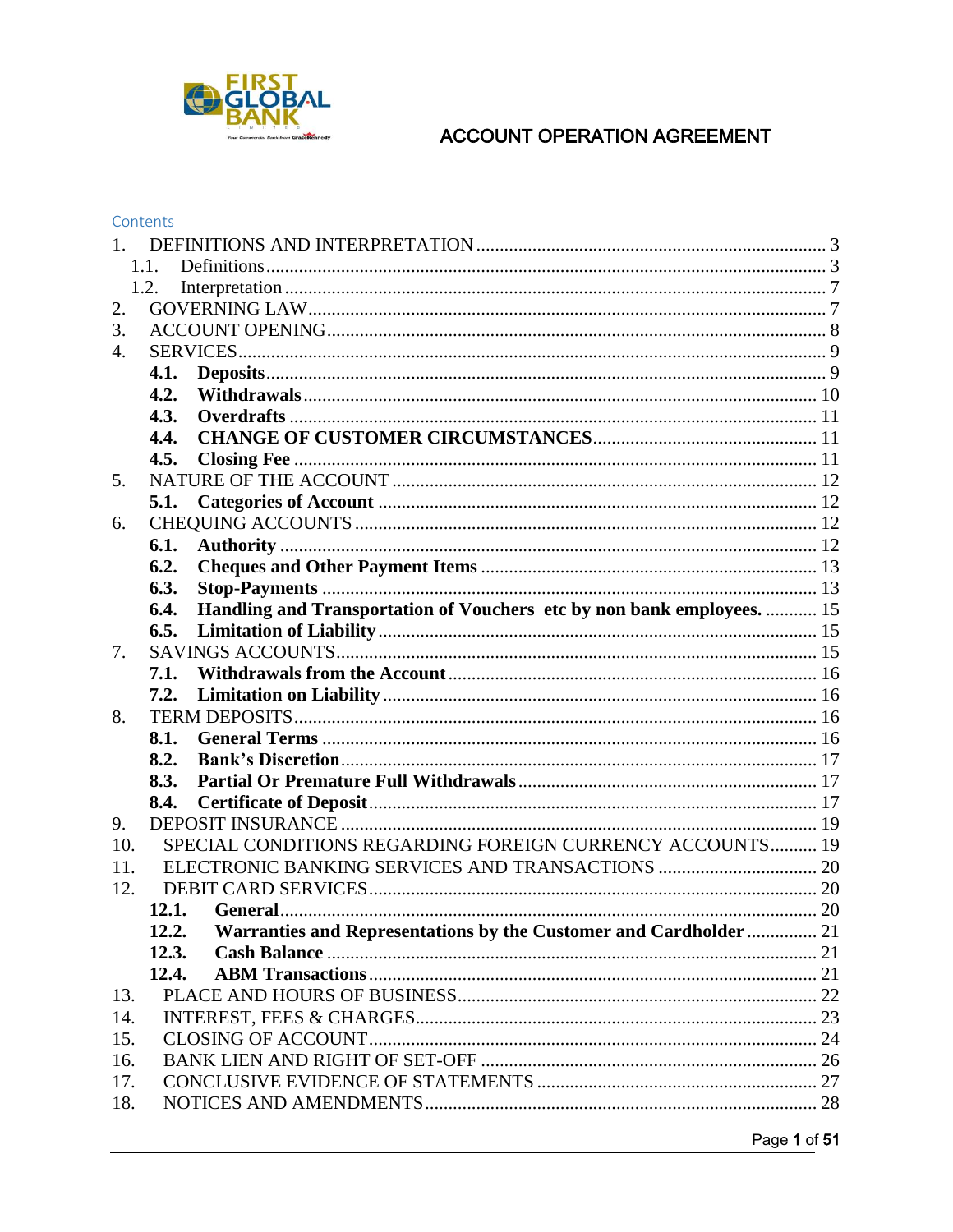# ACCOUNT OPERATION AGREEMENT

Contents

1. DEFINITIONS AND INTERPRETATION ........ 3
   - 1.1. Definitions ........ 3
   - 1.2. Interpretation ........ 7
2. GOVERNING LAW ........ 7
3. ACCOUNT OPENING ........ 8
4. SERVICES ........ 9
   - **4.1. Deposits** ........ 9
   - **4.2. Withdrawals** ........ 10
   - **4.3. Overdrafts** ........ 11
   - **4.4. CHANGE OF CUSTOMER CIRCUMSTANCES** ........ 11
   - **4.5. Closing Fee** ........ 11
5. NATURE OF THE ACCOUNT ........ 12
   - **5.1. Categories of Account** ........ 12
6. CHEQUING ACCOUNTS ........ 12
   - **6.1. Authority** ........ 12
   - **6.2. Cheques and Other Payment Items** ........ 13
   - **6.3. Stop-Payments** ........ 13
   - **6.4. Handling and Transportation of Vouchers etc by non bank employees.** ........ 15
   - **6.5. Limitation of Liability** ........ 15
7. SAVINGS ACCOUNTS ........ 15
   - **7.1. Withdrawals from the Account** ........ 16
   - **7.2. Limitation on Liability** ........ 16
8. TERM DEPOSITS ........ 16
   - **8.1. General Terms** ........ 16
   - **8.2. Bank's Discretion** ........ 17
   - **8.3. Partial Or Premature Full Withdrawals** ........ 17
   - **8.4. Certificate of Deposit** ........ 17
9. DEPOSIT INSURANCE ........ 19
10. SPECIAL CONDITIONS REGARDING FOREIGN CURRENCY ACCOUNTS ........ 19
11. ELECTRONIC BANKING SERVICES AND TRANSACTIONS ........ 20
12. DEBIT CARD SERVICES ........ 20
    - **12.1. General** ........ 20
    - **12.2. Warranties and Representations by the Customer and Cardholder** ........ 21
    - **12.3. Cash Balance** ........ 21
    - **12.4. ABM Transactions** ........ 21
13. PLACE AND HOURS OF BUSINESS ........ 22
14. INTEREST, FEES & CHARGES ........ 23
15. CLOSING OF ACCOUNT ........ 24
16. BANK LIEN AND RIGHT OF SET-OFF ........ 26
17. CONCLUSIVE EVIDENCE OF STATEMENTS ........ 27
18. NOTICES AND AMENDMENTS ........ 28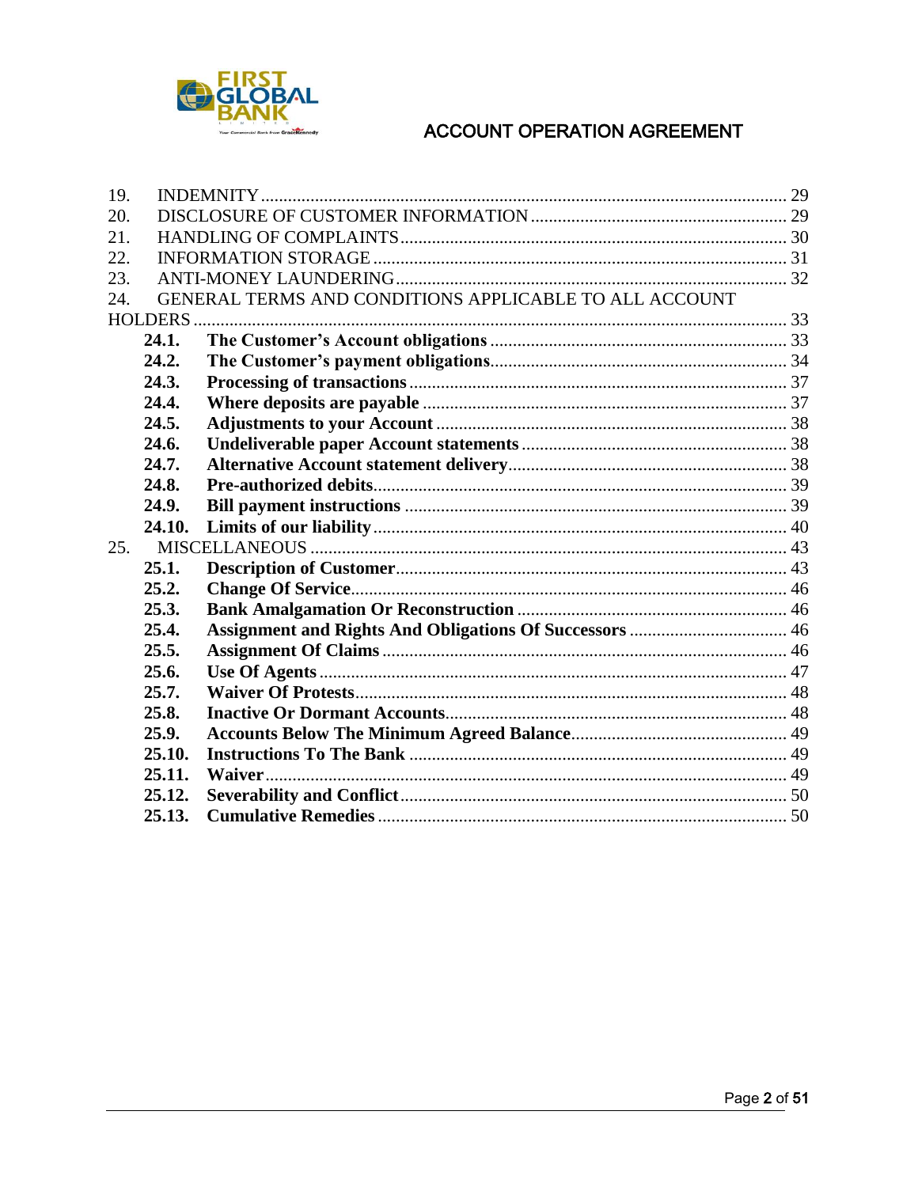19. INDEMNITY ........ 29
20. DISCLOSURE OF CUSTOMER INFORMATION ........ 29
21. HANDLING OF COMPLAINTS ........ 30
22. INFORMATION STORAGE ........ 31
23. ANTI-MONEY LAUNDERING ........ 32
24. GENERAL TERMS AND CONDITIONS APPLICABLE TO ALL ACCOUNT HOLDERS ........ 33
 - **24.1. The Customer's Account obligations** ........ 33
 - **24.2. The Customer's payment obligations** ........ 34
 - **24.3. Processing of transactions** ........ 37
 - **24.4. Where deposits are payable** ........ 37
 - **24.5. Adjustments to your Account** ........ 38
 - **24.6. Undeliverable paper Account statements** ........ 38
 - **24.7. Alternative Account statement delivery** ........ 38
 - **24.8. Pre-authorized debits** ........ 39
 - **24.9. Bill payment instructions** ........ 39
 - **24.10. Limits of our liability** ........ 40
25. MISCELLANEOUS ........ 43
 - **25.1. Description of Customer** ........ 43
 - **25.2. Change Of Service** ........ 46
 - **25.3. Bank Amalgamation Or Reconstruction** ........ 46
 - **25.4. Assignment and Rights And Obligations Of Successors** ........ 46
 - **25.5. Assignment Of Claims** ........ 46
 - **25.6. Use Of Agents** ........ 47
 - **25.7. Waiver Of Protests** ........ 48
 - **25.8. Inactive Or Dormant Accounts** ........ 48
 - **25.9. Accounts Below The Minimum Agreed Balance** ........ 49
 - **25.10. Instructions To The Bank** ........ 49
 - **25.11. Waiver** ........ 49
 - **25.12. Severability and Conflict** ........ 50
 - **25.13. Cumulative Remedies** ........ 50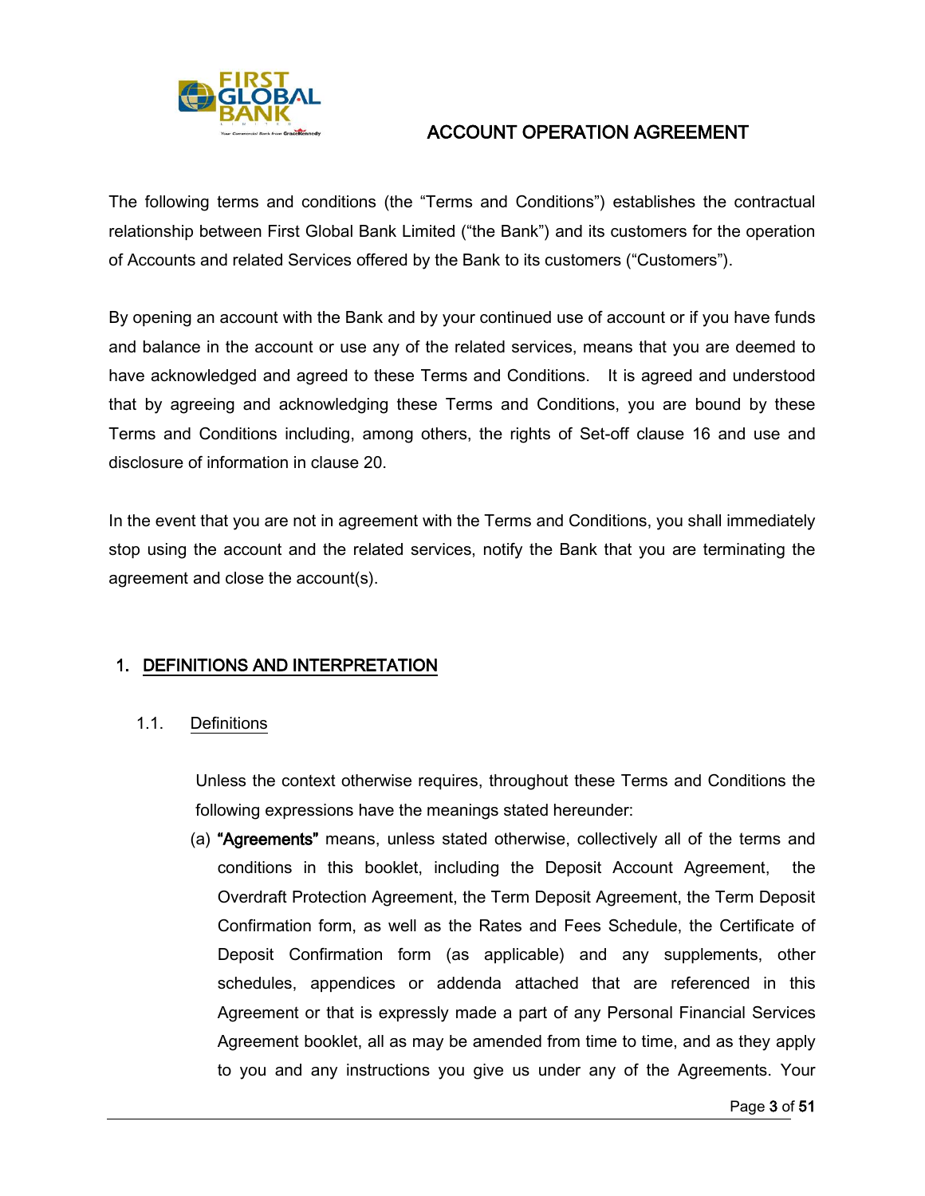# ACCOUNT OPERATION AGREEMENT

The following terms and conditions (the "Terms and Conditions") establishes the contractual relationship between First Global Bank Limited ("the Bank") and its customers for the operation of Accounts and related Services offered by the Bank to its customers ("Customers").

By opening an account with the Bank and by your continued use of account or if you have funds and balance in the account or use any of the related services, means that you are deemed to have acknowledged and agreed to these Terms and Conditions. It is agreed and understood that by agreeing and acknowledging these Terms and Conditions, you are bound by these Terms and Conditions including, among others, the rights of Set-off clause 16 and use and disclosure of information in clause 20.

In the event that you are not in agreement with the Terms and Conditions, you shall immediately stop using the account and the related services, notify the Bank that you are terminating the agreement and close the account(s).

## 1. DEFINITIONS AND INTERPRETATION

### 1.1. Definitions

Unless the context otherwise requires, throughout these Terms and Conditions the following expressions have the meanings stated hereunder:

(a) **"Agreements"** means, unless stated otherwise, collectively all of the terms and conditions in this booklet, including the Deposit Account Agreement, the Overdraft Protection Agreement, the Term Deposit Agreement, the Term Deposit Confirmation form, as well as the Rates and Fees Schedule, the Certificate of Deposit Confirmation form (as applicable) and any supplements, other schedules, appendices or addenda attached that are referenced in this Agreement or that is expressly made a part of any Personal Financial Services Agreement booklet, all as may be amended from time to time, and as they apply to you and any instructions you give us under any of the Agreements. Your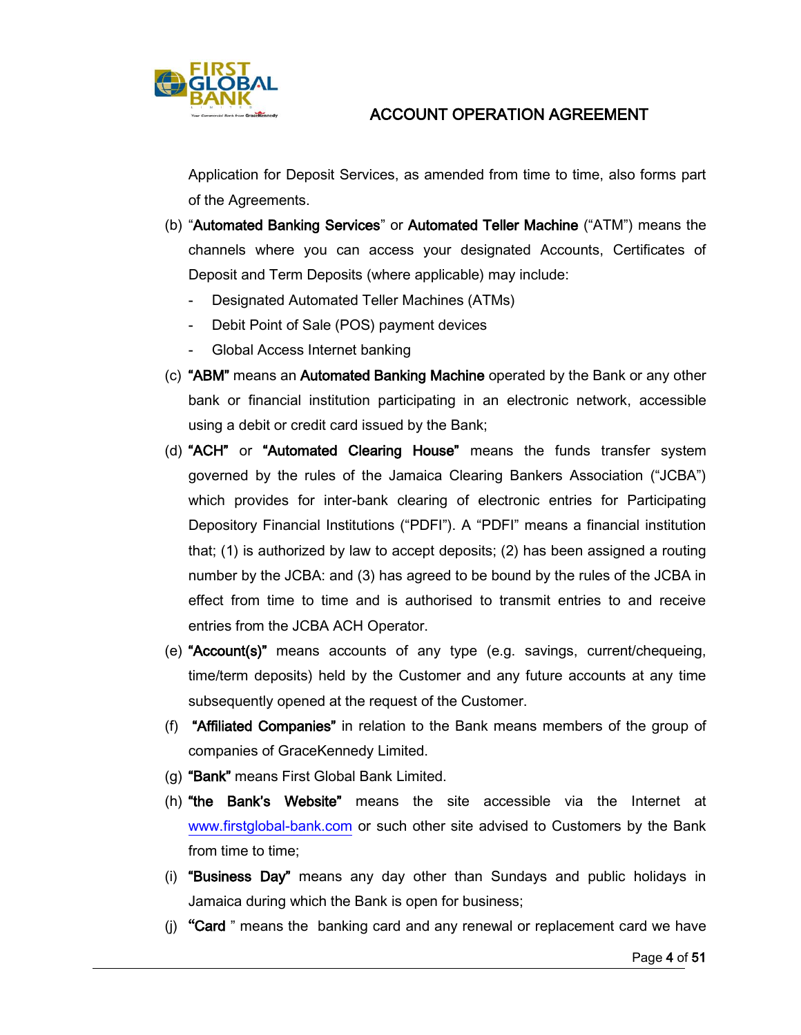Application for Deposit Services, as amended from time to time, also forms part of the Agreements.

(b) "**Automated Banking Services**" or **Automated Teller Machine** ("ATM") means the channels where you can access your designated Accounts, Certificates of Deposit and Term Deposits (where applicable) may include:

- Designated Automated Teller Machines (ATMs)
- Debit Point of Sale (POS) payment devices
- Global Access Internet banking

(c) **"ABM"** means an **Automated Banking Machine** operated by the Bank or any other bank or financial institution participating in an electronic network, accessible using a debit or credit card issued by the Bank;

(d) **"ACH"** or **"Automated Clearing House"** means the funds transfer system governed by the rules of the Jamaica Clearing Bankers Association ("JCBA") which provides for inter-bank clearing of electronic entries for Participating Depository Financial Institutions ("PDFI"). A "PDFI" means a financial institution that; (1) is authorized by law to accept deposits; (2) has been assigned a routing number by the JCBA: and (3) has agreed to be bound by the rules of the JCBA in effect from time to time and is authorised to transmit entries to and receive entries from the JCBA ACH Operator.

(e) **"Account(s)"** means accounts of any type (e.g. savings, current/chequeing, time/term deposits) held by the Customer and any future accounts at any time subsequently opened at the request of the Customer.

(f) **"Affiliated Companies"** in relation to the Bank means members of the group of companies of GraceKennedy Limited.

(g) **"Bank"** means First Global Bank Limited.

(h) **"the Bank's Website"** means the site accessible via the Internet at www.firstglobal-bank.com or such other site advised to Customers by the Bank from time to time;

(i) **"Business Day"** means any day other than Sundays and public holidays in Jamaica during which the Bank is open for business;

(j) **"Card "** means the banking card and any renewal or replacement card we have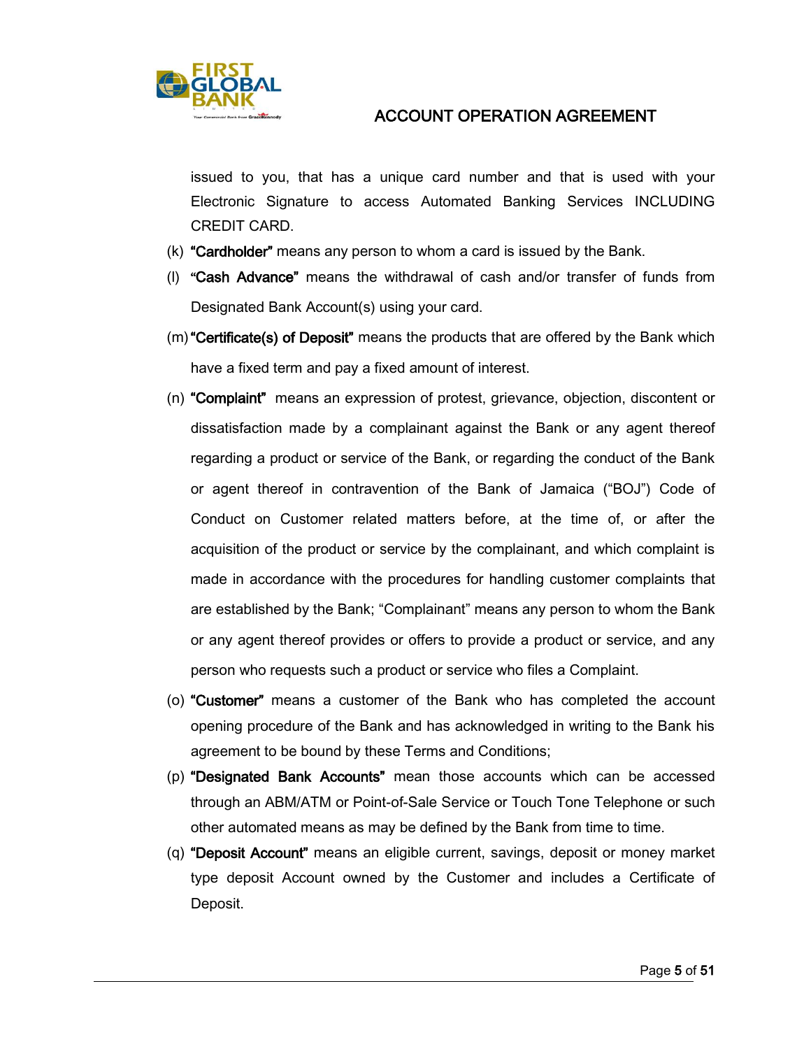issued to you, that has a unique card number and that is used with your Electronic Signature to access Automated Banking Services INCLUDING CREDIT CARD.

(k) **"Cardholder"** means any person to whom a card is issued by the Bank.

(l) "**Cash Advance"** means the withdrawal of cash and/or transfer of funds from Designated Bank Account(s) using your card.

(m) **"Certificate(s) of Deposit"** means the products that are offered by the Bank which have a fixed term and pay a fixed amount of interest.

(n) **"Complaint"** means an expression of protest, grievance, objection, discontent or dissatisfaction made by a complainant against the Bank or any agent thereof regarding a product or service of the Bank, or regarding the conduct of the Bank or agent thereof in contravention of the Bank of Jamaica ("BOJ") Code of Conduct on Customer related matters before, at the time of, or after the acquisition of the product or service by the complainant, and which complaint is made in accordance with the procedures for handling customer complaints that are established by the Bank; "Complainant" means any person to whom the Bank or any agent thereof provides or offers to provide a product or service, and any person who requests such a product or service who files a Complaint.

(o) **"Customer"** means a customer of the Bank who has completed the account opening procedure of the Bank and has acknowledged in writing to the Bank his agreement to be bound by these Terms and Conditions;

(p) **"Designated Bank Accounts"** mean those accounts which can be accessed through an ABM/ATM or Point-of-Sale Service or Touch Tone Telephone or such other automated means as may be defined by the Bank from time to time.

(q) **"Deposit Account"** means an eligible current, savings, deposit or money market type deposit Account owned by the Customer and includes a Certificate of Deposit.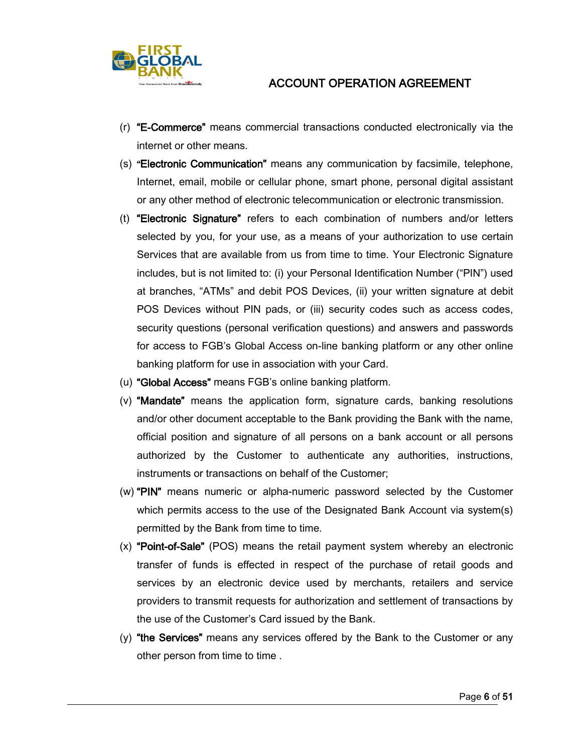(r) **"E-Commerce"** means commercial transactions conducted electronically via the internet or other means.

(s) **"Electronic Communication"** means any communication by facsimile, telephone, Internet, email, mobile or cellular phone, smart phone, personal digital assistant or any other method of electronic telecommunication or electronic transmission.

(t) **"Electronic Signature"** refers to each combination of numbers and/or letters selected by you, for your use, as a means of your authorization to use certain Services that are available from us from time to time. Your Electronic Signature includes, but is not limited to: (i) your Personal Identification Number ("PIN") used at branches, "ATMs" and debit POS Devices, (ii) your written signature at debit POS Devices without PIN pads, or (iii) security codes such as access codes, security questions (personal verification questions) and answers and passwords for access to FGB's Global Access on-line banking platform or any other online banking platform for use in association with your Card.

(u) **"Global Access"** means FGB's online banking platform.

(v) **"Mandate"** means the application form, signature cards, banking resolutions and/or other document acceptable to the Bank providing the Bank with the name, official position and signature of all persons on a bank account or all persons authorized by the Customer to authenticate any authorities, instructions, instruments or transactions on behalf of the Customer;

(w) **"PIN"** means numeric or alpha-numeric password selected by the Customer which permits access to the use of the Designated Bank Account via system(s) permitted by the Bank from time to time.

(x) **"Point-of-Sale"** (POS) means the retail payment system whereby an electronic transfer of funds is effected in respect of the purchase of retail goods and services by an electronic device used by merchants, retailers and service providers to transmit requests for authorization and settlement of transactions by the use of the Customer's Card issued by the Bank.

(y) **"the Services"** means any services offered by the Bank to the Customer or any other person from time to time .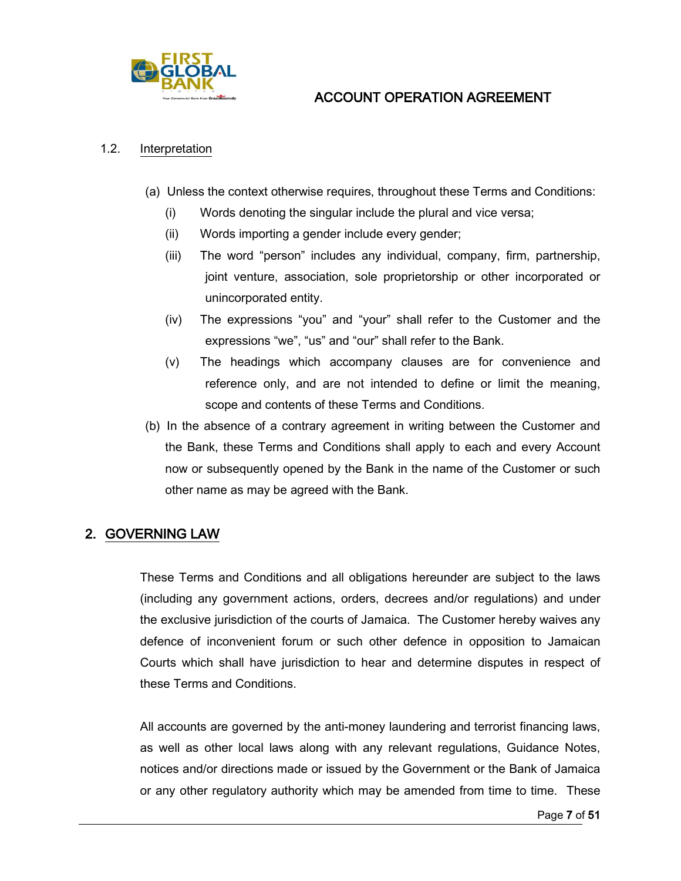### 1.2. Interpretation

(a) Unless the context otherwise requires, throughout these Terms and Conditions:

- (i) Words denoting the singular include the plural and vice versa;
- (ii) Words importing a gender include every gender;
- (iii) The word "person" includes any individual, company, firm, partnership, joint venture, association, sole proprietorship or other incorporated or unincorporated entity.
- (iv) The expressions "you" and "your" shall refer to the Customer and the expressions "we", "us" and "our" shall refer to the Bank.
- (v) The headings which accompany clauses are for convenience and reference only, and are not intended to define or limit the meaning, scope and contents of these Terms and Conditions.

(b) In the absence of a contrary agreement in writing between the Customer and the Bank, these Terms and Conditions shall apply to each and every Account now or subsequently opened by the Bank in the name of the Customer or such other name as may be agreed with the Bank.

## 2. GOVERNING LAW

These Terms and Conditions and all obligations hereunder are subject to the laws (including any government actions, orders, decrees and/or regulations) and under the exclusive jurisdiction of the courts of Jamaica. The Customer hereby waives any defence of inconvenient forum or such other defence in opposition to Jamaican Courts which shall have jurisdiction to hear and determine disputes in respect of these Terms and Conditions.

All accounts are governed by the anti-money laundering and terrorist financing laws, as well as other local laws along with any relevant regulations, Guidance Notes, notices and/or directions made or issued by the Government or the Bank of Jamaica or any other regulatory authority which may be amended from time to time. These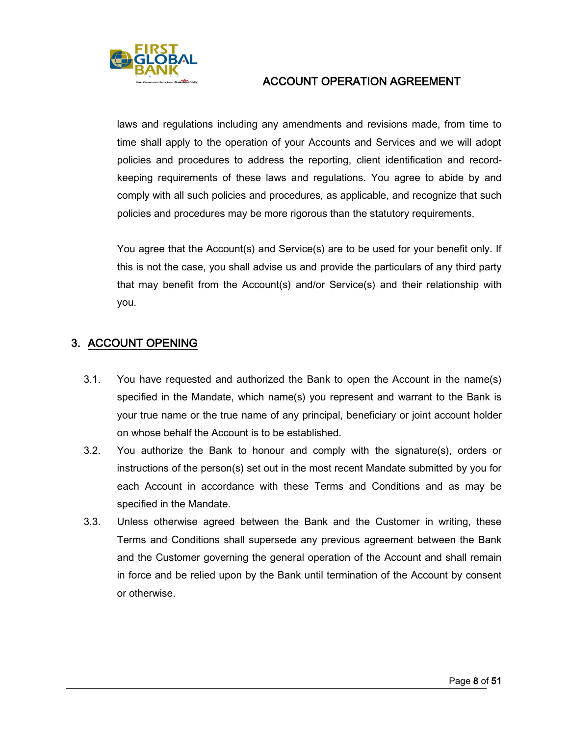laws and regulations including any amendments and revisions made, from time to time shall apply to the operation of your Accounts and Services and we will adopt policies and procedures to address the reporting, client identification and record-keeping requirements of these laws and regulations. You agree to abide by and comply with all such policies and procedures, as applicable, and recognize that such policies and procedures may be more rigorous than the statutory requirements.

You agree that the Account(s) and Service(s) are to be used for your benefit only. If this is not the case, you shall advise us and provide the particulars of any third party that may benefit from the Account(s) and/or Service(s) and their relationship with you.

## 3. ACCOUNT OPENING

3.1. You have requested and authorized the Bank to open the Account in the name(s) specified in the Mandate, which name(s) you represent and warrant to the Bank is your true name or the true name of any principal, beneficiary or joint account holder on whose behalf the Account is to be established.

3.2. You authorize the Bank to honour and comply with the signature(s), orders or instructions of the person(s) set out in the most recent Mandate submitted by you for each Account in accordance with these Terms and Conditions and as may be specified in the Mandate.

3.3. Unless otherwise agreed between the Bank and the Customer in writing, these Terms and Conditions shall supersede any previous agreement between the Bank and the Customer governing the general operation of the Account and shall remain in force and be relied upon by the Bank until termination of the Account by consent or otherwise.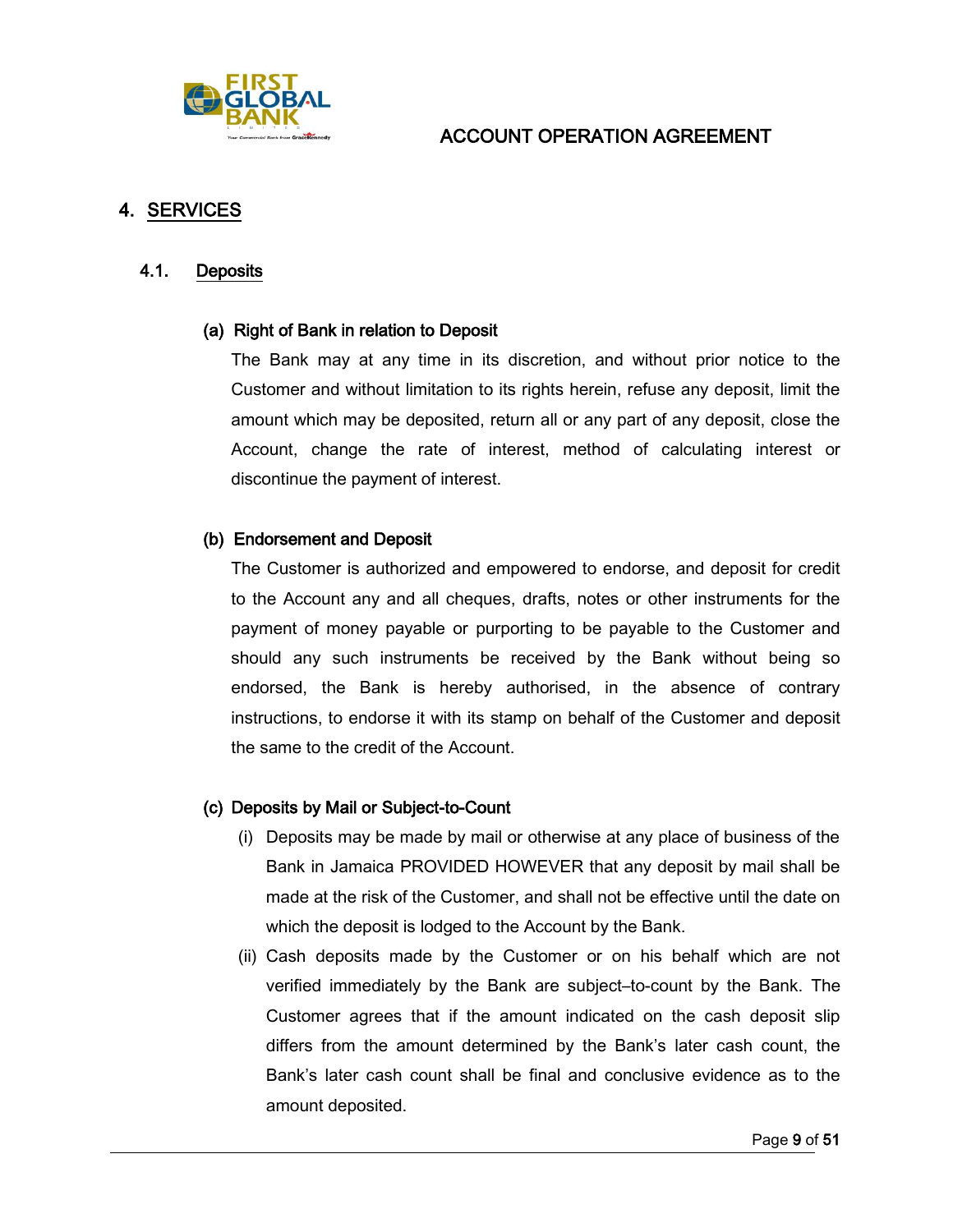## 4. SERVICES

### 4.1. Deposits

**(a) Right of Bank in relation to Deposit**

The Bank may at any time in its discretion, and without prior notice to the Customer and without limitation to its rights herein, refuse any deposit, limit the amount which may be deposited, return all or any part of any deposit, close the Account, change the rate of interest, method of calculating interest or discontinue the payment of interest.

**(b) Endorsement and Deposit**

The Customer is authorized and empowered to endorse, and deposit for credit to the Account any and all cheques, drafts, notes or other instruments for the payment of money payable or purporting to be payable to the Customer and should any such instruments be received by the Bank without being so endorsed, the Bank is hereby authorised, in the absence of contrary instructions, to endorse it with its stamp on behalf of the Customer and deposit the same to the credit of the Account.

**(c) Deposits by Mail or Subject-to-Count**

(i) Deposits may be made by mail or otherwise at any place of business of the Bank in Jamaica PROVIDED HOWEVER that any deposit by mail shall be made at the risk of the Customer, and shall not be effective until the date on which the deposit is lodged to the Account by the Bank.

(ii) Cash deposits made by the Customer or on his behalf which are not verified immediately by the Bank are subject–to-count by the Bank. The Customer agrees that if the amount indicated on the cash deposit slip differs from the amount determined by the Bank's later cash count, the Bank's later cash count shall be final and conclusive evidence as to the amount deposited.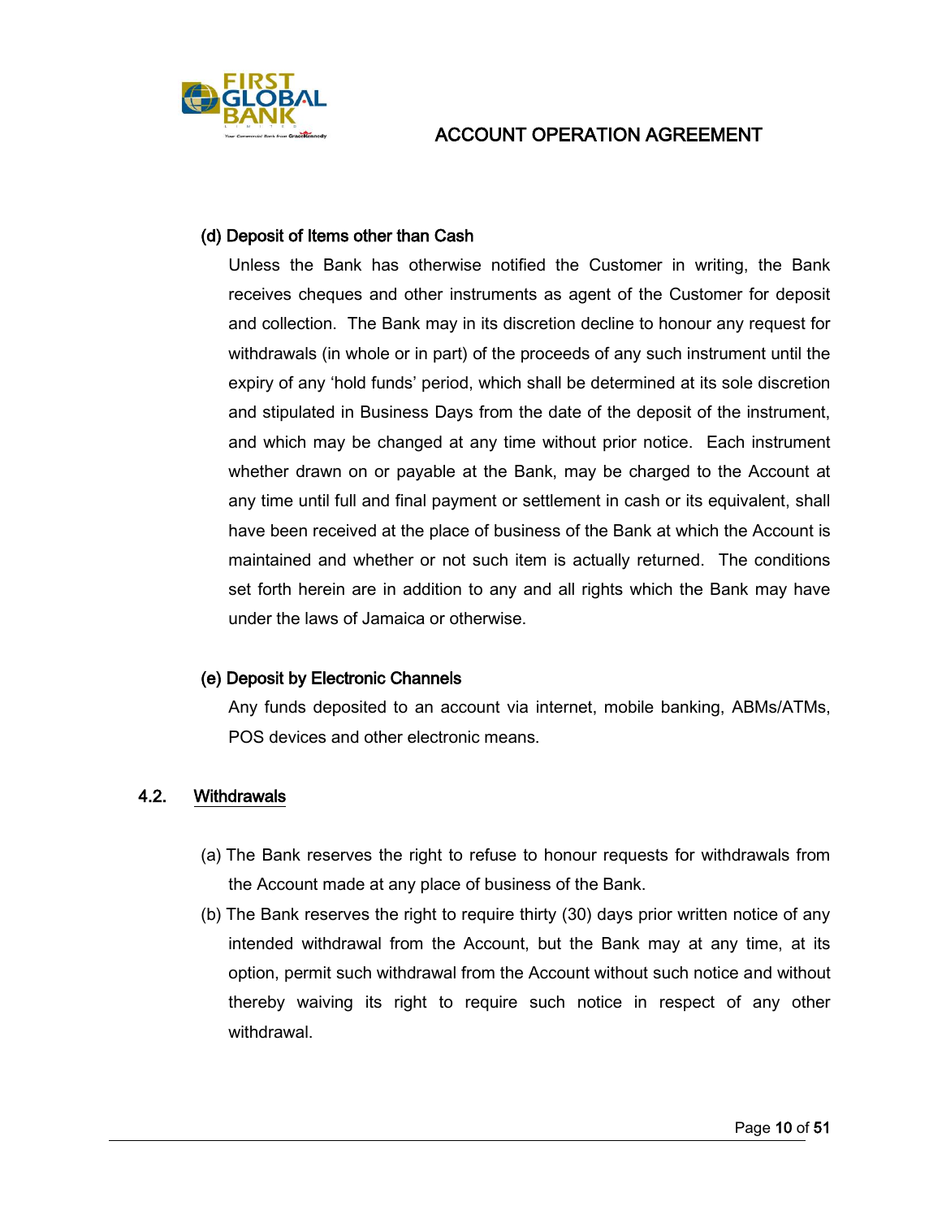**(d) Deposit of Items other than Cash**

Unless the Bank has otherwise notified the Customer in writing, the Bank receives cheques and other instruments as agent of the Customer for deposit and collection. The Bank may in its discretion decline to honour any request for withdrawals (in whole or in part) of the proceeds of any such instrument until the expiry of any 'hold funds' period, which shall be determined at its sole discretion and stipulated in Business Days from the date of the deposit of the instrument, and which may be changed at any time without prior notice. Each instrument whether drawn on or payable at the Bank, may be charged to the Account at any time until full and final payment or settlement in cash or its equivalent, shall have been received at the place of business of the Bank at which the Account is maintained and whether or not such item is actually returned. The conditions set forth herein are in addition to any and all rights which the Bank may have under the laws of Jamaica or otherwise.

**(e) Deposit by Electronic Channels**

Any funds deposited to an account via internet, mobile banking, ABMs/ATMs, POS devices and other electronic means.

## 4.2. Withdrawals

(a) The Bank reserves the right to refuse to honour requests for withdrawals from the Account made at any place of business of the Bank.

(b) The Bank reserves the right to require thirty (30) days prior written notice of any intended withdrawal from the Account, but the Bank may at any time, at its option, permit such withdrawal from the Account without such notice and without thereby waiving its right to require such notice in respect of any other withdrawal.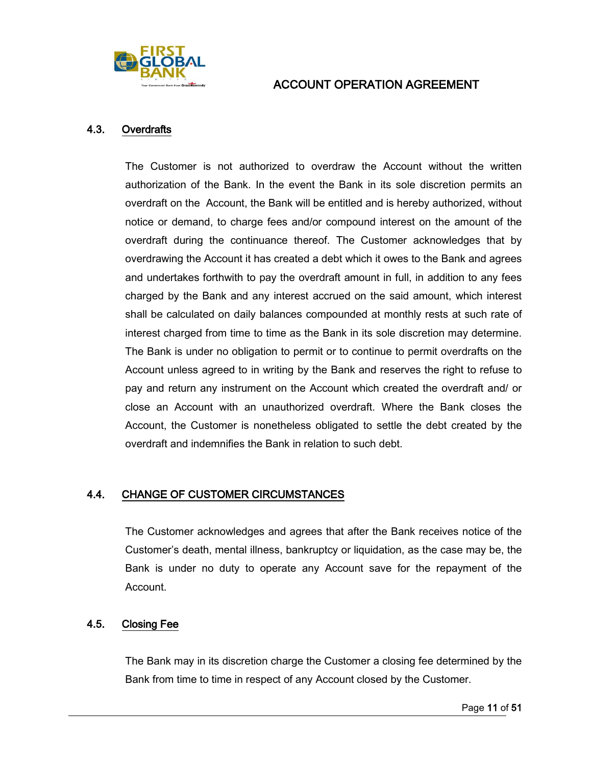### 4.3. Overdrafts

The Customer is not authorized to overdraw the Account without the written authorization of the Bank. In the event the Bank in its sole discretion permits an overdraft on the Account, the Bank will be entitled and is hereby authorized, without notice or demand, to charge fees and/or compound interest on the amount of the overdraft during the continuance thereof. The Customer acknowledges that by overdrawing the Account it has created a debt which it owes to the Bank and agrees and undertakes forthwith to pay the overdraft amount in full, in addition to any fees charged by the Bank and any interest accrued on the said amount, which interest shall be calculated on daily balances compounded at monthly rests at such rate of interest charged from time to time as the Bank in its sole discretion may determine. The Bank is under no obligation to permit or to continue to permit overdrafts on the Account unless agreed to in writing by the Bank and reserves the right to refuse to pay and return any instrument on the Account which created the overdraft and/ or close an Account with an unauthorized overdraft. Where the Bank closes the Account, the Customer is nonetheless obligated to settle the debt created by the overdraft and indemnifies the Bank in relation to such debt.

### 4.4. CHANGE OF CUSTOMER CIRCUMSTANCES

The Customer acknowledges and agrees that after the Bank receives notice of the Customer's death, mental illness, bankruptcy or liquidation, as the case may be, the Bank is under no duty to operate any Account save for the repayment of the Account.

### 4.5. Closing Fee

The Bank may in its discretion charge the Customer a closing fee determined by the Bank from time to time in respect of any Account closed by the Customer.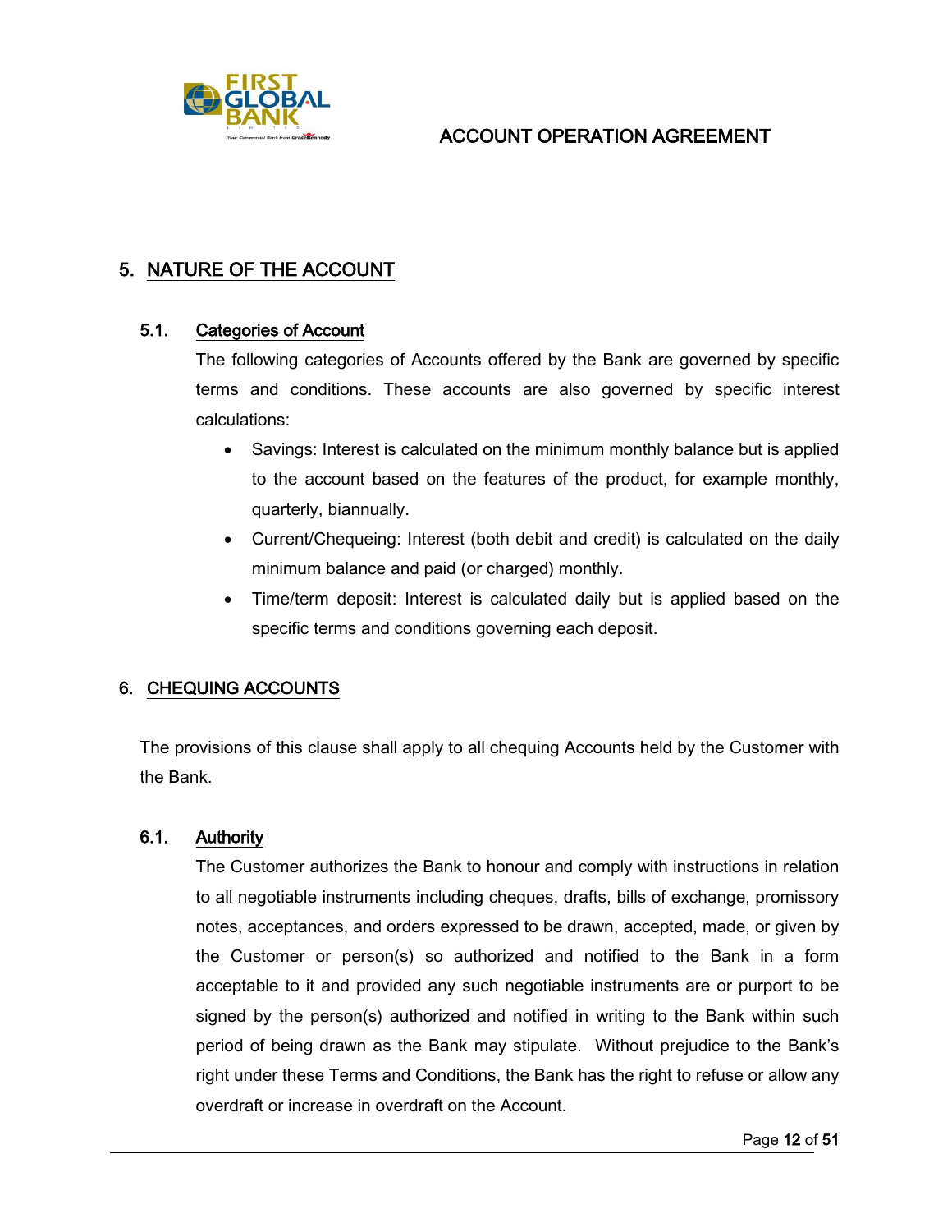## 5. NATURE OF THE ACCOUNT

### 5.1. Categories of Account

The following categories of Accounts offered by the Bank are governed by specific terms and conditions. These accounts are also governed by specific interest calculations:

- Savings: Interest is calculated on the minimum monthly balance but is applied to the account based on the features of the product, for example monthly, quarterly, biannually.
- Current/Chequeing: Interest (both debit and credit) is calculated on the daily minimum balance and paid (or charged) monthly.
- Time/term deposit: Interest is calculated daily but is applied based on the specific terms and conditions governing each deposit.

## 6. CHEQUING ACCOUNTS

The provisions of this clause shall apply to all chequing Accounts held by the Customer with the Bank.

### 6.1. Authority

The Customer authorizes the Bank to honour and comply with instructions in relation to all negotiable instruments including cheques, drafts, bills of exchange, promissory notes, acceptances, and orders expressed to be drawn, accepted, made, or given by the Customer or person(s) so authorized and notified to the Bank in a form acceptable to it and provided any such negotiable instruments are or purport to be signed by the person(s) authorized and notified in writing to the Bank within such period of being drawn as the Bank may stipulate. Without prejudice to the Bank's right under these Terms and Conditions, the Bank has the right to refuse or allow any overdraft or increase in overdraft on the Account.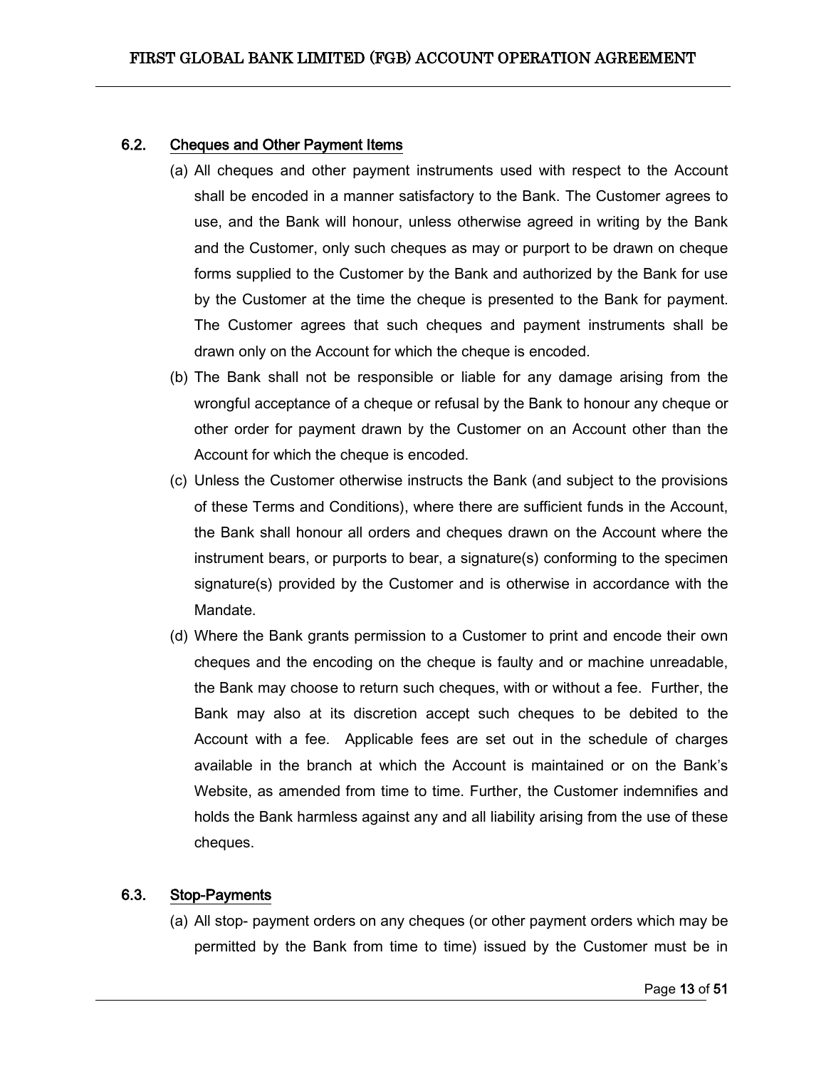### 6.2. Cheques and Other Payment Items

(a) All cheques and other payment instruments used with respect to the Account shall be encoded in a manner satisfactory to the Bank. The Customer agrees to use, and the Bank will honour, unless otherwise agreed in writing by the Bank and the Customer, only such cheques as may or purport to be drawn on cheque forms supplied to the Customer by the Bank and authorized by the Bank for use by the Customer at the time the cheque is presented to the Bank for payment. The Customer agrees that such cheques and payment instruments shall be drawn only on the Account for which the cheque is encoded.

(b) The Bank shall not be responsible or liable for any damage arising from the wrongful acceptance of a cheque or refusal by the Bank to honour any cheque or other order for payment drawn by the Customer on an Account other than the Account for which the cheque is encoded.

(c) Unless the Customer otherwise instructs the Bank (and subject to the provisions of these Terms and Conditions), where there are sufficient funds in the Account, the Bank shall honour all orders and cheques drawn on the Account where the instrument bears, or purports to bear, a signature(s) conforming to the specimen signature(s) provided by the Customer and is otherwise in accordance with the Mandate.

(d) Where the Bank grants permission to a Customer to print and encode their own cheques and the encoding on the cheque is faulty and or machine unreadable, the Bank may choose to return such cheques, with or without a fee. Further, the Bank may also at its discretion accept such cheques to be debited to the Account with a fee. Applicable fees are set out in the schedule of charges available in the branch at which the Account is maintained or on the Bank's Website, as amended from time to time. Further, the Customer indemnifies and holds the Bank harmless against any and all liability arising from the use of these cheques.

### 6.3. Stop-Payments

(a) All stop- payment orders on any cheques (or other payment orders which may be permitted by the Bank from time to time) issued by the Customer must be in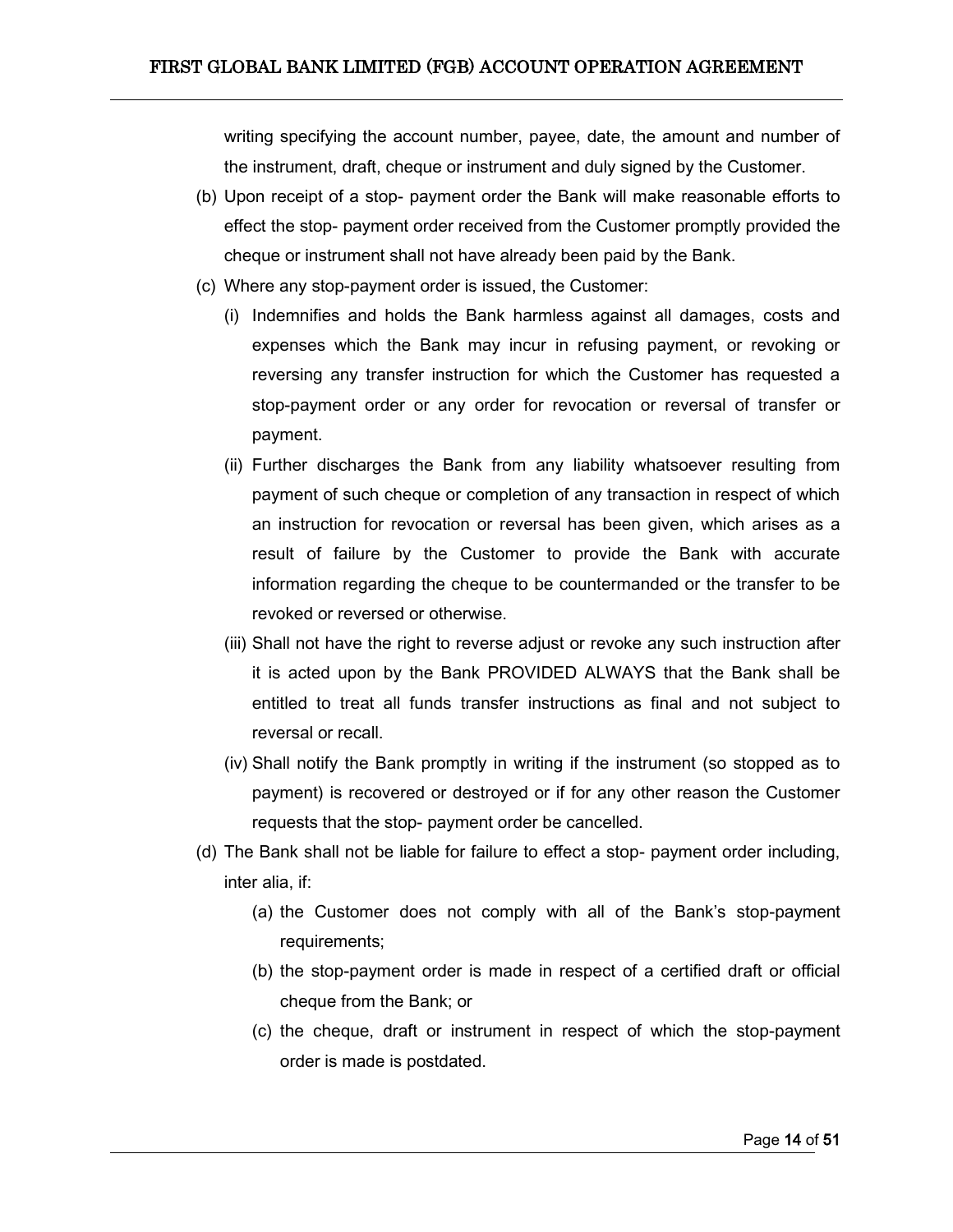writing specifying the account number, payee, date, the amount and number of the instrument, draft, cheque or instrument and duly signed by the Customer.

(b) Upon receipt of a stop- payment order the Bank will make reasonable efforts to effect the stop- payment order received from the Customer promptly provided the cheque or instrument shall not have already been paid by the Bank.

(c) Where any stop-payment order is issued, the Customer:

   (i) Indemnifies and holds the Bank harmless against all damages, costs and expenses which the Bank may incur in refusing payment, or revoking or reversing any transfer instruction for which the Customer has requested a stop-payment order or any order for revocation or reversal of transfer or payment.

   (ii) Further discharges the Bank from any liability whatsoever resulting from payment of such cheque or completion of any transaction in respect of which an instruction for revocation or reversal has been given, which arises as a result of failure by the Customer to provide the Bank with accurate information regarding the cheque to be countermanded or the transfer to be revoked or reversed or otherwise.

   (iii) Shall not have the right to reverse adjust or revoke any such instruction after it is acted upon by the Bank PROVIDED ALWAYS that the Bank shall be entitled to treat all funds transfer instructions as final and not subject to reversal or recall.

   (iv) Shall notify the Bank promptly in writing if the instrument (so stopped as to payment) is recovered or destroyed or if for any other reason the Customer requests that the stop- payment order be cancelled.

(d) The Bank shall not be liable for failure to effect a stop- payment order including, inter alia, if:

   (a) the Customer does not comply with all of the Bank's stop-payment requirements;

   (b) the stop-payment order is made in respect of a certified draft or official cheque from the Bank; or

   (c) the cheque, draft or instrument in respect of which the stop-payment order is made is postdated.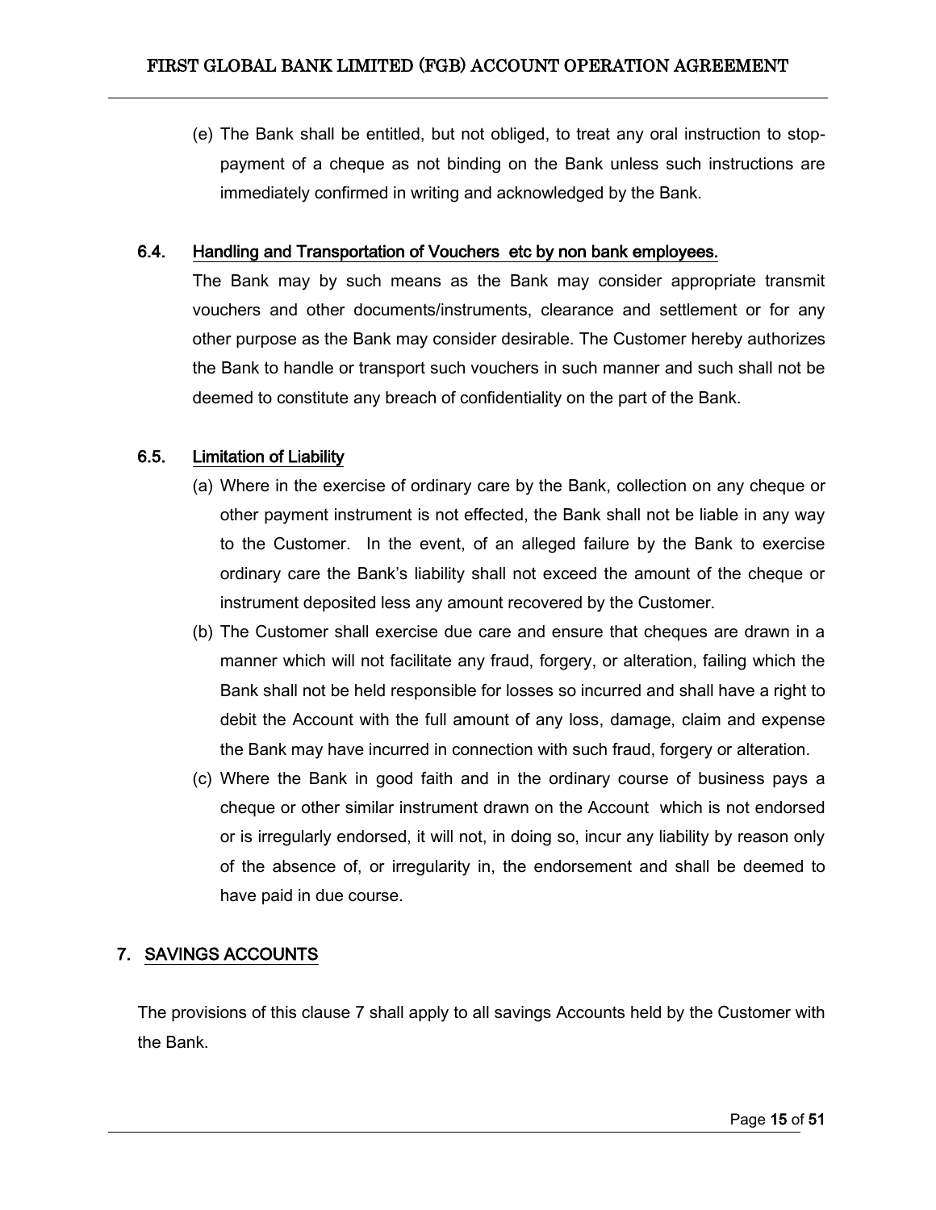(e) The Bank shall be entitled, but not obliged, to treat any oral instruction to stop-payment of a cheque as not binding on the Bank unless such instructions are immediately confirmed in writing and acknowledged by the Bank.

### 6.4. Handling and Transportation of Vouchers etc by non bank employees.

The Bank may by such means as the Bank may consider appropriate transmit vouchers and other documents/instruments, clearance and settlement or for any other purpose as the Bank may consider desirable. The Customer hereby authorizes the Bank to handle or transport such vouchers in such manner and such shall not be deemed to constitute any breach of confidentiality on the part of the Bank.

### 6.5. Limitation of Liability

(a) Where in the exercise of ordinary care by the Bank, collection on any cheque or other payment instrument is not effected, the Bank shall not be liable in any way to the Customer. In the event, of an alleged failure by the Bank to exercise ordinary care the Bank's liability shall not exceed the amount of the cheque or instrument deposited less any amount recovered by the Customer.

(b) The Customer shall exercise due care and ensure that cheques are drawn in a manner which will not facilitate any fraud, forgery, or alteration, failing which the Bank shall not be held responsible for losses so incurred and shall have a right to debit the Account with the full amount of any loss, damage, claim and expense the Bank may have incurred in connection with such fraud, forgery or alteration.

(c) Where the Bank in good faith and in the ordinary course of business pays a cheque or other similar instrument drawn on the Account which is not endorsed or is irregularly endorsed, it will not, in doing so, incur any liability by reason only of the absence of, or irregularity in, the endorsement and shall be deemed to have paid in due course.

## 7. SAVINGS ACCOUNTS

The provisions of this clause 7 shall apply to all savings Accounts held by the Customer with the Bank.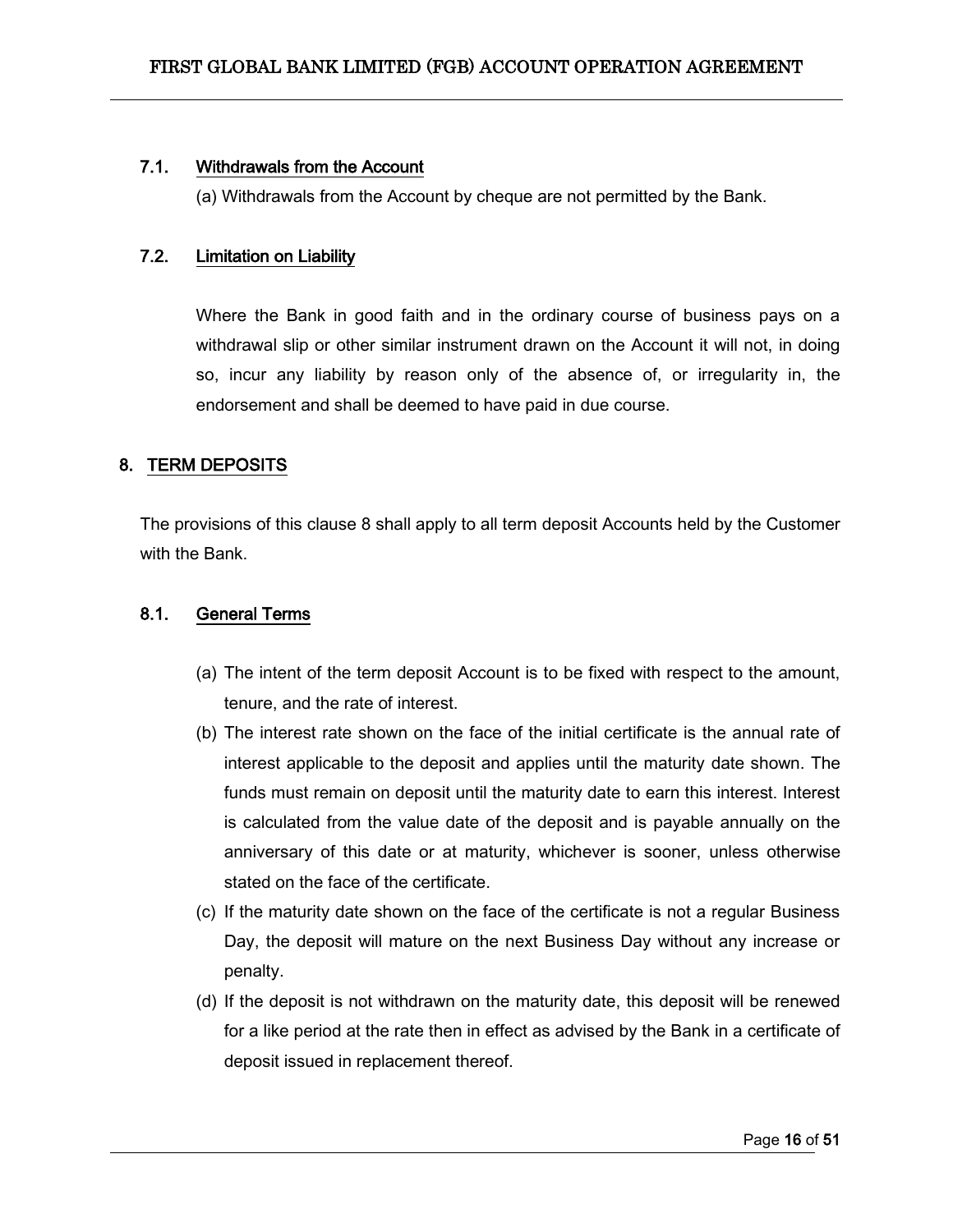### 7.1. Withdrawals from the Account

(a) Withdrawals from the Account by cheque are not permitted by the Bank.

### 7.2. Limitation on Liability

Where the Bank in good faith and in the ordinary course of business pays on a withdrawal slip or other similar instrument drawn on the Account it will not, in doing so, incur any liability by reason only of the absence of, or irregularity in, the endorsement and shall be deemed to have paid in due course.

## 8. TERM DEPOSITS

The provisions of this clause 8 shall apply to all term deposit Accounts held by the Customer with the Bank.

### 8.1. General Terms

(a) The intent of the term deposit Account is to be fixed with respect to the amount, tenure, and the rate of interest.

(b) The interest rate shown on the face of the initial certificate is the annual rate of interest applicable to the deposit and applies until the maturity date shown. The funds must remain on deposit until the maturity date to earn this interest. Interest is calculated from the value date of the deposit and is payable annually on the anniversary of this date or at maturity, whichever is sooner, unless otherwise stated on the face of the certificate.

(c) If the maturity date shown on the face of the certificate is not a regular Business Day, the deposit will mature on the next Business Day without any increase or penalty.

(d) If the deposit is not withdrawn on the maturity date, this deposit will be renewed for a like period at the rate then in effect as advised by the Bank in a certificate of deposit issued in replacement thereof.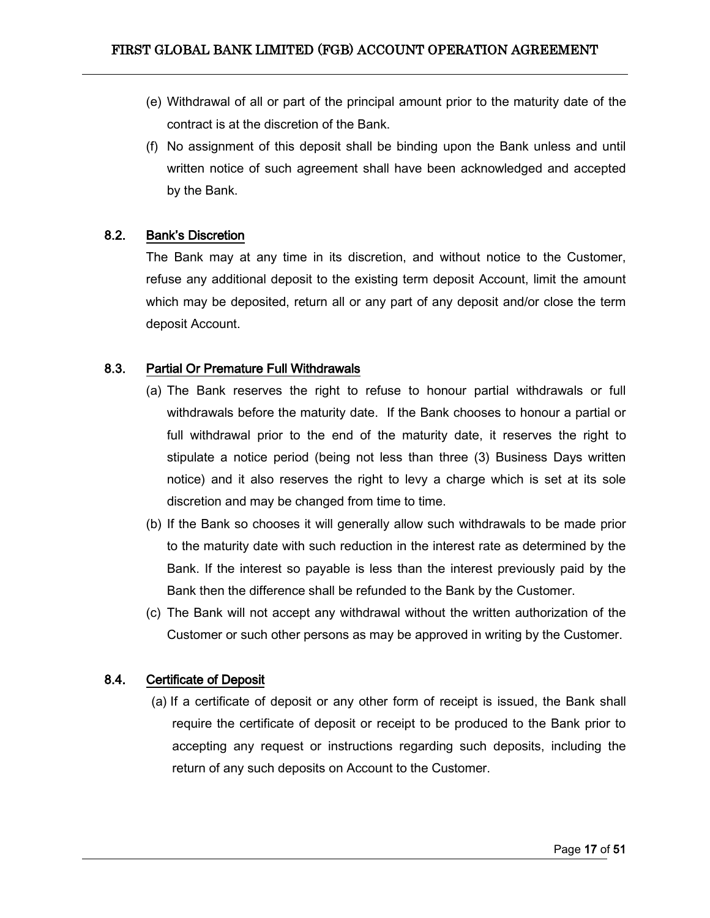(e) Withdrawal of all or part of the principal amount prior to the maturity date of the contract is at the discretion of the Bank.

(f) No assignment of this deposit shall be binding upon the Bank unless and until written notice of such agreement shall have been acknowledged and accepted by the Bank.

### 8.2. Bank's Discretion

The Bank may at any time in its discretion, and without notice to the Customer, refuse any additional deposit to the existing term deposit Account, limit the amount which may be deposited, return all or any part of any deposit and/or close the term deposit Account.

### 8.3. Partial Or Premature Full Withdrawals

(a) The Bank reserves the right to refuse to honour partial withdrawals or full withdrawals before the maturity date. If the Bank chooses to honour a partial or full withdrawal prior to the end of the maturity date, it reserves the right to stipulate a notice period (being not less than three (3) Business Days written notice) and it also reserves the right to levy a charge which is set at its sole discretion and may be changed from time to time.

(b) If the Bank so chooses it will generally allow such withdrawals to be made prior to the maturity date with such reduction in the interest rate as determined by the Bank. If the interest so payable is less than the interest previously paid by the Bank then the difference shall be refunded to the Bank by the Customer.

(c) The Bank will not accept any withdrawal without the written authorization of the Customer or such other persons as may be approved in writing by the Customer.

### 8.4. Certificate of Deposit

(a) If a certificate of deposit or any other form of receipt is issued, the Bank shall require the certificate of deposit or receipt to be produced to the Bank prior to accepting any request or instructions regarding such deposits, including the return of any such deposits on Account to the Customer.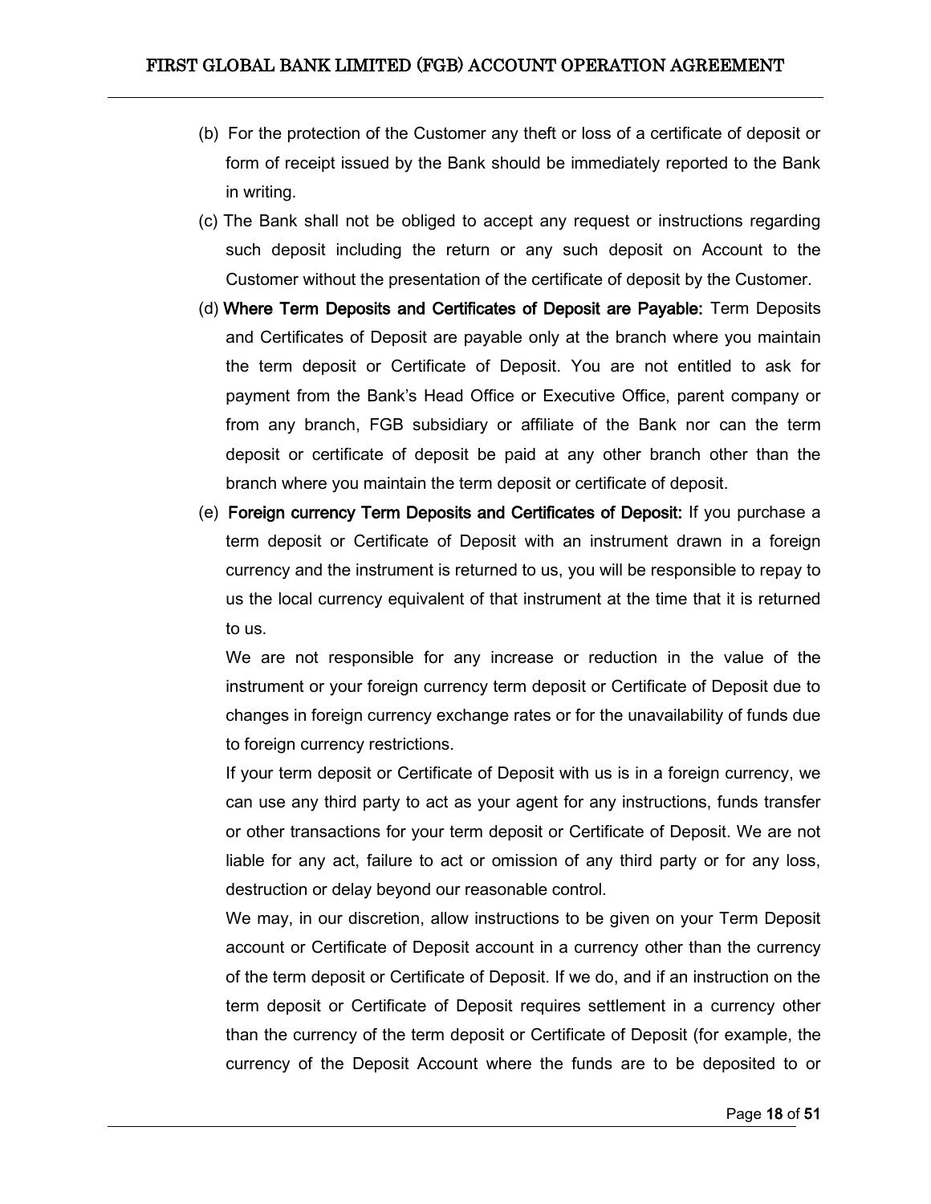(b) For the protection of the Customer any theft or loss of a certificate of deposit or form of receipt issued by the Bank should be immediately reported to the Bank in writing.

(c) The Bank shall not be obliged to accept any request or instructions regarding such deposit including the return or any such deposit on Account to the Customer without the presentation of the certificate of deposit by the Customer.

(d) **Where Term Deposits and Certificates of Deposit are Payable:** Term Deposits and Certificates of Deposit are payable only at the branch where you maintain the term deposit or Certificate of Deposit. You are not entitled to ask for payment from the Bank's Head Office or Executive Office, parent company or from any branch, FGB subsidiary or affiliate of the Bank nor can the term deposit or certificate of deposit be paid at any other branch other than the branch where you maintain the term deposit or certificate of deposit.

(e) **Foreign currency Term Deposits and Certificates of Deposit:** If you purchase a term deposit or Certificate of Deposit with an instrument drawn in a foreign currency and the instrument is returned to us, you will be responsible to repay to us the local currency equivalent of that instrument at the time that it is returned to us.

We are not responsible for any increase or reduction in the value of the instrument or your foreign currency term deposit or Certificate of Deposit due to changes in foreign currency exchange rates or for the unavailability of funds due to foreign currency restrictions.

If your term deposit or Certificate of Deposit with us is in a foreign currency, we can use any third party to act as your agent for any instructions, funds transfer or other transactions for your term deposit or Certificate of Deposit. We are not liable for any act, failure to act or omission of any third party or for any loss, destruction or delay beyond our reasonable control.

We may, in our discretion, allow instructions to be given on your Term Deposit account or Certificate of Deposit account in a currency other than the currency of the term deposit or Certificate of Deposit. If we do, and if an instruction on the term deposit or Certificate of Deposit requires settlement in a currency other than the currency of the term deposit or Certificate of Deposit (for example, the currency of the Deposit Account where the funds are to be deposited to or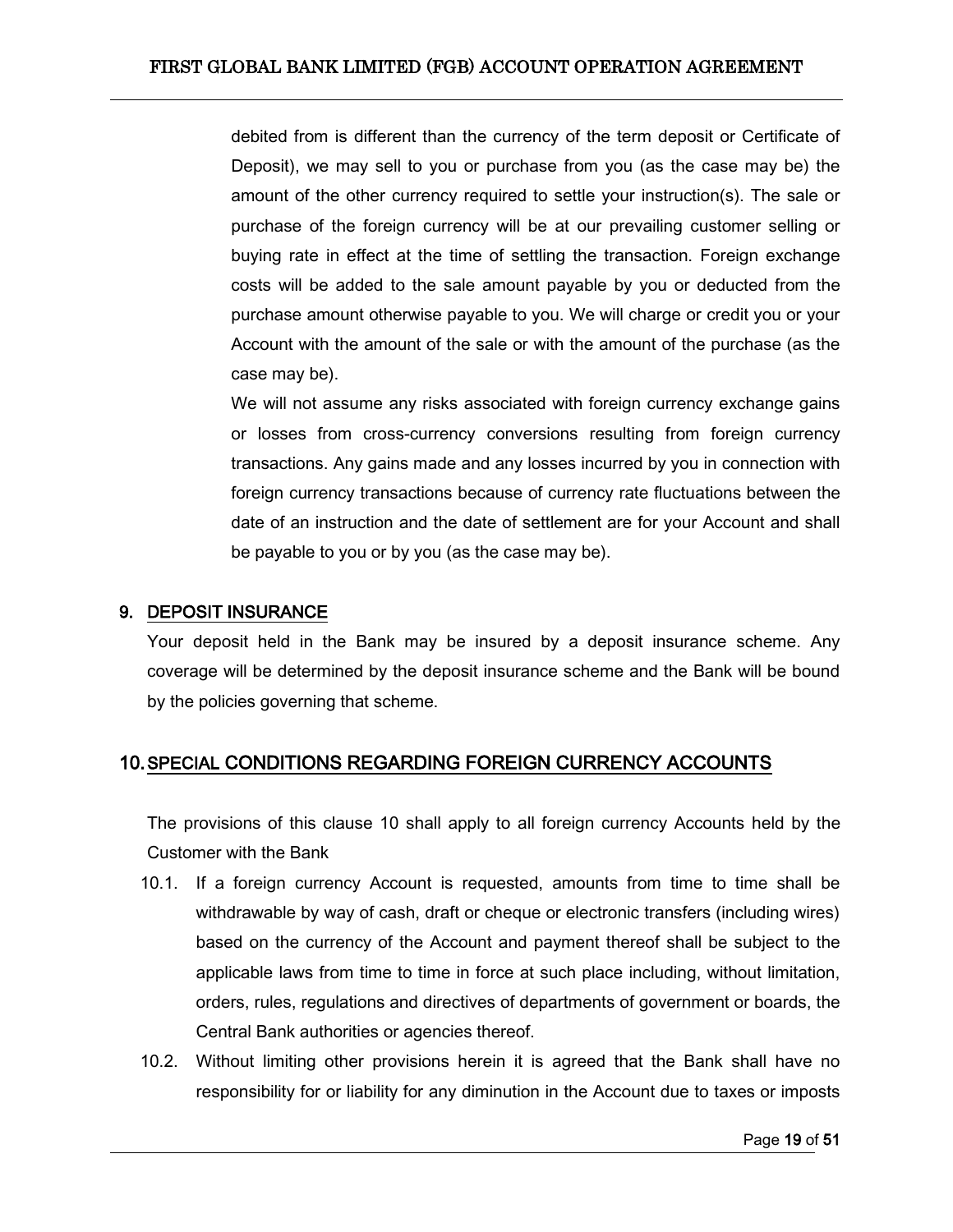debited from is different than the currency of the term deposit or Certificate of Deposit), we may sell to you or purchase from you (as the case may be) the amount of the other currency required to settle your instruction(s). The sale or purchase of the foreign currency will be at our prevailing customer selling or buying rate in effect at the time of settling the transaction. Foreign exchange costs will be added to the sale amount payable by you or deducted from the purchase amount otherwise payable to you. We will charge or credit you or your Account with the amount of the sale or with the amount of the purchase (as the case may be).

We will not assume any risks associated with foreign currency exchange gains or losses from cross-currency conversions resulting from foreign currency transactions. Any gains made and any losses incurred by you in connection with foreign currency transactions because of currency rate fluctuations between the date of an instruction and the date of settlement are for your Account and shall be payable to you or by you (as the case may be).

## 9. DEPOSIT INSURANCE

Your deposit held in the Bank may be insured by a deposit insurance scheme. Any coverage will be determined by the deposit insurance scheme and the Bank will be bound by the policies governing that scheme.

## 10. SPECIAL CONDITIONS REGARDING FOREIGN CURRENCY ACCOUNTS

The provisions of this clause 10 shall apply to all foreign currency Accounts held by the Customer with the Bank

10.1. If a foreign currency Account is requested, amounts from time to time shall be withdrawable by way of cash, draft or cheque or electronic transfers (including wires) based on the currency of the Account and payment thereof shall be subject to the applicable laws from time to time in force at such place including, without limitation, orders, rules, regulations and directives of departments of government or boards, the Central Bank authorities or agencies thereof.

10.2. Without limiting other provisions herein it is agreed that the Bank shall have no responsibility for or liability for any diminution in the Account due to taxes or imposts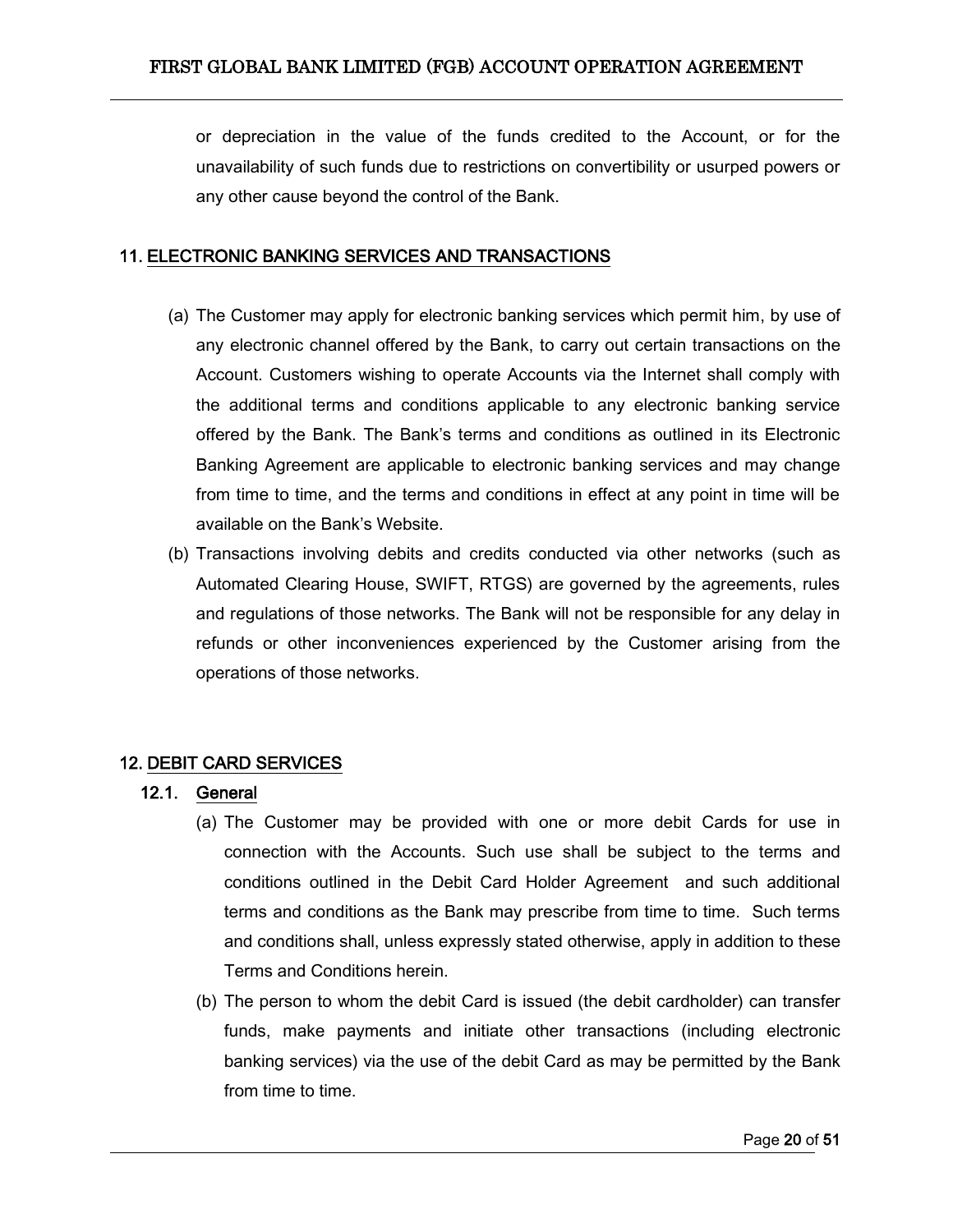or depreciation in the value of the funds credited to the Account, or for the unavailability of such funds due to restrictions on convertibility or usurped powers or any other cause beyond the control of the Bank.

## 11. ELECTRONIC BANKING SERVICES AND TRANSACTIONS

(a) The Customer may apply for electronic banking services which permit him, by use of any electronic channel offered by the Bank, to carry out certain transactions on the Account. Customers wishing to operate Accounts via the Internet shall comply with the additional terms and conditions applicable to any electronic banking service offered by the Bank. The Bank's terms and conditions as outlined in its Electronic Banking Agreement are applicable to electronic banking services and may change from time to time, and the terms and conditions in effect at any point in time will be available on the Bank's Website.

(b) Transactions involving debits and credits conducted via other networks (such as Automated Clearing House, SWIFT, RTGS) are governed by the agreements, rules and regulations of those networks. The Bank will not be responsible for any delay in refunds or other inconveniences experienced by the Customer arising from the operations of those networks.

## 12. DEBIT CARD SERVICES

### 12.1. General

(a) The Customer may be provided with one or more debit Cards for use in connection with the Accounts. Such use shall be subject to the terms and conditions outlined in the Debit Card Holder Agreement and such additional terms and conditions as the Bank may prescribe from time to time. Such terms and conditions shall, unless expressly stated otherwise, apply in addition to these Terms and Conditions herein.

(b) The person to whom the debit Card is issued (the debit cardholder) can transfer funds, make payments and initiate other transactions (including electronic banking services) via the use of the debit Card as may be permitted by the Bank from time to time.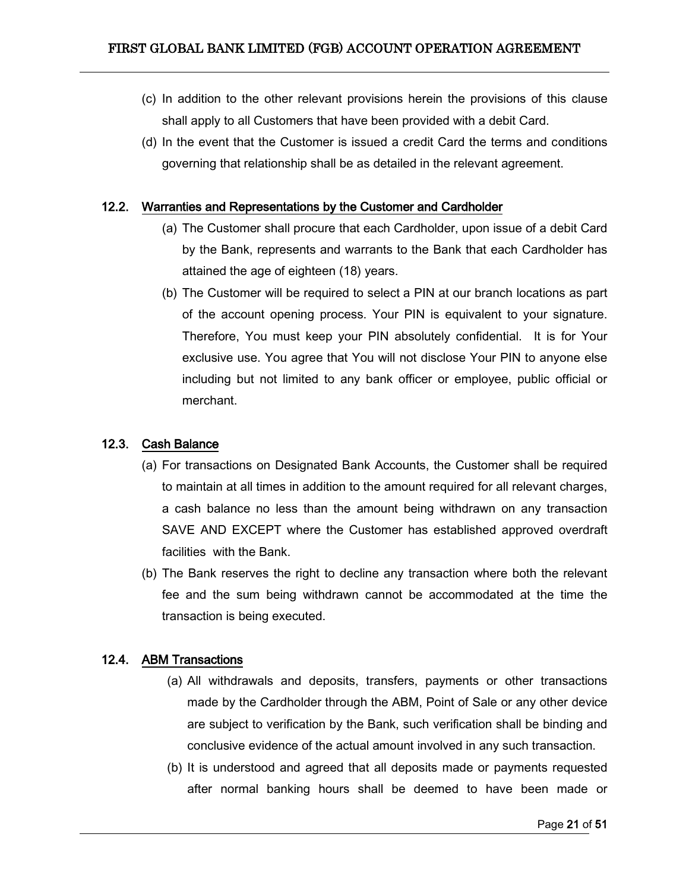(c) In addition to the other relevant provisions herein the provisions of this clause shall apply to all Customers that have been provided with a debit Card.

(d) In the event that the Customer is issued a credit Card the terms and conditions governing that relationship shall be as detailed in the relevant agreement.

### 12.2. Warranties and Representations by the Customer and Cardholder

(a) The Customer shall procure that each Cardholder, upon issue of a debit Card by the Bank, represents and warrants to the Bank that each Cardholder has attained the age of eighteen (18) years.

(b) The Customer will be required to select a PIN at our branch locations as part of the account opening process. Your PIN is equivalent to your signature. Therefore, You must keep your PIN absolutely confidential. It is for Your exclusive use. You agree that You will not disclose Your PIN to anyone else including but not limited to any bank officer or employee, public official or merchant.

### 12.3. Cash Balance

(a) For transactions on Designated Bank Accounts, the Customer shall be required to maintain at all times in addition to the amount required for all relevant charges, a cash balance no less than the amount being withdrawn on any transaction SAVE AND EXCEPT where the Customer has established approved overdraft facilities with the Bank.

(b) The Bank reserves the right to decline any transaction where both the relevant fee and the sum being withdrawn cannot be accommodated at the time the transaction is being executed.

### 12.4. ABM Transactions

(a) All withdrawals and deposits, transfers, payments or other transactions made by the Cardholder through the ABM, Point of Sale or any other device are subject to verification by the Bank, such verification shall be binding and conclusive evidence of the actual amount involved in any such transaction.

(b) It is understood and agreed that all deposits made or payments requested after normal banking hours shall be deemed to have been made or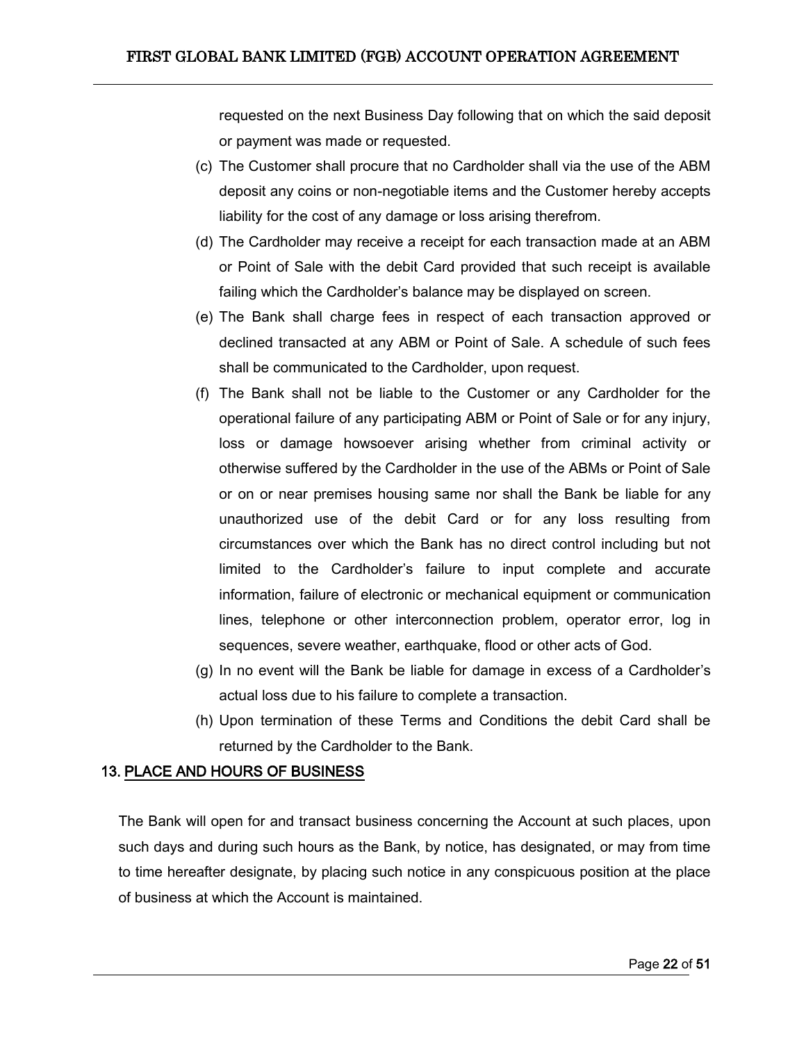requested on the next Business Day following that on which the said deposit or payment was made or requested.

(c) The Customer shall procure that no Cardholder shall via the use of the ABM deposit any coins or non-negotiable items and the Customer hereby accepts liability for the cost of any damage or loss arising therefrom.

(d) The Cardholder may receive a receipt for each transaction made at an ABM or Point of Sale with the debit Card provided that such receipt is available failing which the Cardholder's balance may be displayed on screen.

(e) The Bank shall charge fees in respect of each transaction approved or declined transacted at any ABM or Point of Sale. A schedule of such fees shall be communicated to the Cardholder, upon request.

(f) The Bank shall not be liable to the Customer or any Cardholder for the operational failure of any participating ABM or Point of Sale or for any injury, loss or damage howsoever arising whether from criminal activity or otherwise suffered by the Cardholder in the use of the ABMs or Point of Sale or on or near premises housing same nor shall the Bank be liable for any unauthorized use of the debit Card or for any loss resulting from circumstances over which the Bank has no direct control including but not limited to the Cardholder's failure to input complete and accurate information, failure of electronic or mechanical equipment or communication lines, telephone or other interconnection problem, operator error, log in sequences, severe weather, earthquake, flood or other acts of God.

(g) In no event will the Bank be liable for damage in excess of a Cardholder's actual loss due to his failure to complete a transaction.

(h) Upon termination of these Terms and Conditions the debit Card shall be returned by the Cardholder to the Bank.

## 13. PLACE AND HOURS OF BUSINESS

The Bank will open for and transact business concerning the Account at such places, upon such days and during such hours as the Bank, by notice, has designated, or may from time to time hereafter designate, by placing such notice in any conspicuous position at the place of business at which the Account is maintained.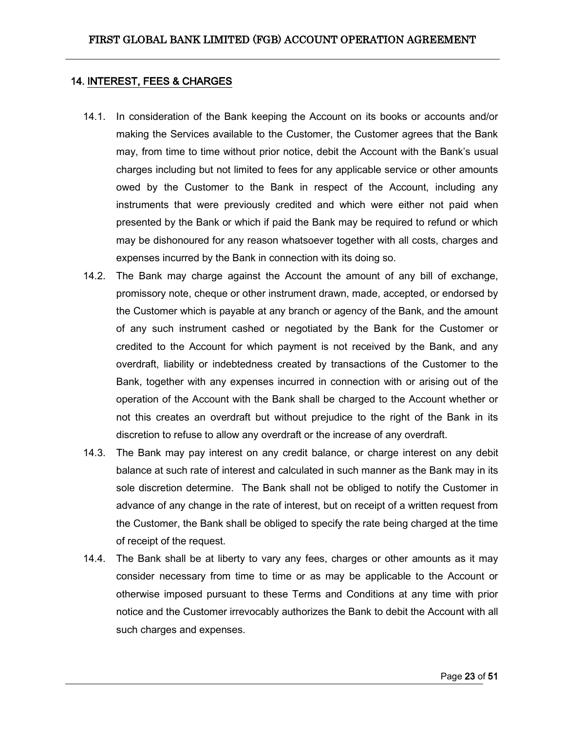## 14. INTEREST, FEES & CHARGES

14.1. In consideration of the Bank keeping the Account on its books or accounts and/or making the Services available to the Customer, the Customer agrees that the Bank may, from time to time without prior notice, debit the Account with the Bank's usual charges including but not limited to fees for any applicable service or other amounts owed by the Customer to the Bank in respect of the Account, including any instruments that were previously credited and which were either not paid when presented by the Bank or which if paid the Bank may be required to refund or which may be dishonoured for any reason whatsoever together with all costs, charges and expenses incurred by the Bank in connection with its doing so.

14.2. The Bank may charge against the Account the amount of any bill of exchange, promissory note, cheque or other instrument drawn, made, accepted, or endorsed by the Customer which is payable at any branch or agency of the Bank, and the amount of any such instrument cashed or negotiated by the Bank for the Customer or credited to the Account for which payment is not received by the Bank, and any overdraft, liability or indebtedness created by transactions of the Customer to the Bank, together with any expenses incurred in connection with or arising out of the operation of the Account with the Bank shall be charged to the Account whether or not this creates an overdraft but without prejudice to the right of the Bank in its discretion to refuse to allow any overdraft or the increase of any overdraft.

14.3. The Bank may pay interest on any credit balance, or charge interest on any debit balance at such rate of interest and calculated in such manner as the Bank may in its sole discretion determine. The Bank shall not be obliged to notify the Customer in advance of any change in the rate of interest, but on receipt of a written request from the Customer, the Bank shall be obliged to specify the rate being charged at the time of receipt of the request.

14.4. The Bank shall be at liberty to vary any fees, charges or other amounts as it may consider necessary from time to time or as may be applicable to the Account or otherwise imposed pursuant to these Terms and Conditions at any time with prior notice and the Customer irrevocably authorizes the Bank to debit the Account with all such charges and expenses.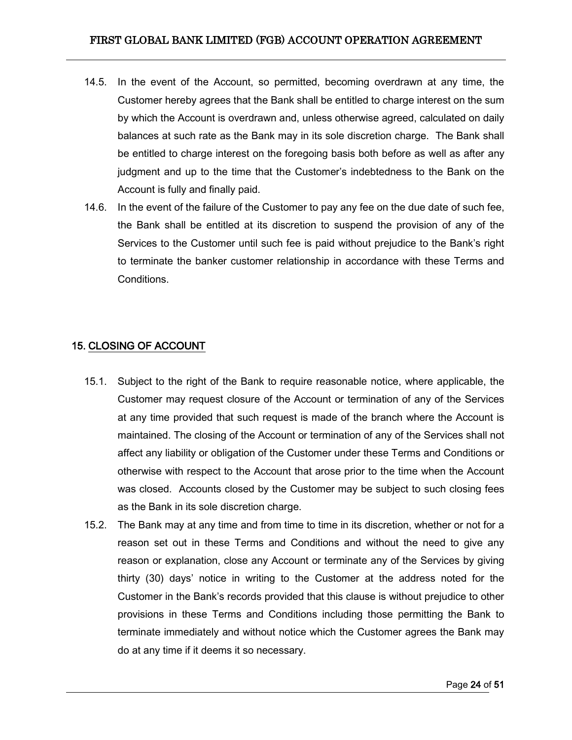14.5. In the event of the Account, so permitted, becoming overdrawn at any time, the Customer hereby agrees that the Bank shall be entitled to charge interest on the sum by which the Account is overdrawn and, unless otherwise agreed, calculated on daily balances at such rate as the Bank may in its sole discretion charge. The Bank shall be entitled to charge interest on the foregoing basis both before as well as after any judgment and up to the time that the Customer's indebtedness to the Bank on the Account is fully and finally paid.

14.6. In the event of the failure of the Customer to pay any fee on the due date of such fee, the Bank shall be entitled at its discretion to suspend the provision of any of the Services to the Customer until such fee is paid without prejudice to the Bank's right to terminate the banker customer relationship in accordance with these Terms and Conditions.

## 15. CLOSING OF ACCOUNT

15.1. Subject to the right of the Bank to require reasonable notice, where applicable, the Customer may request closure of the Account or termination of any of the Services at any time provided that such request is made of the branch where the Account is maintained. The closing of the Account or termination of any of the Services shall not affect any liability or obligation of the Customer under these Terms and Conditions or otherwise with respect to the Account that arose prior to the time when the Account was closed. Accounts closed by the Customer may be subject to such closing fees as the Bank in its sole discretion charge.

15.2. The Bank may at any time and from time to time in its discretion, whether or not for a reason set out in these Terms and Conditions and without the need to give any reason or explanation, close any Account or terminate any of the Services by giving thirty (30) days' notice in writing to the Customer at the address noted for the Customer in the Bank's records provided that this clause is without prejudice to other provisions in these Terms and Conditions including those permitting the Bank to terminate immediately and without notice which the Customer agrees the Bank may do at any time if it deems it so necessary.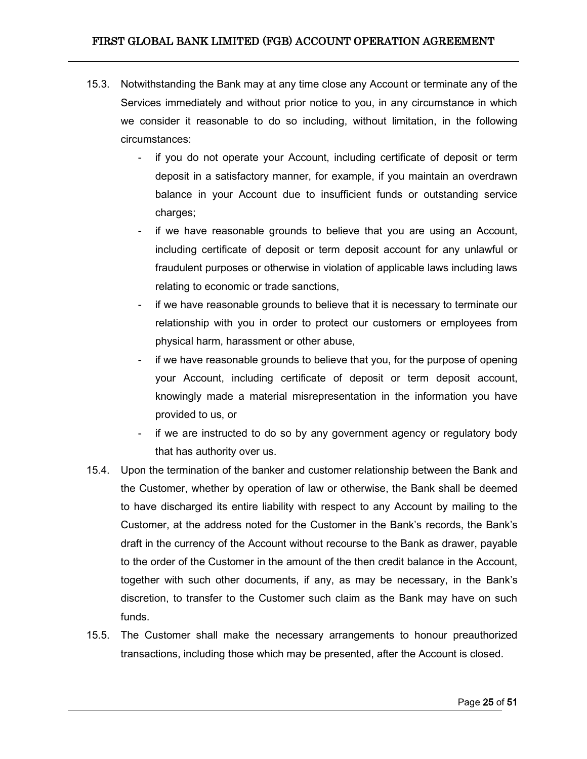15.3. Notwithstanding the Bank may at any time close any Account or terminate any of the Services immediately and without prior notice to you, in any circumstance in which we consider it reasonable to do so including, without limitation, in the following circumstances:

- if you do not operate your Account, including certificate of deposit or term deposit in a satisfactory manner, for example, if you maintain an overdrawn balance in your Account due to insufficient funds or outstanding service charges;
- if we have reasonable grounds to believe that you are using an Account, including certificate of deposit or term deposit account for any unlawful or fraudulent purposes or otherwise in violation of applicable laws including laws relating to economic or trade sanctions,
- if we have reasonable grounds to believe that it is necessary to terminate our relationship with you in order to protect our customers or employees from physical harm, harassment or other abuse,
- if we have reasonable grounds to believe that you, for the purpose of opening your Account, including certificate of deposit or term deposit account, knowingly made a material misrepresentation in the information you have provided to us, or
- if we are instructed to do so by any government agency or regulatory body that has authority over us.

15.4. Upon the termination of the banker and customer relationship between the Bank and the Customer, whether by operation of law or otherwise, the Bank shall be deemed to have discharged its entire liability with respect to any Account by mailing to the Customer, at the address noted for the Customer in the Bank's records, the Bank's draft in the currency of the Account without recourse to the Bank as drawer, payable to the order of the Customer in the amount of the then credit balance in the Account, together with such other documents, if any, as may be necessary, in the Bank's discretion, to transfer to the Customer such claim as the Bank may have on such funds.

15.5. The Customer shall make the necessary arrangements to honour preauthorized transactions, including those which may be presented, after the Account is closed.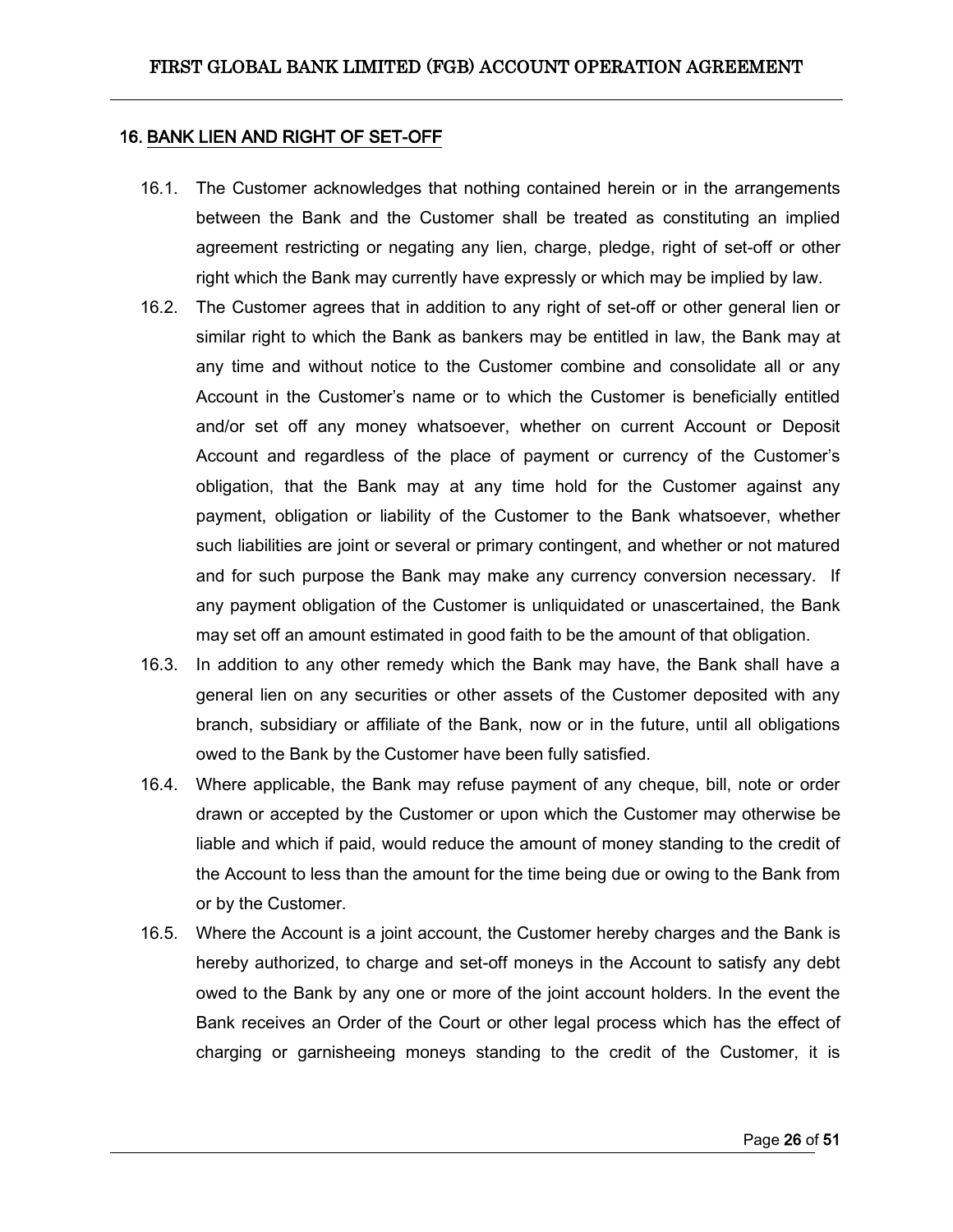## 16. BANK LIEN AND RIGHT OF SET-OFF

16.1. The Customer acknowledges that nothing contained herein or in the arrangements between the Bank and the Customer shall be treated as constituting an implied agreement restricting or negating any lien, charge, pledge, right of set-off or other right which the Bank may currently have expressly or which may be implied by law.

16.2. The Customer agrees that in addition to any right of set-off or other general lien or similar right to which the Bank as bankers may be entitled in law, the Bank may at any time and without notice to the Customer combine and consolidate all or any Account in the Customer's name or to which the Customer is beneficially entitled and/or set off any money whatsoever, whether on current Account or Deposit Account and regardless of the place of payment or currency of the Customer's obligation, that the Bank may at any time hold for the Customer against any payment, obligation or liability of the Customer to the Bank whatsoever, whether such liabilities are joint or several or primary contingent, and whether or not matured and for such purpose the Bank may make any currency conversion necessary. If any payment obligation of the Customer is unliquidated or unascertained, the Bank may set off an amount estimated in good faith to be the amount of that obligation.

16.3. In addition to any other remedy which the Bank may have, the Bank shall have a general lien on any securities or other assets of the Customer deposited with any branch, subsidiary or affiliate of the Bank, now or in the future, until all obligations owed to the Bank by the Customer have been fully satisfied.

16.4. Where applicable, the Bank may refuse payment of any cheque, bill, note or order drawn or accepted by the Customer or upon which the Customer may otherwise be liable and which if paid, would reduce the amount of money standing to the credit of the Account to less than the amount for the time being due or owing to the Bank from or by the Customer.

16.5. Where the Account is a joint account, the Customer hereby charges and the Bank is hereby authorized, to charge and set-off moneys in the Account to satisfy any debt owed to the Bank by any one or more of the joint account holders. In the event the Bank receives an Order of the Court or other legal process which has the effect of charging or garnisheeing moneys standing to the credit of the Customer, it is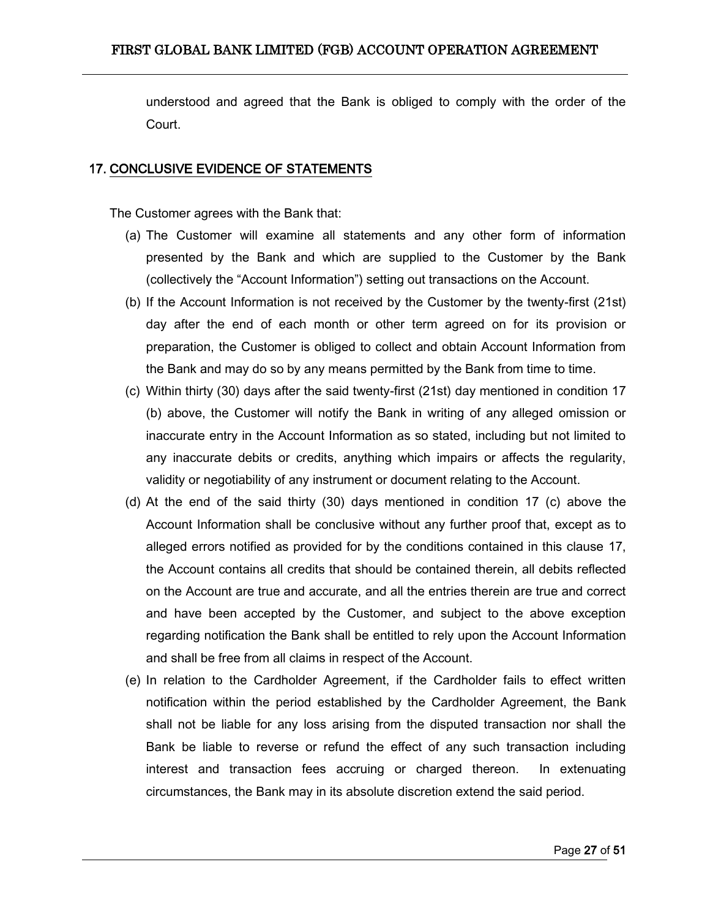understood and agreed that the Bank is obliged to comply with the order of the Court.

## 17. CONCLUSIVE EVIDENCE OF STATEMENTS

The Customer agrees with the Bank that:

(a) The Customer will examine all statements and any other form of information presented by the Bank and which are supplied to the Customer by the Bank (collectively the "Account Information") setting out transactions on the Account.

(b) If the Account Information is not received by the Customer by the twenty-first (21st) day after the end of each month or other term agreed on for its provision or preparation, the Customer is obliged to collect and obtain Account Information from the Bank and may do so by any means permitted by the Bank from time to time.

(c) Within thirty (30) days after the said twenty-first (21st) day mentioned in condition 17 (b) above, the Customer will notify the Bank in writing of any alleged omission or inaccurate entry in the Account Information as so stated, including but not limited to any inaccurate debits or credits, anything which impairs or affects the regularity, validity or negotiability of any instrument or document relating to the Account.

(d) At the end of the said thirty (30) days mentioned in condition 17 (c) above the Account Information shall be conclusive without any further proof that, except as to alleged errors notified as provided for by the conditions contained in this clause 17, the Account contains all credits that should be contained therein, all debits reflected on the Account are true and accurate, and all the entries therein are true and correct and have been accepted by the Customer, and subject to the above exception regarding notification the Bank shall be entitled to rely upon the Account Information and shall be free from all claims in respect of the Account.

(e) In relation to the Cardholder Agreement, if the Cardholder fails to effect written notification within the period established by the Cardholder Agreement, the Bank shall not be liable for any loss arising from the disputed transaction nor shall the Bank be liable to reverse or refund the effect of any such transaction including interest and transaction fees accruing or charged thereon. In extenuating circumstances, the Bank may in its absolute discretion extend the said period.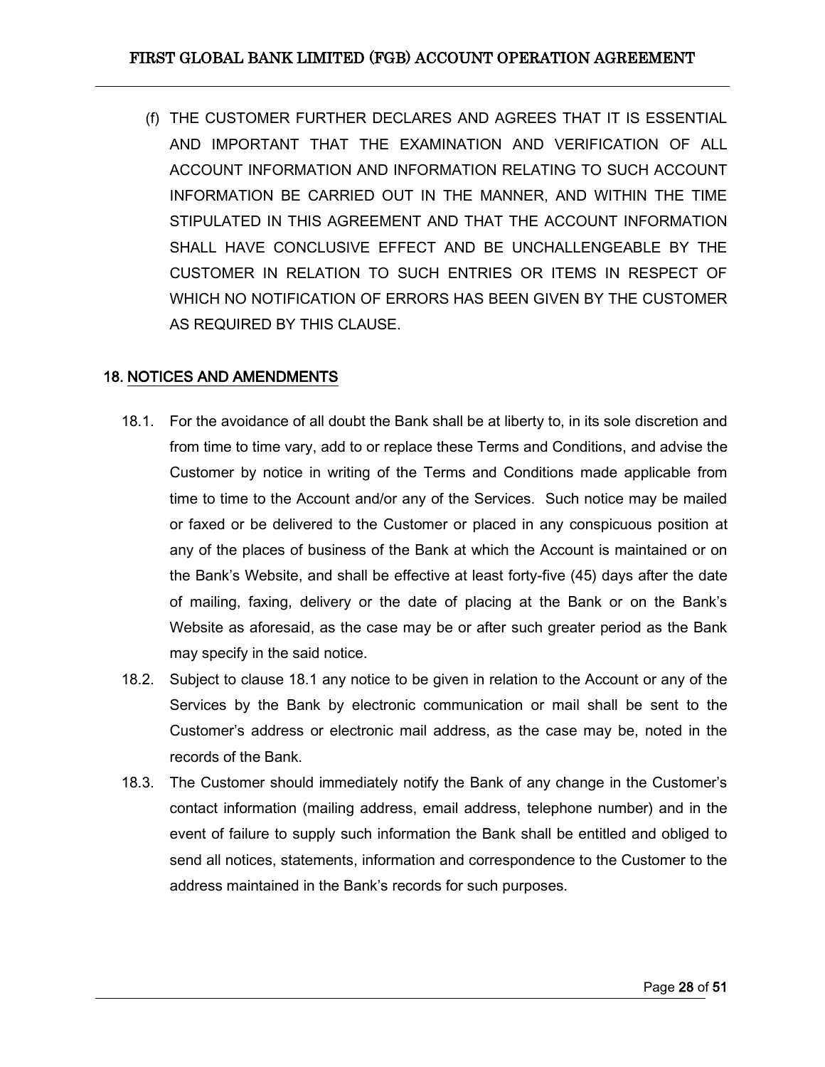(f) THE CUSTOMER FURTHER DECLARES AND AGREES THAT IT IS ESSENTIAL AND IMPORTANT THAT THE EXAMINATION AND VERIFICATION OF ALL ACCOUNT INFORMATION AND INFORMATION RELATING TO SUCH ACCOUNT INFORMATION BE CARRIED OUT IN THE MANNER, AND WITHIN THE TIME STIPULATED IN THIS AGREEMENT AND THAT THE ACCOUNT INFORMATION SHALL HAVE CONCLUSIVE EFFECT AND BE UNCHALLENGEABLE BY THE CUSTOMER IN RELATION TO SUCH ENTRIES OR ITEMS IN RESPECT OF WHICH NO NOTIFICATION OF ERRORS HAS BEEN GIVEN BY THE CUSTOMER AS REQUIRED BY THIS CLAUSE.

## 18. NOTICES AND AMENDMENTS

18.1. For the avoidance of all doubt the Bank shall be at liberty to, in its sole discretion and from time to time vary, add to or replace these Terms and Conditions, and advise the Customer by notice in writing of the Terms and Conditions made applicable from time to time to the Account and/or any of the Services. Such notice may be mailed or faxed or be delivered to the Customer or placed in any conspicuous position at any of the places of business of the Bank at which the Account is maintained or on the Bank's Website, and shall be effective at least forty-five (45) days after the date of mailing, faxing, delivery or the date of placing at the Bank or on the Bank's Website as aforesaid, as the case may be or after such greater period as the Bank may specify in the said notice.

18.2. Subject to clause 18.1 any notice to be given in relation to the Account or any of the Services by the Bank by electronic communication or mail shall be sent to the Customer's address or electronic mail address, as the case may be, noted in the records of the Bank.

18.3. The Customer should immediately notify the Bank of any change in the Customer's contact information (mailing address, email address, telephone number) and in the event of failure to supply such information the Bank shall be entitled and obliged to send all notices, statements, information and correspondence to the Customer to the address maintained in the Bank's records for such purposes.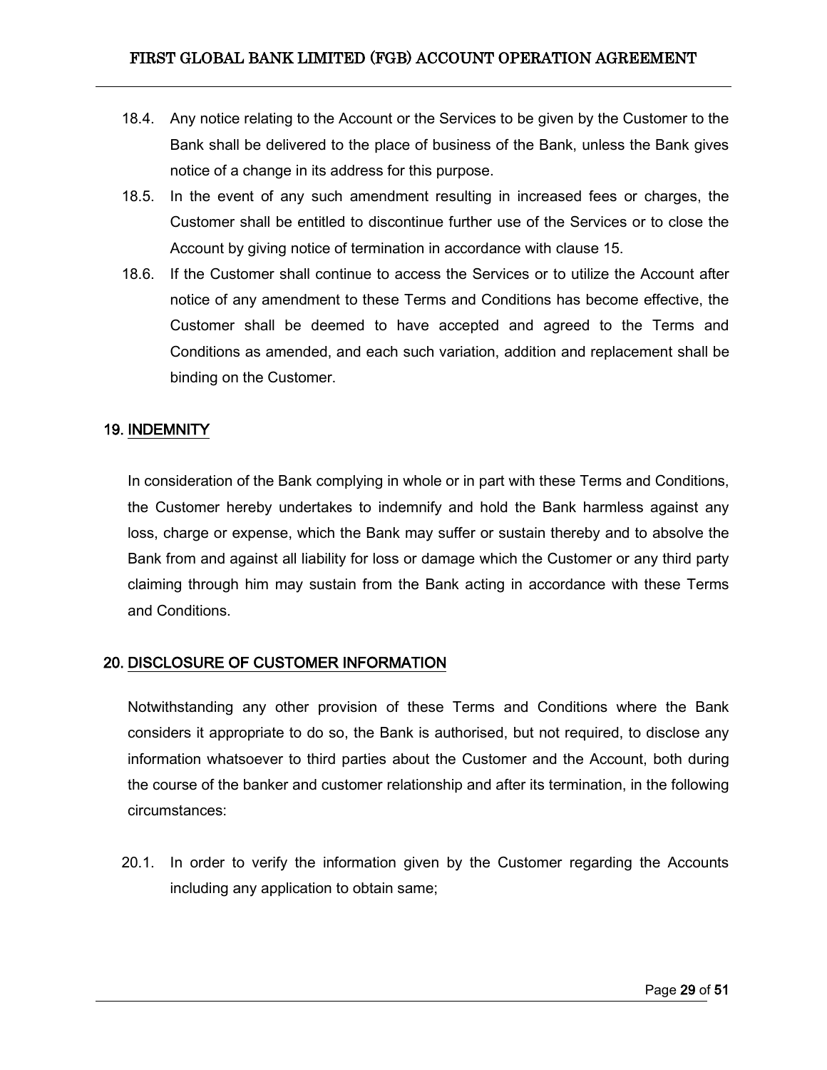18.4. Any notice relating to the Account or the Services to be given by the Customer to the Bank shall be delivered to the place of business of the Bank, unless the Bank gives notice of a change in its address for this purpose.

18.5. In the event of any such amendment resulting in increased fees or charges, the Customer shall be entitled to discontinue further use of the Services or to close the Account by giving notice of termination in accordance with clause 15.

18.6. If the Customer shall continue to access the Services or to utilize the Account after notice of any amendment to these Terms and Conditions has become effective, the Customer shall be deemed to have accepted and agreed to the Terms and Conditions as amended, and each such variation, addition and replacement shall be binding on the Customer.

## 19. INDEMNITY

In consideration of the Bank complying in whole or in part with these Terms and Conditions, the Customer hereby undertakes to indemnify and hold the Bank harmless against any loss, charge or expense, which the Bank may suffer or sustain thereby and to absolve the Bank from and against all liability for loss or damage which the Customer or any third party claiming through him may sustain from the Bank acting in accordance with these Terms and Conditions.

## 20. DISCLOSURE OF CUSTOMER INFORMATION

Notwithstanding any other provision of these Terms and Conditions where the Bank considers it appropriate to do so, the Bank is authorised, but not required, to disclose any information whatsoever to third parties about the Customer and the Account, both during the course of the banker and customer relationship and after its termination, in the following circumstances:

20.1. In order to verify the information given by the Customer regarding the Accounts including any application to obtain same;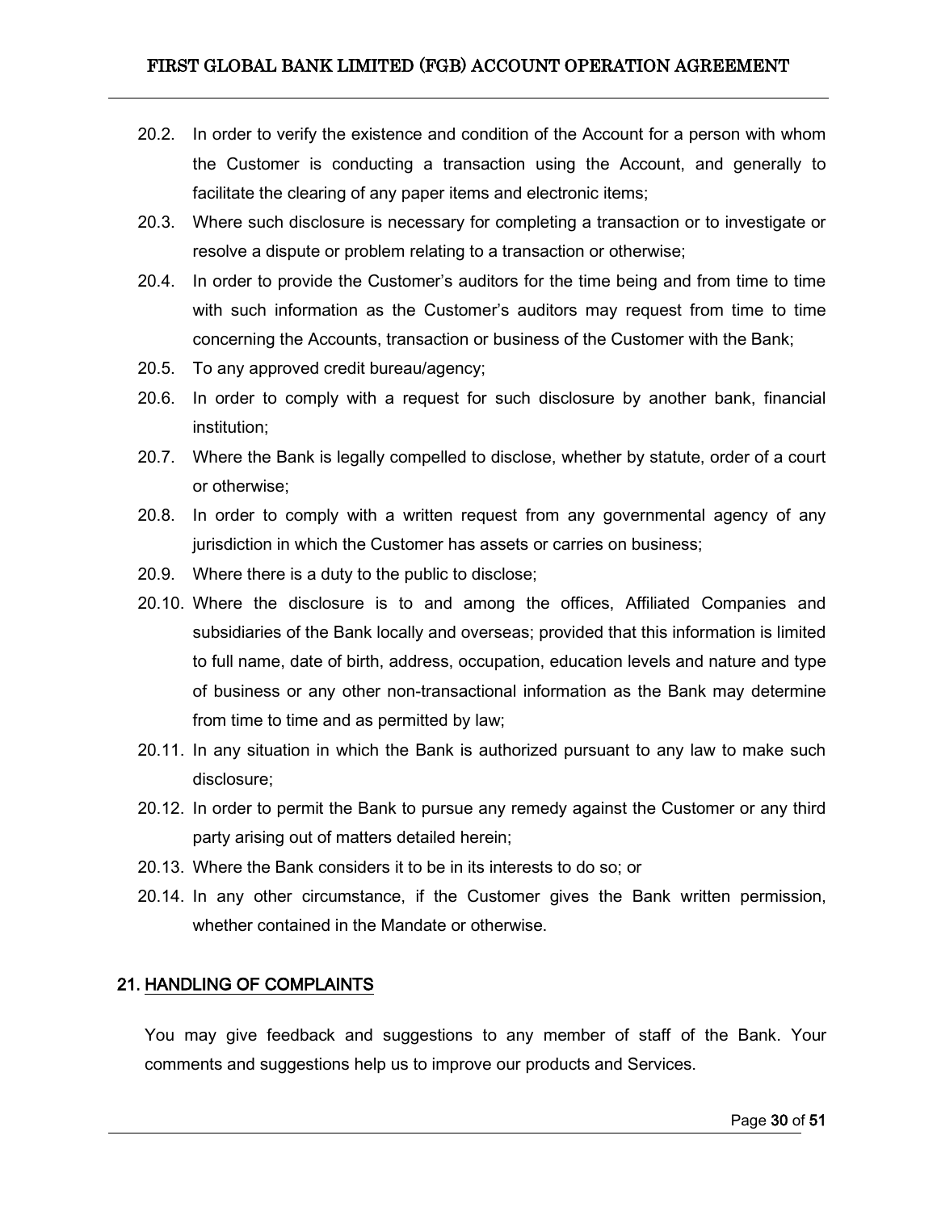20.2. In order to verify the existence and condition of the Account for a person with whom the Customer is conducting a transaction using the Account, and generally to facilitate the clearing of any paper items and electronic items;

20.3. Where such disclosure is necessary for completing a transaction or to investigate or resolve a dispute or problem relating to a transaction or otherwise;

20.4. In order to provide the Customer's auditors for the time being and from time to time with such information as the Customer's auditors may request from time to time concerning the Accounts, transaction or business of the Customer with the Bank;

20.5. To any approved credit bureau/agency;

20.6. In order to comply with a request for such disclosure by another bank, financial institution;

20.7. Where the Bank is legally compelled to disclose, whether by statute, order of a court or otherwise;

20.8. In order to comply with a written request from any governmental agency of any jurisdiction in which the Customer has assets or carries on business;

20.9. Where there is a duty to the public to disclose;

20.10. Where the disclosure is to and among the offices, Affiliated Companies and subsidiaries of the Bank locally and overseas; provided that this information is limited to full name, date of birth, address, occupation, education levels and nature and type of business or any other non-transactional information as the Bank may determine from time to time and as permitted by law;

20.11. In any situation in which the Bank is authorized pursuant to any law to make such disclosure;

20.12. In order to permit the Bank to pursue any remedy against the Customer or any third party arising out of matters detailed herein;

20.13. Where the Bank considers it to be in its interests to do so; or

20.14. In any other circumstance, if the Customer gives the Bank written permission, whether contained in the Mandate or otherwise.

## 21. HANDLING OF COMPLAINTS

You may give feedback and suggestions to any member of staff of the Bank. Your comments and suggestions help us to improve our products and Services.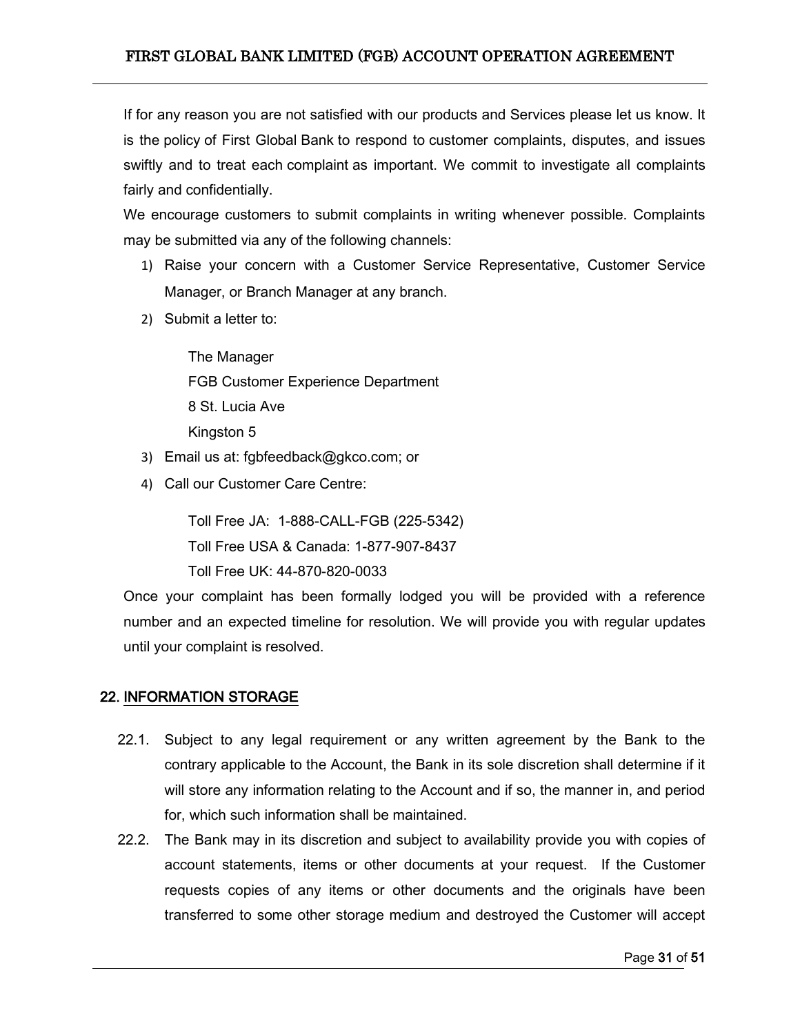If for any reason you are not satisfied with our products and Services please let us know. It is the policy of First Global Bank to respond to customer complaints, disputes, and issues swiftly and to treat each complaint as important. We commit to investigate all complaints fairly and confidentially.

We encourage customers to submit complaints in writing whenever possible. Complaints may be submitted via any of the following channels:

1) Raise your concern with a Customer Service Representative, Customer Service Manager, or Branch Manager at any branch.
2) Submit a letter to:

   The Manager
   FGB Customer Experience Department
   8 St. Lucia Ave
   Kingston 5

3) Email us at: fgbfeedback@gkco.com; or
4) Call our Customer Care Centre:

   Toll Free JA: 1-888-CALL-FGB (225-5342)
   Toll Free USA & Canada: 1-877-907-8437
   Toll Free UK: 44-870-820-0033

Once your complaint has been formally lodged you will be provided with a reference number and an expected timeline for resolution. We will provide you with regular updates until your complaint is resolved.

## 22. INFORMATION STORAGE

22.1. Subject to any legal requirement or any written agreement by the Bank to the contrary applicable to the Account, the Bank in its sole discretion shall determine if it will store any information relating to the Account and if so, the manner in, and period for, which such information shall be maintained.

22.2. The Bank may in its discretion and subject to availability provide you with copies of account statements, items or other documents at your request. If the Customer requests copies of any items or other documents and the originals have been transferred to some other storage medium and destroyed the Customer will accept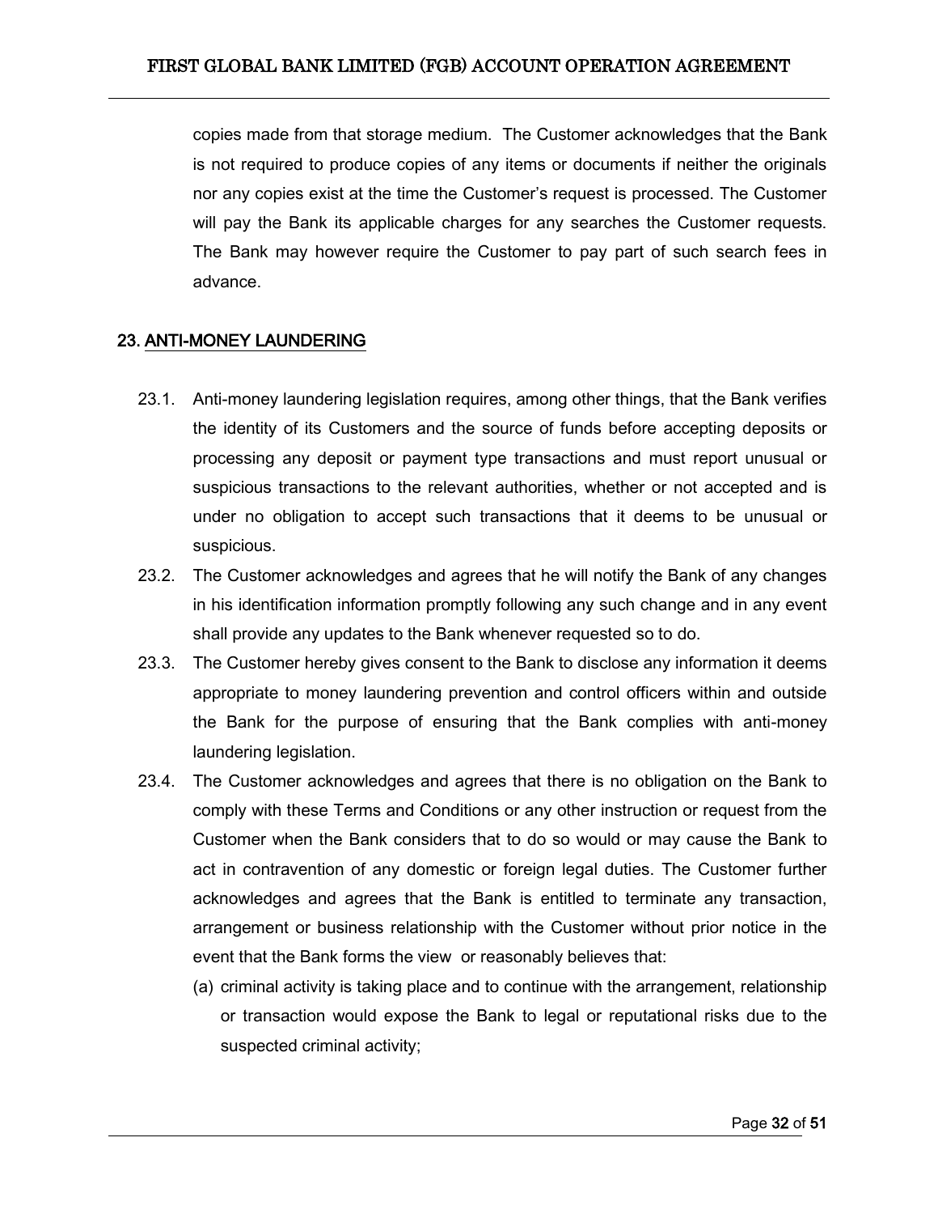copies made from that storage medium. The Customer acknowledges that the Bank is not required to produce copies of any items or documents if neither the originals nor any copies exist at the time the Customer's request is processed. The Customer will pay the Bank its applicable charges for any searches the Customer requests. The Bank may however require the Customer to pay part of such search fees in advance.

## 23. ANTI-MONEY LAUNDERING

23.1. Anti-money laundering legislation requires, among other things, that the Bank verifies the identity of its Customers and the source of funds before accepting deposits or processing any deposit or payment type transactions and must report unusual or suspicious transactions to the relevant authorities, whether or not accepted and is under no obligation to accept such transactions that it deems to be unusual or suspicious.

23.2. The Customer acknowledges and agrees that he will notify the Bank of any changes in his identification information promptly following any such change and in any event shall provide any updates to the Bank whenever requested so to do.

23.3. The Customer hereby gives consent to the Bank to disclose any information it deems appropriate to money laundering prevention and control officers within and outside the Bank for the purpose of ensuring that the Bank complies with anti-money laundering legislation.

23.4. The Customer acknowledges and agrees that there is no obligation on the Bank to comply with these Terms and Conditions or any other instruction or request from the Customer when the Bank considers that to do so would or may cause the Bank to act in contravention of any domestic or foreign legal duties. The Customer further acknowledges and agrees that the Bank is entitled to terminate any transaction, arrangement or business relationship with the Customer without prior notice in the event that the Bank forms the view or reasonably believes that:

(a) criminal activity is taking place and to continue with the arrangement, relationship or transaction would expose the Bank to legal or reputational risks due to the suspected criminal activity;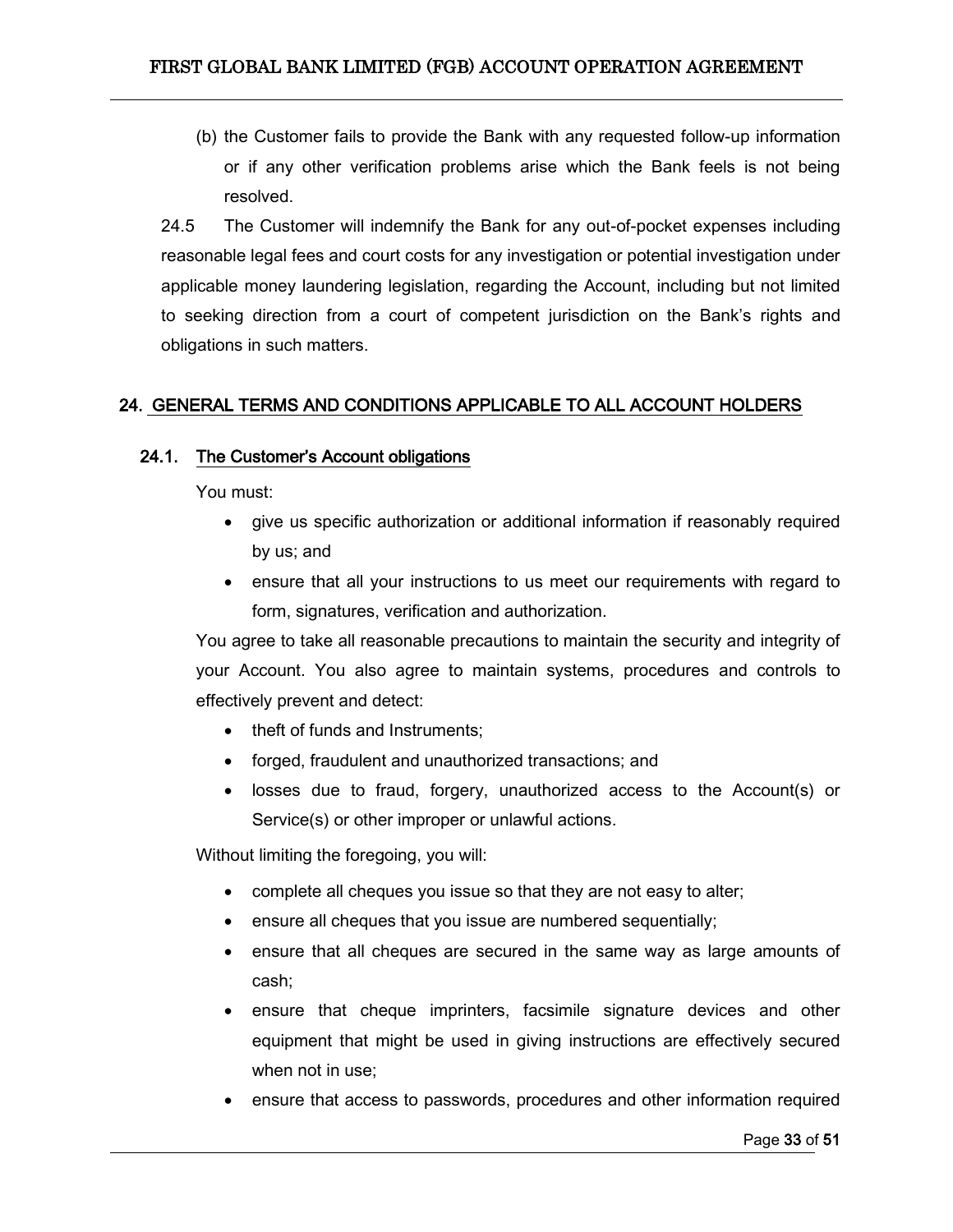(b) the Customer fails to provide the Bank with any requested follow-up information or if any other verification problems arise which the Bank feels is not being resolved.

24.5 The Customer will indemnify the Bank for any out-of-pocket expenses including reasonable legal fees and court costs for any investigation or potential investigation under applicable money laundering legislation, regarding the Account, including but not limited to seeking direction from a court of competent jurisdiction on the Bank's rights and obligations in such matters.

## 24. GENERAL TERMS AND CONDITIONS APPLICABLE TO ALL ACCOUNT HOLDERS

### 24.1. The Customer's Account obligations

You must:

- give us specific authorization or additional information if reasonably required by us; and
- ensure that all your instructions to us meet our requirements with regard to form, signatures, verification and authorization.

You agree to take all reasonable precautions to maintain the security and integrity of your Account. You also agree to maintain systems, procedures and controls to effectively prevent and detect:

- theft of funds and Instruments;
- forged, fraudulent and unauthorized transactions; and
- losses due to fraud, forgery, unauthorized access to the Account(s) or Service(s) or other improper or unlawful actions.

Without limiting the foregoing, you will:

- complete all cheques you issue so that they are not easy to alter;
- ensure all cheques that you issue are numbered sequentially;
- ensure that all cheques are secured in the same way as large amounts of cash;
- ensure that cheque imprinters, facsimile signature devices and other equipment that might be used in giving instructions are effectively secured when not in use;
- ensure that access to passwords, procedures and other information required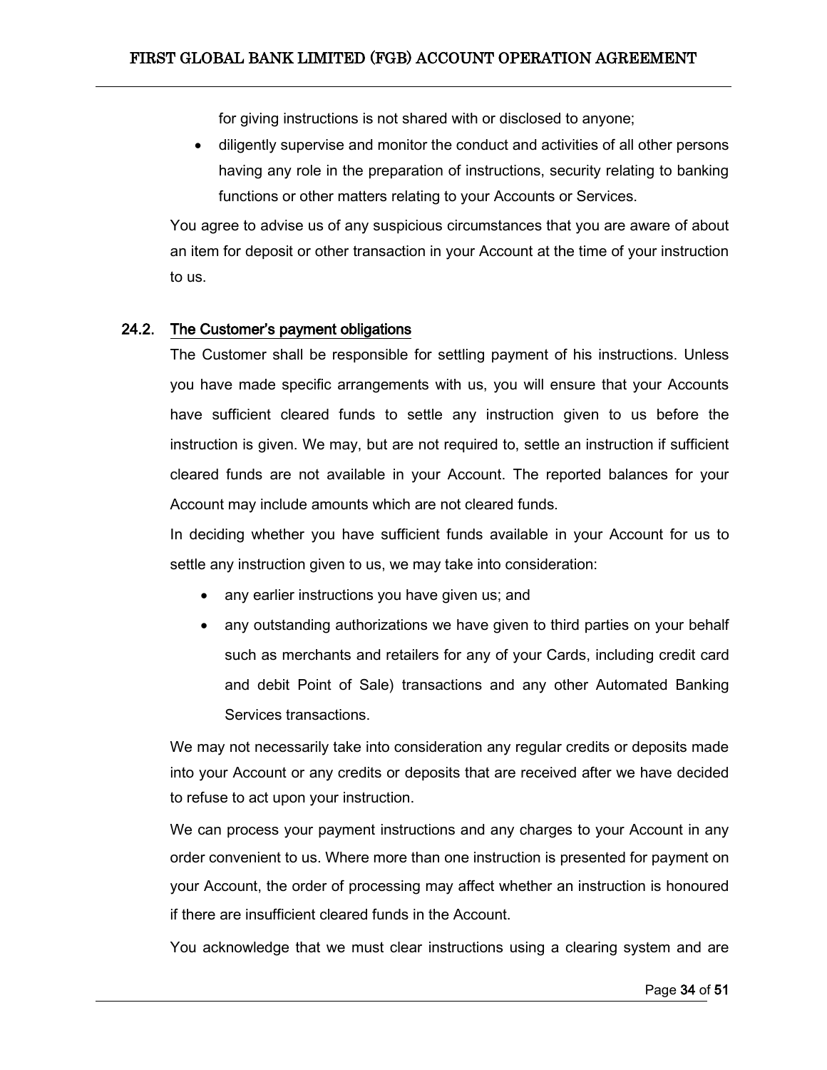for giving instructions is not shared with or disclosed to anyone;

- diligently supervise and monitor the conduct and activities of all other persons having any role in the preparation of instructions, security relating to banking functions or other matters relating to your Accounts or Services.

You agree to advise us of any suspicious circumstances that you are aware of about an item for deposit or other transaction in your Account at the time of your instruction to us.

### 24.2. The Customer's payment obligations

The Customer shall be responsible for settling payment of his instructions. Unless you have made specific arrangements with us, you will ensure that your Accounts have sufficient cleared funds to settle any instruction given to us before the instruction is given. We may, but are not required to, settle an instruction if sufficient cleared funds are not available in your Account. The reported balances for your Account may include amounts which are not cleared funds.

In deciding whether you have sufficient funds available in your Account for us to settle any instruction given to us, we may take into consideration:

- any earlier instructions you have given us; and
- any outstanding authorizations we have given to third parties on your behalf such as merchants and retailers for any of your Cards, including credit card and debit Point of Sale) transactions and any other Automated Banking Services transactions.

We may not necessarily take into consideration any regular credits or deposits made into your Account or any credits or deposits that are received after we have decided to refuse to act upon your instruction.

We can process your payment instructions and any charges to your Account in any order convenient to us. Where more than one instruction is presented for payment on your Account, the order of processing may affect whether an instruction is honoured if there are insufficient cleared funds in the Account.

You acknowledge that we must clear instructions using a clearing system and are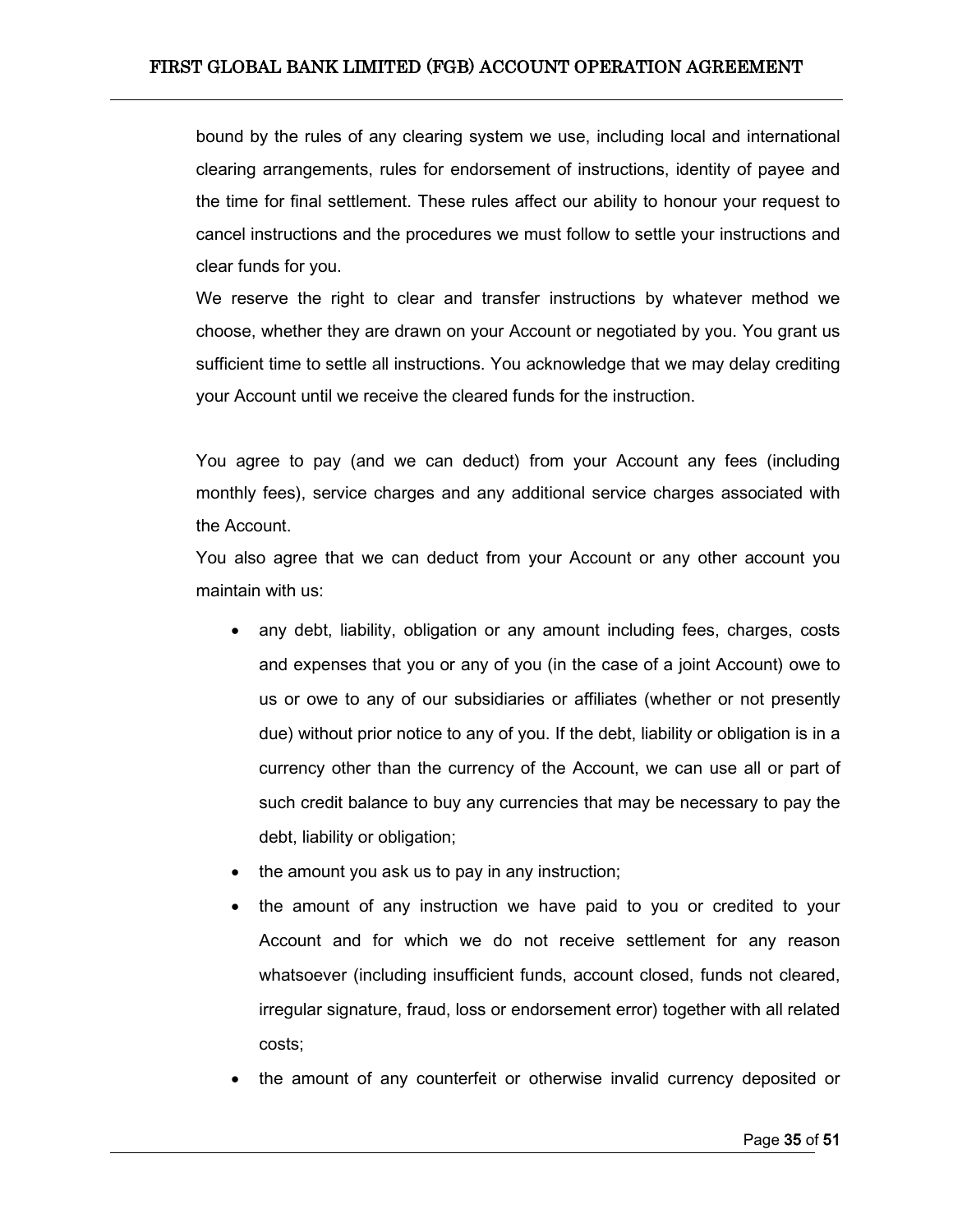bound by the rules of any clearing system we use, including local and international clearing arrangements, rules for endorsement of instructions, identity of payee and the time for final settlement. These rules affect our ability to honour your request to cancel instructions and the procedures we must follow to settle your instructions and clear funds for you.

We reserve the right to clear and transfer instructions by whatever method we choose, whether they are drawn on your Account or negotiated by you. You grant us sufficient time to settle all instructions. You acknowledge that we may delay crediting your Account until we receive the cleared funds for the instruction.

You agree to pay (and we can deduct) from your Account any fees (including monthly fees), service charges and any additional service charges associated with the Account.

You also agree that we can deduct from your Account or any other account you maintain with us:

- any debt, liability, obligation or any amount including fees, charges, costs and expenses that you or any of you (in the case of a joint Account) owe to us or owe to any of our subsidiaries or affiliates (whether or not presently due) without prior notice to any of you. If the debt, liability or obligation is in a currency other than the currency of the Account, we can use all or part of such credit balance to buy any currencies that may be necessary to pay the debt, liability or obligation;
- the amount you ask us to pay in any instruction;
- the amount of any instruction we have paid to you or credited to your Account and for which we do not receive settlement for any reason whatsoever (including insufficient funds, account closed, funds not cleared, irregular signature, fraud, loss or endorsement error) together with all related costs;
- the amount of any counterfeit or otherwise invalid currency deposited or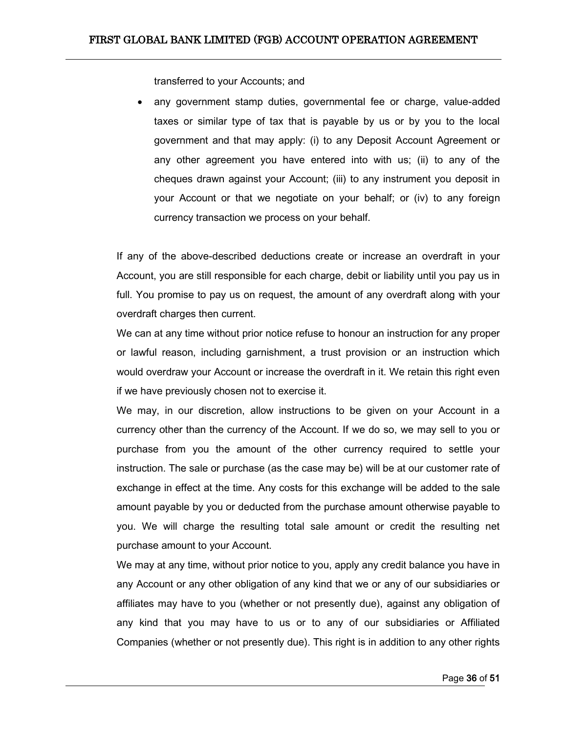transferred to your Accounts; and

- any government stamp duties, governmental fee or charge, value-added taxes or similar type of tax that is payable by us or by you to the local government and that may apply: (i) to any Deposit Account Agreement or any other agreement you have entered into with us; (ii) to any of the cheques drawn against your Account; (iii) to any instrument you deposit in your Account or that we negotiate on your behalf; or (iv) to any foreign currency transaction we process on your behalf.

If any of the above-described deductions create or increase an overdraft in your Account, you are still responsible for each charge, debit or liability until you pay us in full. You promise to pay us on request, the amount of any overdraft along with your overdraft charges then current.

We can at any time without prior notice refuse to honour an instruction for any proper or lawful reason, including garnishment, a trust provision or an instruction which would overdraw your Account or increase the overdraft in it. We retain this right even if we have previously chosen not to exercise it.

We may, in our discretion, allow instructions to be given on your Account in a currency other than the currency of the Account. If we do so, we may sell to you or purchase from you the amount of the other currency required to settle your instruction. The sale or purchase (as the case may be) will be at our customer rate of exchange in effect at the time. Any costs for this exchange will be added to the sale amount payable by you or deducted from the purchase amount otherwise payable to you. We will charge the resulting total sale amount or credit the resulting net purchase amount to your Account.

We may at any time, without prior notice to you, apply any credit balance you have in any Account or any other obligation of any kind that we or any of our subsidiaries or affiliates may have to you (whether or not presently due), against any obligation of any kind that you may have to us or to any of our subsidiaries or Affiliated Companies (whether or not presently due). This right is in addition to any other rights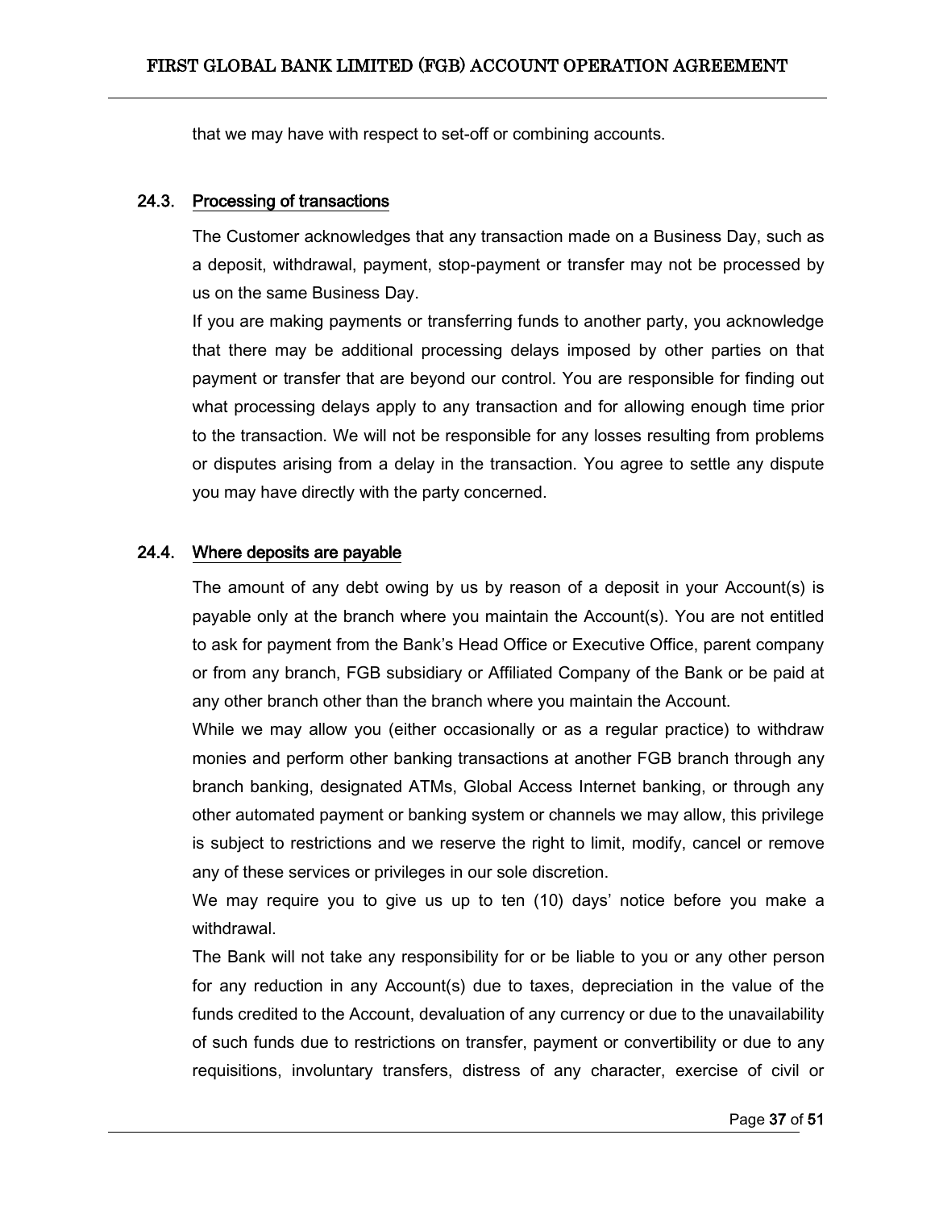that we may have with respect to set-off or combining accounts.

### 24.3. Processing of transactions

The Customer acknowledges that any transaction made on a Business Day, such as a deposit, withdrawal, payment, stop-payment or transfer may not be processed by us on the same Business Day.

If you are making payments or transferring funds to another party, you acknowledge that there may be additional processing delays imposed by other parties on that payment or transfer that are beyond our control. You are responsible for finding out what processing delays apply to any transaction and for allowing enough time prior to the transaction. We will not be responsible for any losses resulting from problems or disputes arising from a delay in the transaction. You agree to settle any dispute you may have directly with the party concerned.

### 24.4. Where deposits are payable

The amount of any debt owing by us by reason of a deposit in your Account(s) is payable only at the branch where you maintain the Account(s). You are not entitled to ask for payment from the Bank's Head Office or Executive Office, parent company or from any branch, FGB subsidiary or Affiliated Company of the Bank or be paid at any other branch other than the branch where you maintain the Account.

While we may allow you (either occasionally or as a regular practice) to withdraw monies and perform other banking transactions at another FGB branch through any branch banking, designated ATMs, Global Access Internet banking, or through any other automated payment or banking system or channels we may allow, this privilege is subject to restrictions and we reserve the right to limit, modify, cancel or remove any of these services or privileges in our sole discretion.

We may require you to give us up to ten (10) days' notice before you make a withdrawal.

The Bank will not take any responsibility for or be liable to you or any other person for any reduction in any Account(s) due to taxes, depreciation in the value of the funds credited to the Account, devaluation of any currency or due to the unavailability of such funds due to restrictions on transfer, payment or convertibility or due to any requisitions, involuntary transfers, distress of any character, exercise of civil or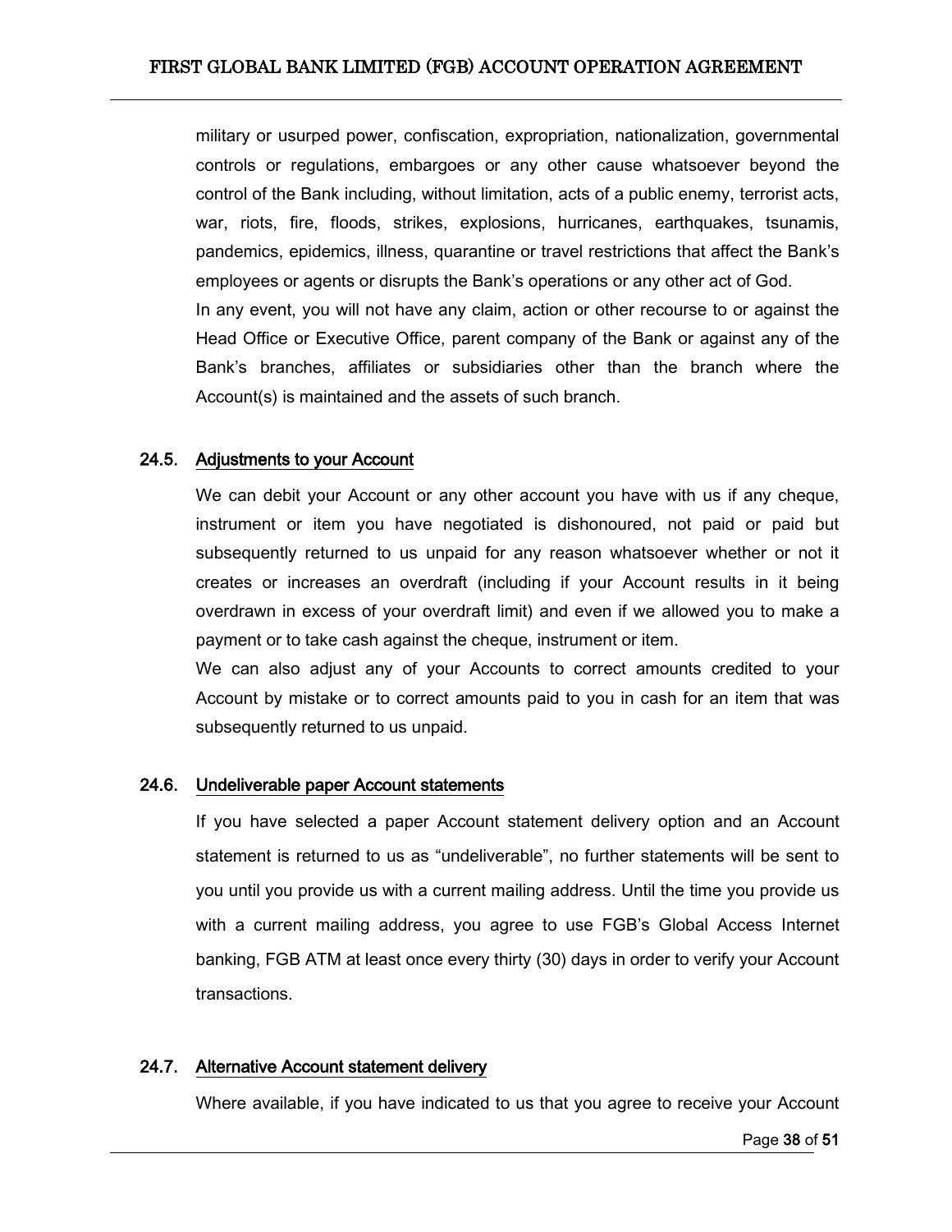military or usurped power, confiscation, expropriation, nationalization, governmental controls or regulations, embargoes or any other cause whatsoever beyond the control of the Bank including, without limitation, acts of a public enemy, terrorist acts, war, riots, fire, floods, strikes, explosions, hurricanes, earthquakes, tsunamis, pandemics, epidemics, illness, quarantine or travel restrictions that affect the Bank's employees or agents or disrupts the Bank's operations or any other act of God.

In any event, you will not have any claim, action or other recourse to or against the Head Office or Executive Office, parent company of the Bank or against any of the Bank's branches, affiliates or subsidiaries other than the branch where the Account(s) is maintained and the assets of such branch.

### 24.5. Adjustments to your Account

We can debit your Account or any other account you have with us if any cheque, instrument or item you have negotiated is dishonoured, not paid or paid but subsequently returned to us unpaid for any reason whatsoever whether or not it creates or increases an overdraft (including if your Account results in it being overdrawn in excess of your overdraft limit) and even if we allowed you to make a payment or to take cash against the cheque, instrument or item.

We can also adjust any of your Accounts to correct amounts credited to your Account by mistake or to correct amounts paid to you in cash for an item that was subsequently returned to us unpaid.

### 24.6. Undeliverable paper Account statements

If you have selected a paper Account statement delivery option and an Account statement is returned to us as "undeliverable", no further statements will be sent to you until you provide us with a current mailing address. Until the time you provide us with a current mailing address, you agree to use FGB's Global Access Internet banking, FGB ATM at least once every thirty (30) days in order to verify your Account transactions.

### 24.7. Alternative Account statement delivery

Where available, if you have indicated to us that you agree to receive your Account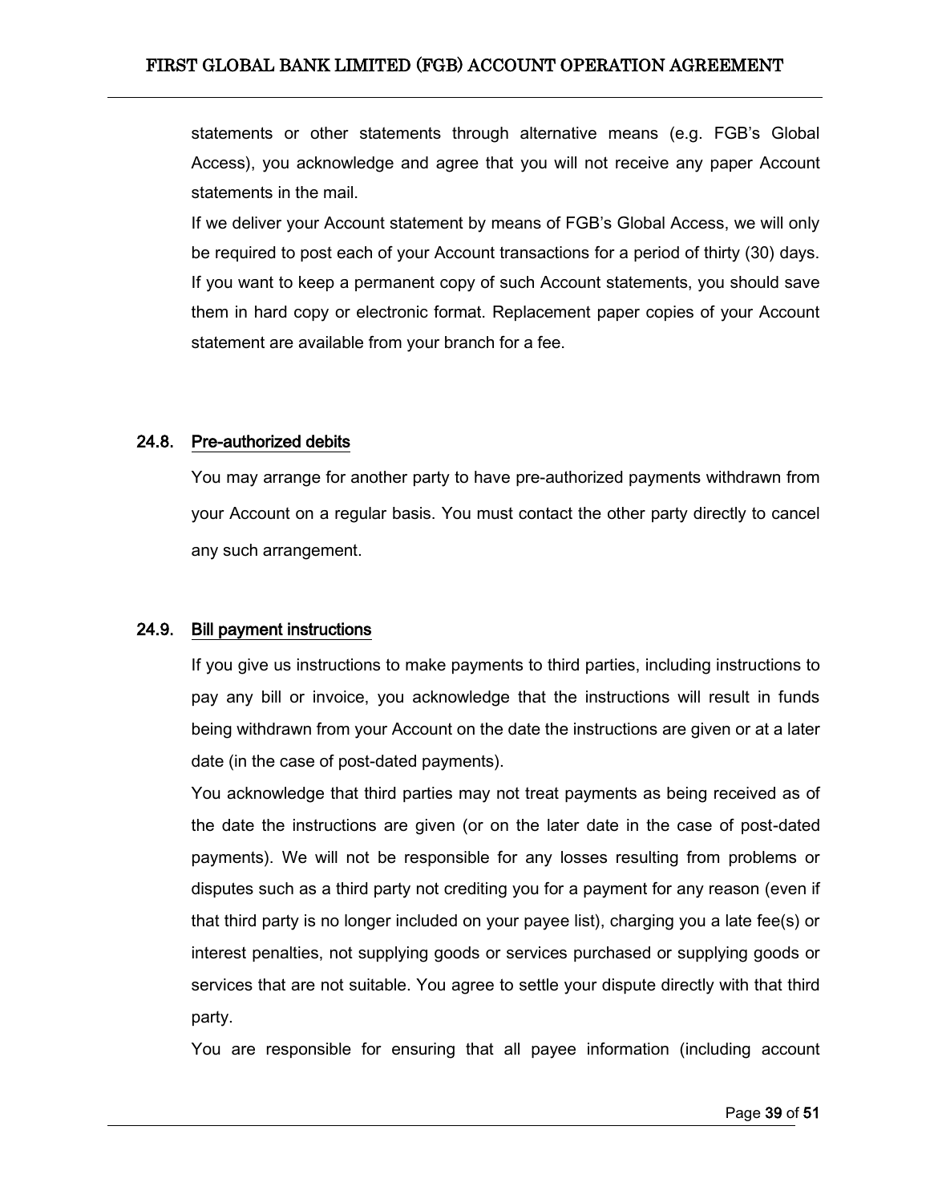statements or other statements through alternative means (e.g. FGB's Global Access), you acknowledge and agree that you will not receive any paper Account statements in the mail.

If we deliver your Account statement by means of FGB's Global Access, we will only be required to post each of your Account transactions for a period of thirty (30) days. If you want to keep a permanent copy of such Account statements, you should save them in hard copy or electronic format. Replacement paper copies of your Account statement are available from your branch for a fee.

### 24.8. Pre-authorized debits

You may arrange for another party to have pre-authorized payments withdrawn from your Account on a regular basis. You must contact the other party directly to cancel any such arrangement.

### 24.9. Bill payment instructions

If you give us instructions to make payments to third parties, including instructions to pay any bill or invoice, you acknowledge that the instructions will result in funds being withdrawn from your Account on the date the instructions are given or at a later date (in the case of post-dated payments).

You acknowledge that third parties may not treat payments as being received as of the date the instructions are given (or on the later date in the case of post-dated payments). We will not be responsible for any losses resulting from problems or disputes such as a third party not crediting you for a payment for any reason (even if that third party is no longer included on your payee list), charging you a late fee(s) or interest penalties, not supplying goods or services purchased or supplying goods or services that are not suitable. You agree to settle your dispute directly with that third party.

You are responsible for ensuring that all payee information (including account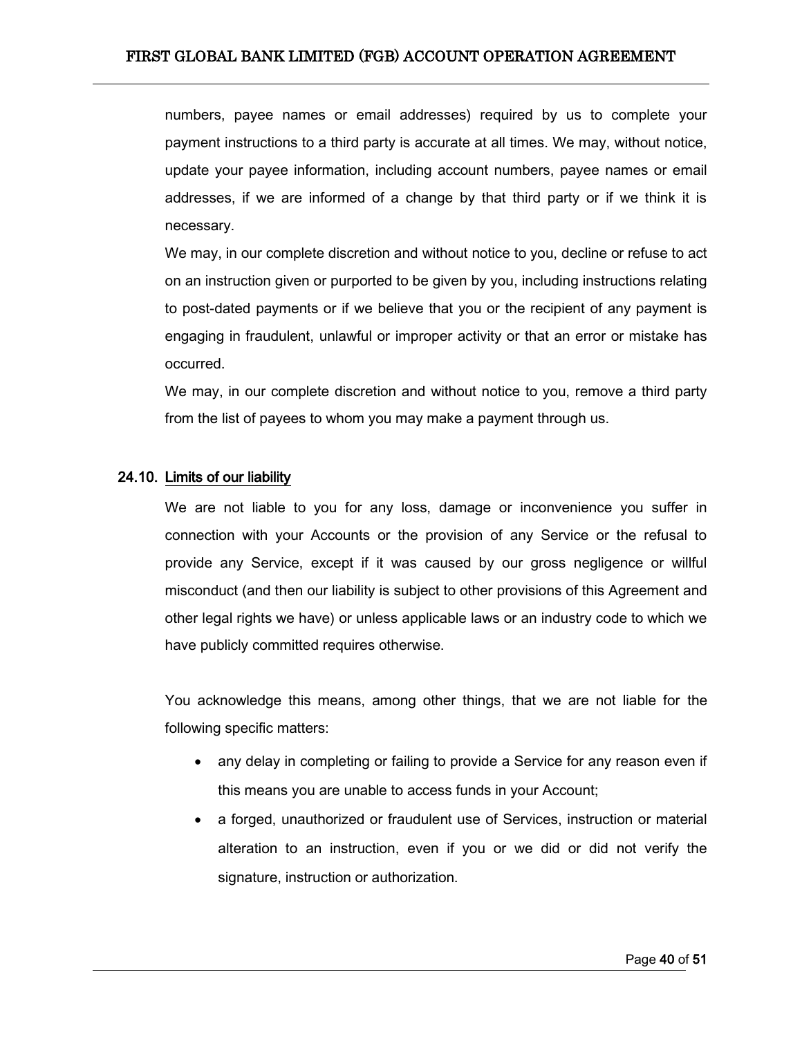numbers, payee names or email addresses) required by us to complete your payment instructions to a third party is accurate at all times. We may, without notice, update your payee information, including account numbers, payee names or email addresses, if we are informed of a change by that third party or if we think it is necessary.

We may, in our complete discretion and without notice to you, decline or refuse to act on an instruction given or purported to be given by you, including instructions relating to post-dated payments or if we believe that you or the recipient of any payment is engaging in fraudulent, unlawful or improper activity or that an error or mistake has occurred.

We may, in our complete discretion and without notice to you, remove a third party from the list of payees to whom you may make a payment through us.

### 24.10. Limits of our liability

We are not liable to you for any loss, damage or inconvenience you suffer in connection with your Accounts or the provision of any Service or the refusal to provide any Service, except if it was caused by our gross negligence or willful misconduct (and then our liability is subject to other provisions of this Agreement and other legal rights we have) or unless applicable laws or an industry code to which we have publicly committed requires otherwise.

You acknowledge this means, among other things, that we are not liable for the following specific matters:

- any delay in completing or failing to provide a Service for any reason even if this means you are unable to access funds in your Account;
- a forged, unauthorized or fraudulent use of Services, instruction or material alteration to an instruction, even if you or we did or did not verify the signature, instruction or authorization.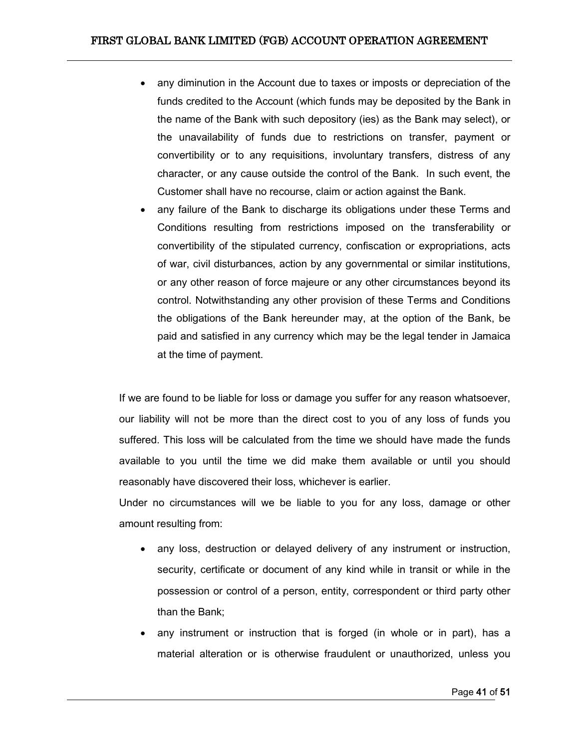- any diminution in the Account due to taxes or imposts or depreciation of the funds credited to the Account (which funds may be deposited by the Bank in the name of the Bank with such depository (ies) as the Bank may select), or the unavailability of funds due to restrictions on transfer, payment or convertibility or to any requisitions, involuntary transfers, distress of any character, or any cause outside the control of the Bank. In such event, the Customer shall have no recourse, claim or action against the Bank.
- any failure of the Bank to discharge its obligations under these Terms and Conditions resulting from restrictions imposed on the transferability or convertibility of the stipulated currency, confiscation or expropriations, acts of war, civil disturbances, action by any governmental or similar institutions, or any other reason of force majeure or any other circumstances beyond its control. Notwithstanding any other provision of these Terms and Conditions the obligations of the Bank hereunder may, at the option of the Bank, be paid and satisfied in any currency which may be the legal tender in Jamaica at the time of payment.

If we are found to be liable for loss or damage you suffer for any reason whatsoever, our liability will not be more than the direct cost to you of any loss of funds you suffered. This loss will be calculated from the time we should have made the funds available to you until the time we did make them available or until you should reasonably have discovered their loss, whichever is earlier.

Under no circumstances will we be liable to you for any loss, damage or other amount resulting from:

- any loss, destruction or delayed delivery of any instrument or instruction, security, certificate or document of any kind while in transit or while in the possession or control of a person, entity, correspondent or third party other than the Bank;
- any instrument or instruction that is forged (in whole or in part), has a material alteration or is otherwise fraudulent or unauthorized, unless you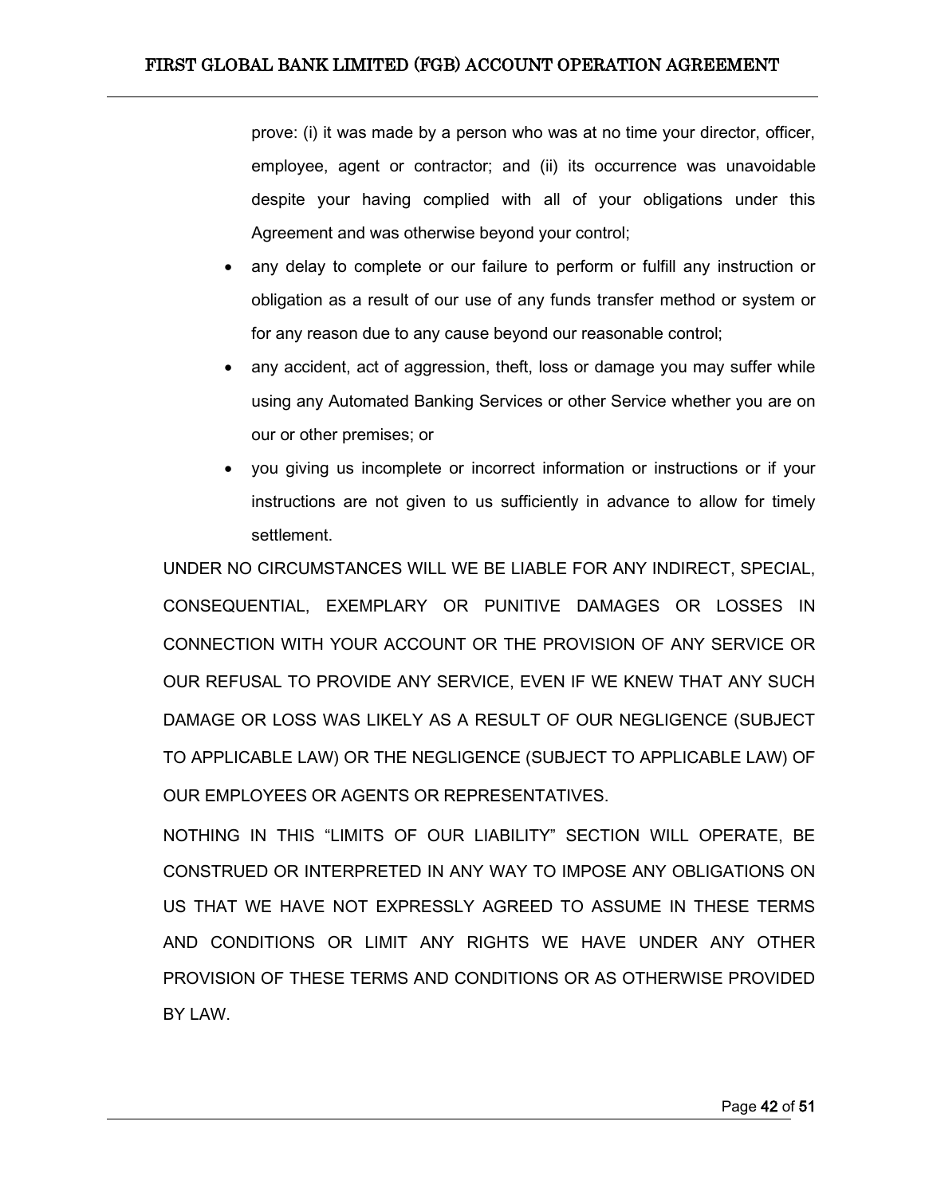prove: (i) it was made by a person who was at no time your director, officer, employee, agent or contractor; and (ii) its occurrence was unavoidable despite your having complied with all of your obligations under this Agreement and was otherwise beyond your control;

- any delay to complete or our failure to perform or fulfill any instruction or obligation as a result of our use of any funds transfer method or system or for any reason due to any cause beyond our reasonable control;
- any accident, act of aggression, theft, loss or damage you may suffer while using any Automated Banking Services or other Service whether you are on our or other premises; or
- you giving us incomplete or incorrect information or instructions or if your instructions are not given to us sufficiently in advance to allow for timely settlement.

UNDER NO CIRCUMSTANCES WILL WE BE LIABLE FOR ANY INDIRECT, SPECIAL, CONSEQUENTIAL, EXEMPLARY OR PUNITIVE DAMAGES OR LOSSES IN CONNECTION WITH YOUR ACCOUNT OR THE PROVISION OF ANY SERVICE OR OUR REFUSAL TO PROVIDE ANY SERVICE, EVEN IF WE KNEW THAT ANY SUCH DAMAGE OR LOSS WAS LIKELY AS A RESULT OF OUR NEGLIGENCE (SUBJECT TO APPLICABLE LAW) OR THE NEGLIGENCE (SUBJECT TO APPLICABLE LAW) OF OUR EMPLOYEES OR AGENTS OR REPRESENTATIVES.

NOTHING IN THIS "LIMITS OF OUR LIABILITY" SECTION WILL OPERATE, BE CONSTRUED OR INTERPRETED IN ANY WAY TO IMPOSE ANY OBLIGATIONS ON US THAT WE HAVE NOT EXPRESSLY AGREED TO ASSUME IN THESE TERMS AND CONDITIONS OR LIMIT ANY RIGHTS WE HAVE UNDER ANY OTHER PROVISION OF THESE TERMS AND CONDITIONS OR AS OTHERWISE PROVIDED BY LAW.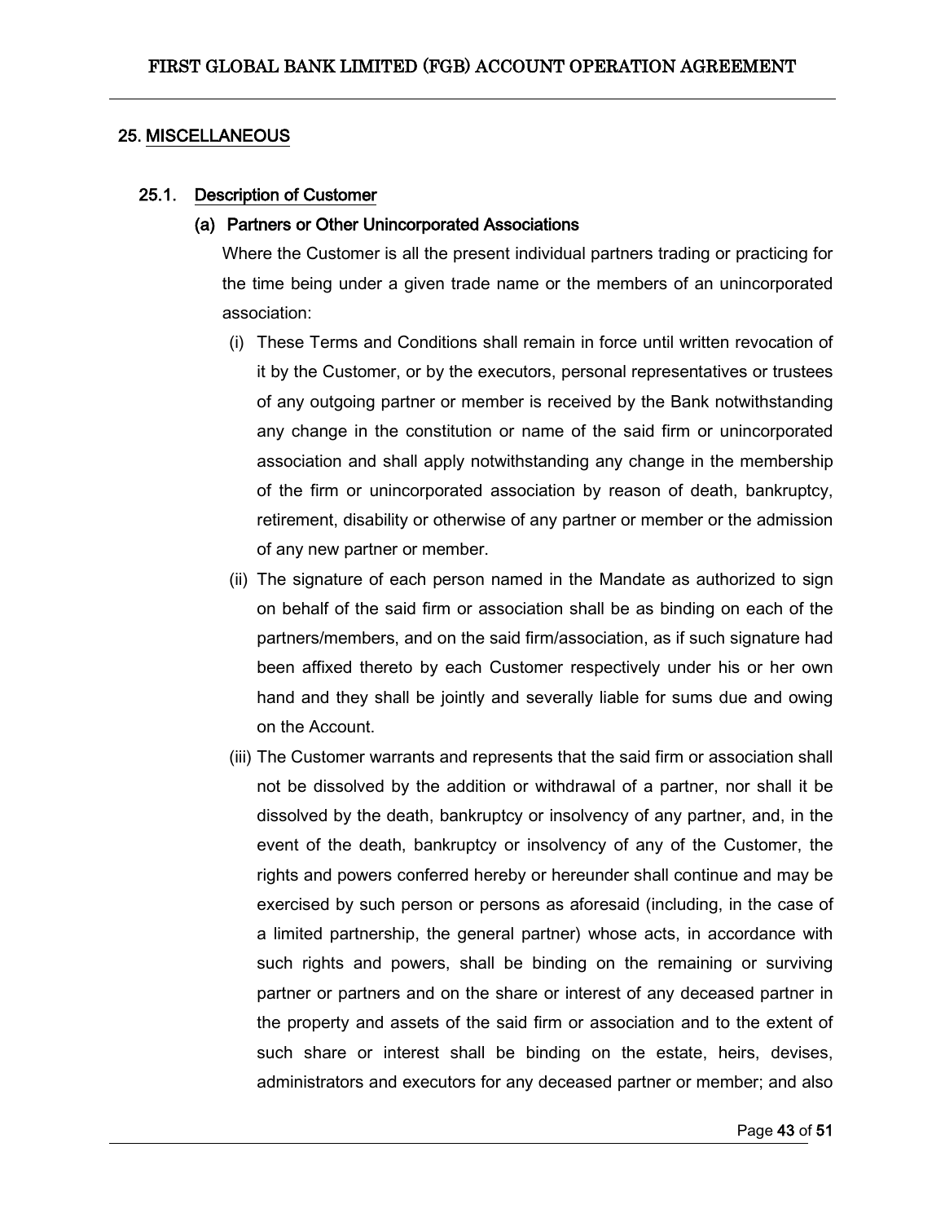## 25. MISCELLANEOUS

### 25.1. Description of Customer

#### (a) Partners or Other Unincorporated Associations

Where the Customer is all the present individual partners trading or practicing for the time being under a given trade name or the members of an unincorporated association:

(i) These Terms and Conditions shall remain in force until written revocation of it by the Customer, or by the executors, personal representatives or trustees of any outgoing partner or member is received by the Bank notwithstanding any change in the constitution or name of the said firm or unincorporated association and shall apply notwithstanding any change in the membership of the firm or unincorporated association by reason of death, bankruptcy, retirement, disability or otherwise of any partner or member or the admission of any new partner or member.

(ii) The signature of each person named in the Mandate as authorized to sign on behalf of the said firm or association shall be as binding on each of the partners/members, and on the said firm/association, as if such signature had been affixed thereto by each Customer respectively under his or her own hand and they shall be jointly and severally liable for sums due and owing on the Account.

(iii) The Customer warrants and represents that the said firm or association shall not be dissolved by the addition or withdrawal of a partner, nor shall it be dissolved by the death, bankruptcy or insolvency of any partner, and, in the event of the death, bankruptcy or insolvency of any of the Customer, the rights and powers conferred hereby or hereunder shall continue and may be exercised by such person or persons as aforesaid (including, in the case of a limited partnership, the general partner) whose acts, in accordance with such rights and powers, shall be binding on the remaining or surviving partner or partners and on the share or interest of any deceased partner in the property and assets of the said firm or association and to the extent of such share or interest shall be binding on the estate, heirs, devises, administrators and executors for any deceased partner or member; and also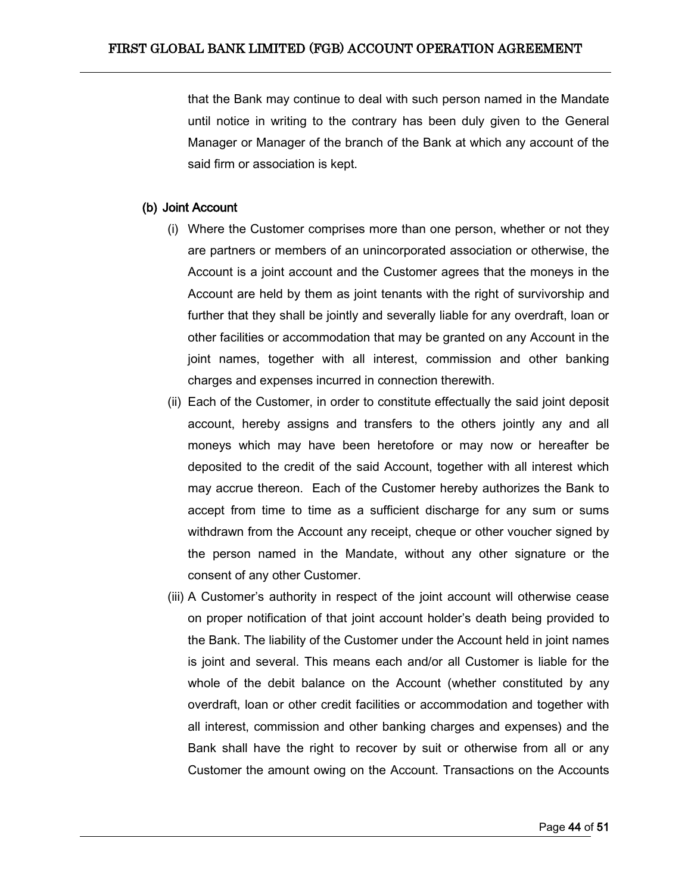that the Bank may continue to deal with such person named in the Mandate until notice in writing to the contrary has been duly given to the General Manager or Manager of the branch of the Bank at which any account of the said firm or association is kept.

**(b) Joint Account**

(i) Where the Customer comprises more than one person, whether or not they are partners or members of an unincorporated association or otherwise, the Account is a joint account and the Customer agrees that the moneys in the Account are held by them as joint tenants with the right of survivorship and further that they shall be jointly and severally liable for any overdraft, loan or other facilities or accommodation that may be granted on any Account in the joint names, together with all interest, commission and other banking charges and expenses incurred in connection therewith.

(ii) Each of the Customer, in order to constitute effectually the said joint deposit account, hereby assigns and transfers to the others jointly any and all moneys which may have been heretofore or may now or hereafter be deposited to the credit of the said Account, together with all interest which may accrue thereon. Each of the Customer hereby authorizes the Bank to accept from time to time as a sufficient discharge for any sum or sums withdrawn from the Account any receipt, cheque or other voucher signed by the person named in the Mandate, without any other signature or the consent of any other Customer.

(iii) A Customer's authority in respect of the joint account will otherwise cease on proper notification of that joint account holder's death being provided to the Bank. The liability of the Customer under the Account held in joint names is joint and several. This means each and/or all Customer is liable for the whole of the debit balance on the Account (whether constituted by any overdraft, loan or other credit facilities or accommodation and together with all interest, commission and other banking charges and expenses) and the Bank shall have the right to recover by suit or otherwise from all or any Customer the amount owing on the Account. Transactions on the Accounts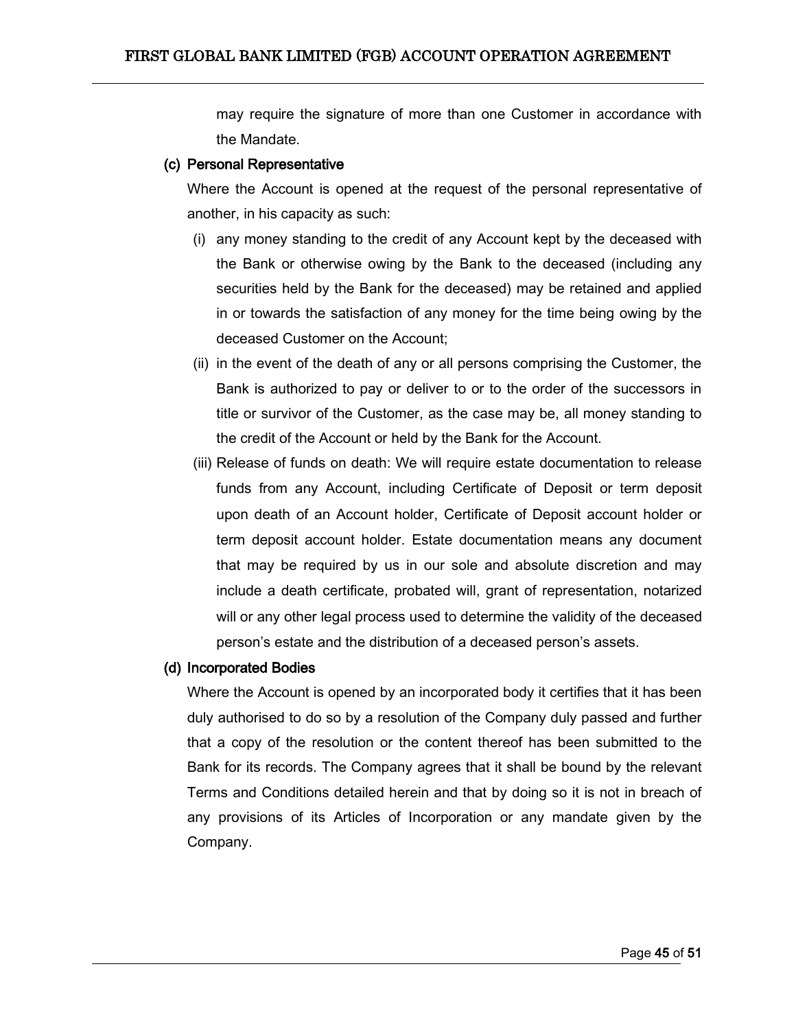may require the signature of more than one Customer in accordance with the Mandate.

**(c) Personal Representative**

Where the Account is opened at the request of the personal representative of another, in his capacity as such:

(i) any money standing to the credit of any Account kept by the deceased with the Bank or otherwise owing by the Bank to the deceased (including any securities held by the Bank for the deceased) may be retained and applied in or towards the satisfaction of any money for the time being owing by the deceased Customer on the Account;

(ii) in the event of the death of any or all persons comprising the Customer, the Bank is authorized to pay or deliver to or to the order of the successors in title or survivor of the Customer, as the case may be, all money standing to the credit of the Account or held by the Bank for the Account.

(iii) Release of funds on death: We will require estate documentation to release funds from any Account, including Certificate of Deposit or term deposit upon death of an Account holder, Certificate of Deposit account holder or term deposit account holder. Estate documentation means any document that may be required by us in our sole and absolute discretion and may include a death certificate, probated will, grant of representation, notarized will or any other legal process used to determine the validity of the deceased person's estate and the distribution of a deceased person's assets.

**(d) Incorporated Bodies**

Where the Account is opened by an incorporated body it certifies that it has been duly authorised to do so by a resolution of the Company duly passed and further that a copy of the resolution or the content thereof has been submitted to the Bank for its records. The Company agrees that it shall be bound by the relevant Terms and Conditions detailed herein and that by doing so it is not in breach of any provisions of its Articles of Incorporation or any mandate given by the Company.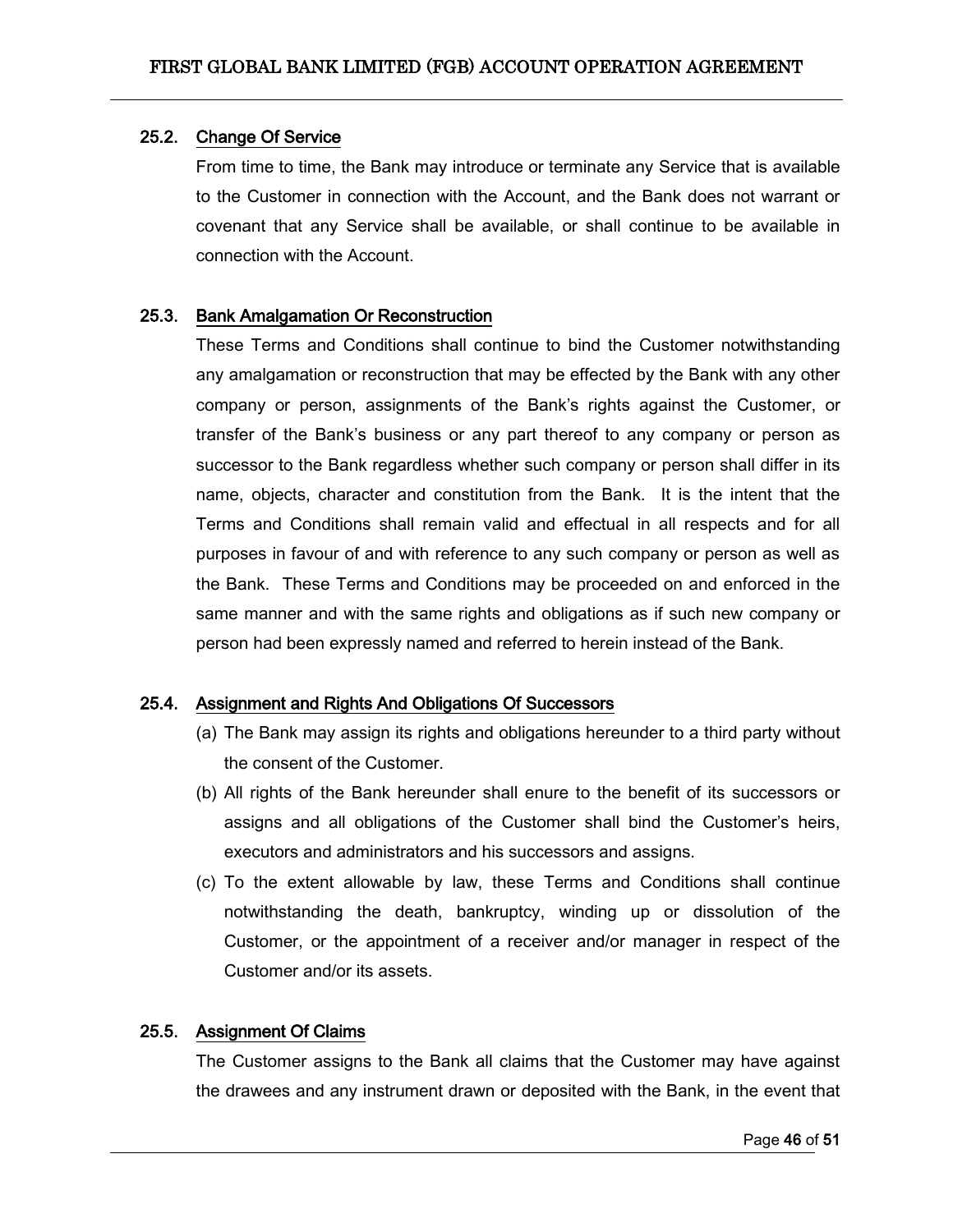### 25.2. Change Of Service

From time to time, the Bank may introduce or terminate any Service that is available to the Customer in connection with the Account, and the Bank does not warrant or covenant that any Service shall be available, or shall continue to be available in connection with the Account.

### 25.3. Bank Amalgamation Or Reconstruction

These Terms and Conditions shall continue to bind the Customer notwithstanding any amalgamation or reconstruction that may be effected by the Bank with any other company or person, assignments of the Bank's rights against the Customer, or transfer of the Bank's business or any part thereof to any company or person as successor to the Bank regardless whether such company or person shall differ in its name, objects, character and constitution from the Bank. It is the intent that the Terms and Conditions shall remain valid and effectual in all respects and for all purposes in favour of and with reference to any such company or person as well as the Bank. These Terms and Conditions may be proceeded on and enforced in the same manner and with the same rights and obligations as if such new company or person had been expressly named and referred to herein instead of the Bank.

### 25.4. Assignment and Rights And Obligations Of Successors

(a) The Bank may assign its rights and obligations hereunder to a third party without the consent of the Customer.

(b) All rights of the Bank hereunder shall enure to the benefit of its successors or assigns and all obligations of the Customer shall bind the Customer's heirs, executors and administrators and his successors and assigns.

(c) To the extent allowable by law, these Terms and Conditions shall continue notwithstanding the death, bankruptcy, winding up or dissolution of the Customer, or the appointment of a receiver and/or manager in respect of the Customer and/or its assets.

### 25.5. Assignment Of Claims

The Customer assigns to the Bank all claims that the Customer may have against the drawees and any instrument drawn or deposited with the Bank, in the event that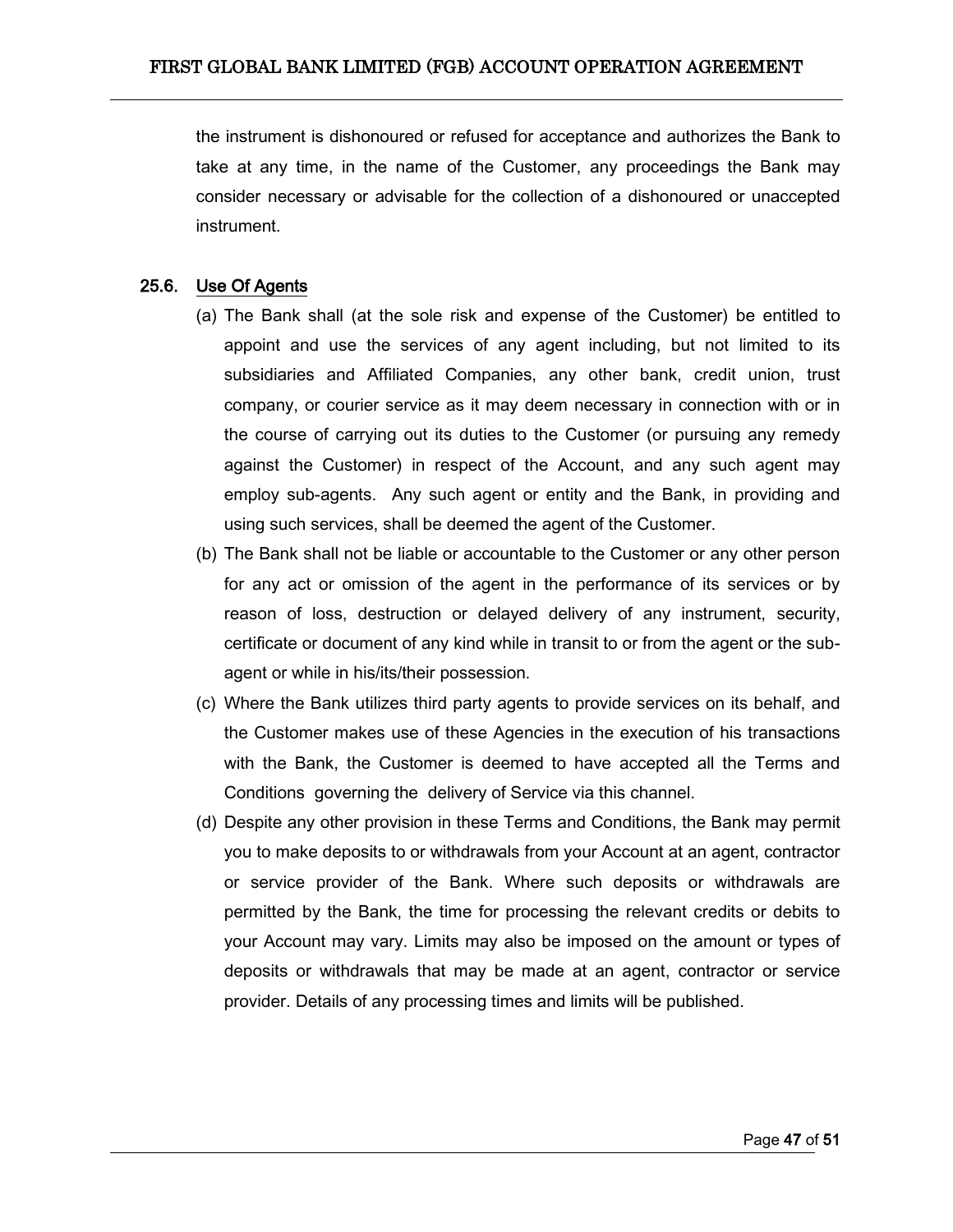the instrument is dishonoured or refused for acceptance and authorizes the Bank to take at any time, in the name of the Customer, any proceedings the Bank may consider necessary or advisable for the collection of a dishonoured or unaccepted instrument.

### 25.6. Use Of Agents

(a) The Bank shall (at the sole risk and expense of the Customer) be entitled to appoint and use the services of any agent including, but not limited to its subsidiaries and Affiliated Companies, any other bank, credit union, trust company, or courier service as it may deem necessary in connection with or in the course of carrying out its duties to the Customer (or pursuing any remedy against the Customer) in respect of the Account, and any such agent may employ sub-agents. Any such agent or entity and the Bank, in providing and using such services, shall be deemed the agent of the Customer.

(b) The Bank shall not be liable or accountable to the Customer or any other person for any act or omission of the agent in the performance of its services or by reason of loss, destruction or delayed delivery of any instrument, security, certificate or document of any kind while in transit to or from the agent or the sub-agent or while in his/its/their possession.

(c) Where the Bank utilizes third party agents to provide services on its behalf, and the Customer makes use of these Agencies in the execution of his transactions with the Bank, the Customer is deemed to have accepted all the Terms and Conditions governing the delivery of Service via this channel.

(d) Despite any other provision in these Terms and Conditions, the Bank may permit you to make deposits to or withdrawals from your Account at an agent, contractor or service provider of the Bank. Where such deposits or withdrawals are permitted by the Bank, the time for processing the relevant credits or debits to your Account may vary. Limits may also be imposed on the amount or types of deposits or withdrawals that may be made at an agent, contractor or service provider. Details of any processing times and limits will be published.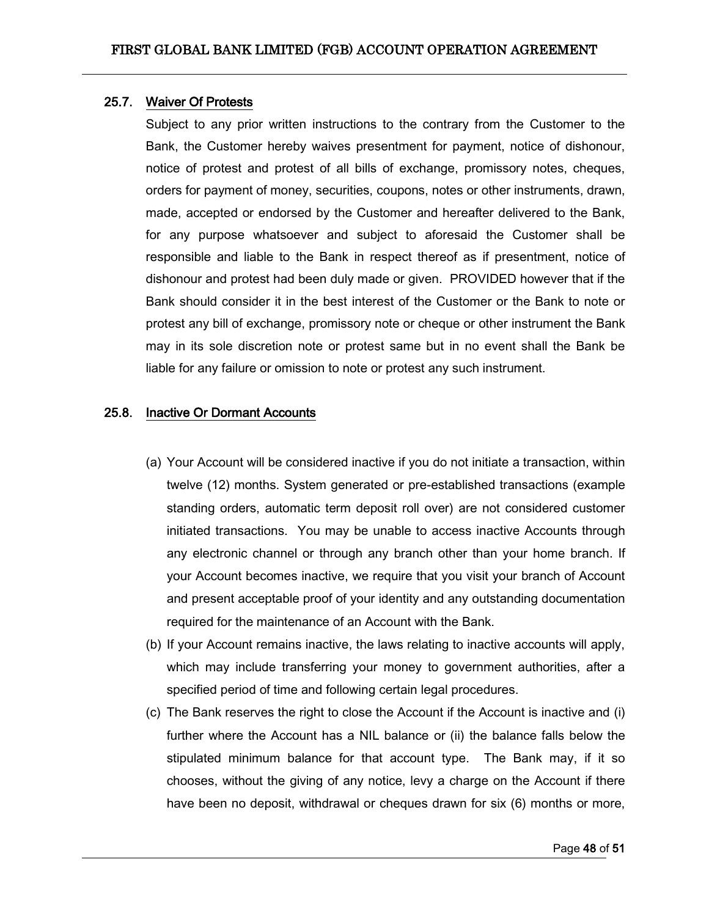### 25.7. Waiver Of Protests

Subject to any prior written instructions to the contrary from the Customer to the Bank, the Customer hereby waives presentment for payment, notice of dishonour, notice of protest and protest of all bills of exchange, promissory notes, cheques, orders for payment of money, securities, coupons, notes or other instruments, drawn, made, accepted or endorsed by the Customer and hereafter delivered to the Bank, for any purpose whatsoever and subject to aforesaid the Customer shall be responsible and liable to the Bank in respect thereof as if presentment, notice of dishonour and protest had been duly made or given. PROVIDED however that if the Bank should consider it in the best interest of the Customer or the Bank to note or protest any bill of exchange, promissory note or cheque or other instrument the Bank may in its sole discretion note or protest same but in no event shall the Bank be liable for any failure or omission to note or protest any such instrument.

### 25.8. Inactive Or Dormant Accounts

(a) Your Account will be considered inactive if you do not initiate a transaction, within twelve (12) months. System generated or pre-established transactions (example standing orders, automatic term deposit roll over) are not considered customer initiated transactions. You may be unable to access inactive Accounts through any electronic channel or through any branch other than your home branch. If your Account becomes inactive, we require that you visit your branch of Account and present acceptable proof of your identity and any outstanding documentation required for the maintenance of an Account with the Bank.

(b) If your Account remains inactive, the laws relating to inactive accounts will apply, which may include transferring your money to government authorities, after a specified period of time and following certain legal procedures.

(c) The Bank reserves the right to close the Account if the Account is inactive and (i) further where the Account has a NIL balance or (ii) the balance falls below the stipulated minimum balance for that account type. The Bank may, if it so chooses, without the giving of any notice, levy a charge on the Account if there have been no deposit, withdrawal or cheques drawn for six (6) months or more,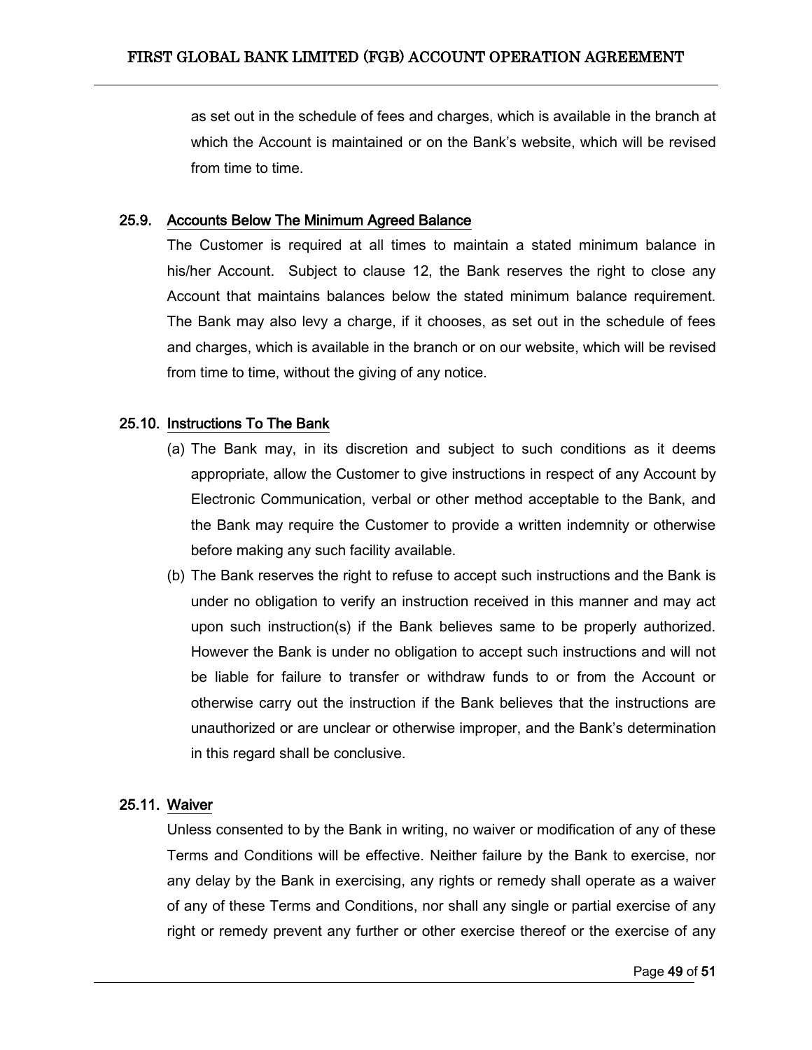as set out in the schedule of fees and charges, which is available in the branch at which the Account is maintained or on the Bank's website, which will be revised from time to time.

### 25.9. Accounts Below The Minimum Agreed Balance

The Customer is required at all times to maintain a stated minimum balance in his/her Account. Subject to clause 12, the Bank reserves the right to close any Account that maintains balances below the stated minimum balance requirement. The Bank may also levy a charge, if it chooses, as set out in the schedule of fees and charges, which is available in the branch or on our website, which will be revised from time to time, without the giving of any notice.

### 25.10. Instructions To The Bank

(a) The Bank may, in its discretion and subject to such conditions as it deems appropriate, allow the Customer to give instructions in respect of any Account by Electronic Communication, verbal or other method acceptable to the Bank, and the Bank may require the Customer to provide a written indemnity or otherwise before making any such facility available.

(b) The Bank reserves the right to refuse to accept such instructions and the Bank is under no obligation to verify an instruction received in this manner and may act upon such instruction(s) if the Bank believes same to be properly authorized. However the Bank is under no obligation to accept such instructions and will not be liable for failure to transfer or withdraw funds to or from the Account or otherwise carry out the instruction if the Bank believes that the instructions are unauthorized or are unclear or otherwise improper, and the Bank's determination in this regard shall be conclusive.

### 25.11. Waiver

Unless consented to by the Bank in writing, no waiver or modification of any of these Terms and Conditions will be effective. Neither failure by the Bank to exercise, nor any delay by the Bank in exercising, any rights or remedy shall operate as a waiver of any of these Terms and Conditions, nor shall any single or partial exercise of any right or remedy prevent any further or other exercise thereof or the exercise of any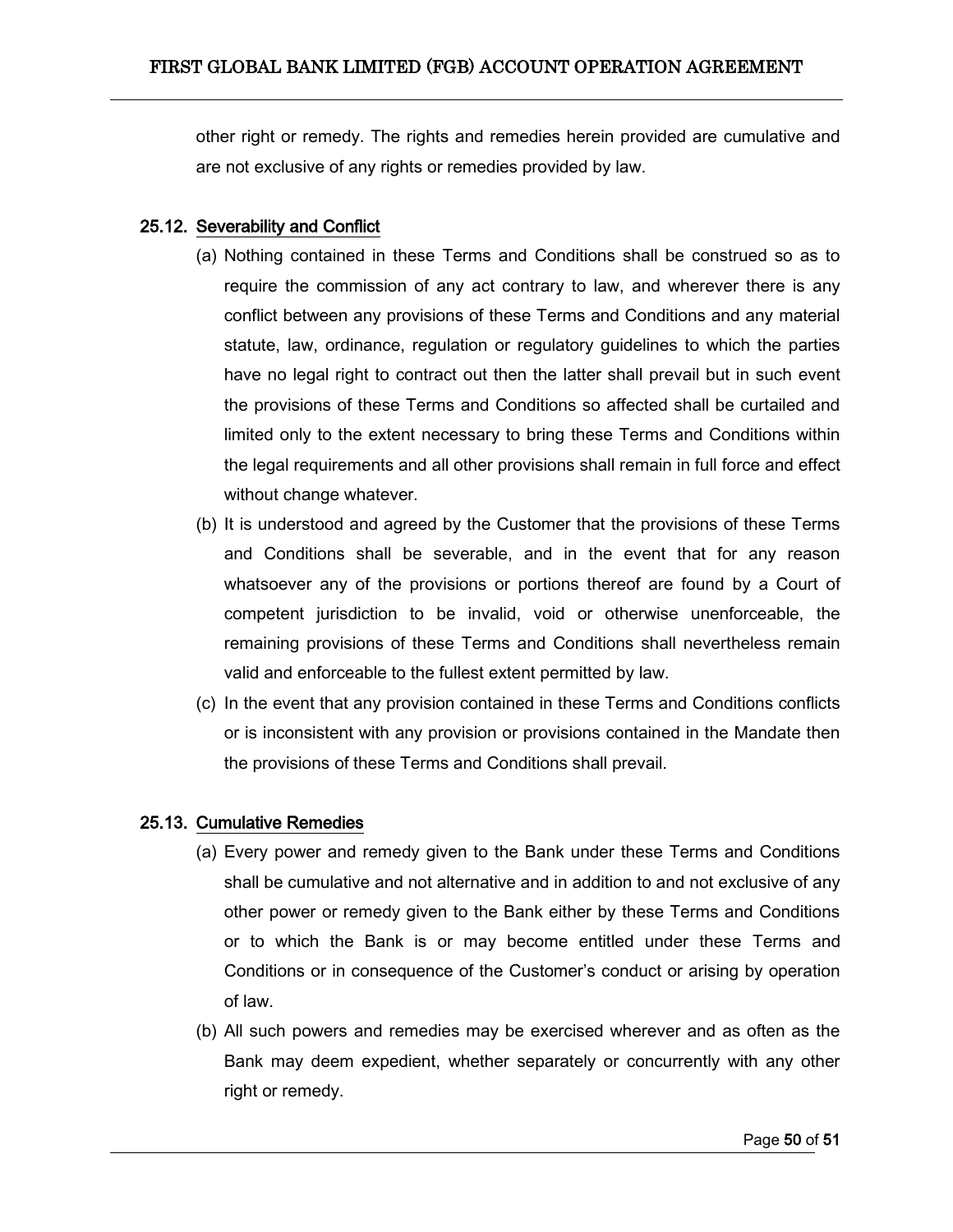other right or remedy. The rights and remedies herein provided are cumulative and are not exclusive of any rights or remedies provided by law.

### 25.12. Severability and Conflict

(a) Nothing contained in these Terms and Conditions shall be construed so as to require the commission of any act contrary to law, and wherever there is any conflict between any provisions of these Terms and Conditions and any material statute, law, ordinance, regulation or regulatory guidelines to which the parties have no legal right to contract out then the latter shall prevail but in such event the provisions of these Terms and Conditions so affected shall be curtailed and limited only to the extent necessary to bring these Terms and Conditions within the legal requirements and all other provisions shall remain in full force and effect without change whatever.

(b) It is understood and agreed by the Customer that the provisions of these Terms and Conditions shall be severable, and in the event that for any reason whatsoever any of the provisions or portions thereof are found by a Court of competent jurisdiction to be invalid, void or otherwise unenforceable, the remaining provisions of these Terms and Conditions shall nevertheless remain valid and enforceable to the fullest extent permitted by law.

(c) In the event that any provision contained in these Terms and Conditions conflicts or is inconsistent with any provision or provisions contained in the Mandate then the provisions of these Terms and Conditions shall prevail.

### 25.13. Cumulative Remedies

(a) Every power and remedy given to the Bank under these Terms and Conditions shall be cumulative and not alternative and in addition to and not exclusive of any other power or remedy given to the Bank either by these Terms and Conditions or to which the Bank is or may become entitled under these Terms and Conditions or in consequence of the Customer's conduct or arising by operation of law.

(b) All such powers and remedies may be exercised wherever and as often as the Bank may deem expedient, whether separately or concurrently with any other right or remedy.